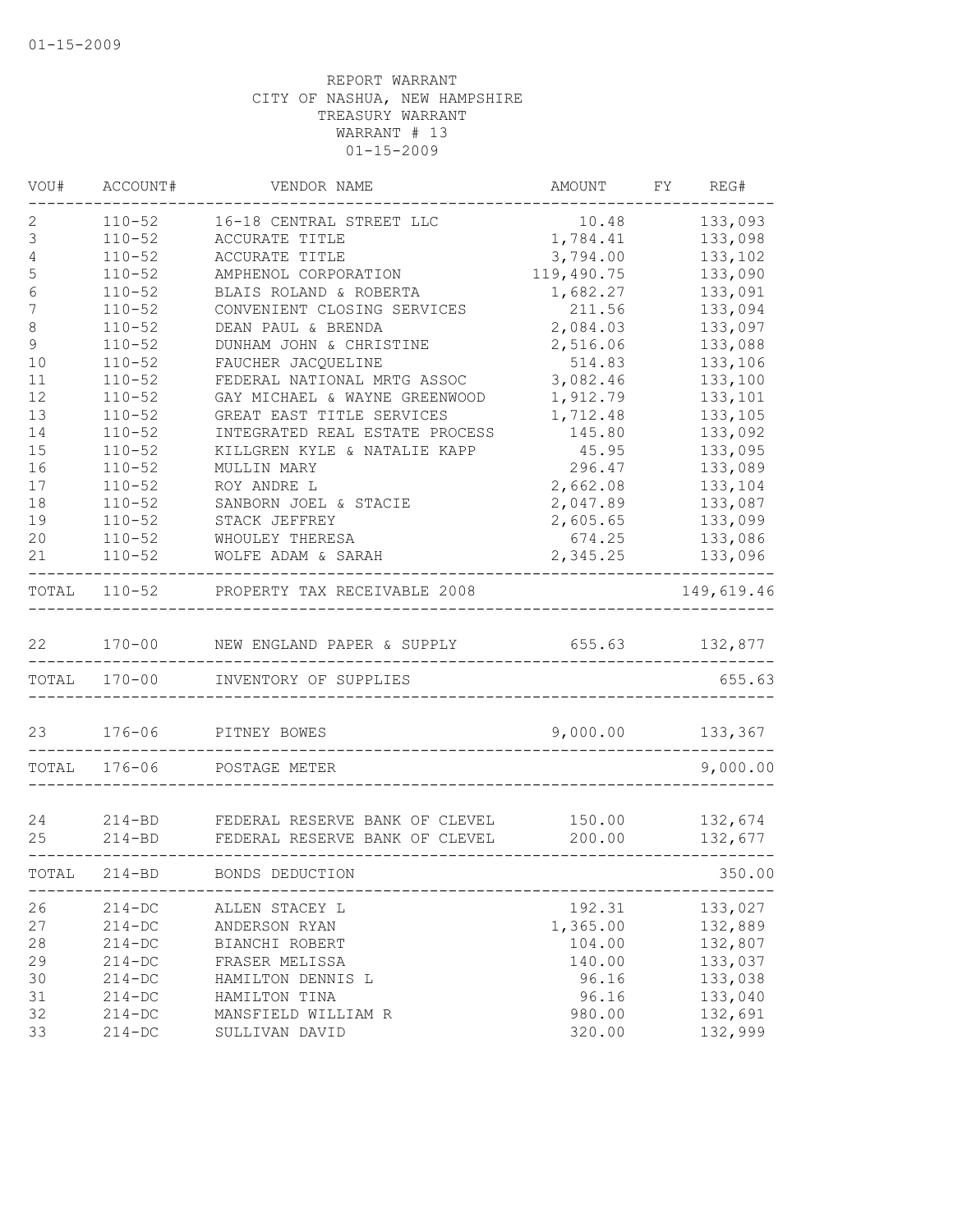01-15-2009

REPORT WARRANT
CITY OF NASHUA, NEW HAMPSHIRE
TREASURY WARRANT
WARRANT # 13
01-15-2009

| VOU# | ACCOUNT# | VENDOR NAME | AMOUNT | FY | REG# |
|---|---|---|---|---|---|
| 2 | 110-52 | 16-18 CENTRAL STREET LLC | 10.48 | | 133,093 |
| 3 | 110-52 | ACCURATE TITLE | 1,784.41 | | 133,098 |
| 4 | 110-52 | ACCURATE TITLE | 3,794.00 | | 133,102 |
| 5 | 110-52 | AMPHENOL CORPORATION | 119,490.75 | | 133,090 |
| 6 | 110-52 | BLAIS ROLAND & ROBERTA | 1,682.27 | | 133,091 |
| 7 | 110-52 | CONVENIENT CLOSING SERVICES | 211.56 | | 133,094 |
| 8 | 110-52 | DEAN PAUL & BRENDA | 2,084.03 | | 133,097 |
| 9 | 110-52 | DUNHAM JOHN & CHRISTINE | 2,516.06 | | 133,088 |
| 10 | 110-52 | FAUCHER JACQUELINE | 514.83 | | 133,106 |
| 11 | 110-52 | FEDERAL NATIONAL MRTG ASSOC | 3,082.46 | | 133,100 |
| 12 | 110-52 | GAY MICHAEL & WAYNE GREENWOOD | 1,912.79 | | 133,101 |
| 13 | 110-52 | GREAT EAST TITLE SERVICES | 1,712.48 | | 133,105 |
| 14 | 110-52 | INTEGRATED REAL ESTATE PROCESS | 145.80 | | 133,092 |
| 15 | 110-52 | KILLGREN KYLE & NATALIE KAPP | 45.95 | | 133,095 |
| 16 | 110-52 | MULLIN MARY | 296.47 | | 133,089 |
| 17 | 110-52 | ROY ANDRE L | 2,662.08 | | 133,104 |
| 18 | 110-52 | SANBORN JOEL & STACIE | 2,047.89 | | 133,087 |
| 19 | 110-52 | STACK JEFFREY | 2,605.65 | | 133,099 |
| 20 | 110-52 | WHOULEY THERESA | 674.25 | | 133,086 |
| 21 | 110-52 | WOLFE ADAM & SARAH | 2,345.25 | | 133,096 |
| TOTAL | 110-52 | PROPERTY TAX RECEIVABLE 2008 | | | 149,619.46 |
| 22 | 170-00 | NEW ENGLAND PAPER & SUPPLY | 655.63 | | 132,877 |
| TOTAL | 170-00 | INVENTORY OF SUPPLIES | | | 655.63 |
| 23 | 176-06 | PITNEY BOWES | 9,000.00 | | 133,367 |
| TOTAL | 176-06 | POSTAGE METER | | | 9,000.00 |
| 24 | 214-BD | FEDERAL RESERVE BANK OF CLEVEL | 150.00 | | 132,674 |
| 25 | 214-BD | FEDERAL RESERVE BANK OF CLEVEL | 200.00 | | 132,677 |
| TOTAL | 214-BD | BONDS DEDUCTION | | | 350.00 |
| 26 | 214-DC | ALLEN STACEY L | 192.31 | | 133,027 |
| 27 | 214-DC | ANDERSON RYAN | 1,365.00 | | 132,889 |
| 28 | 214-DC | BIANCHI ROBERT | 104.00 | | 132,807 |
| 29 | 214-DC | FRASER MELISSA | 140.00 | | 133,037 |
| 30 | 214-DC | HAMILTON DENNIS L | 96.16 | | 133,038 |
| 31 | 214-DC | HAMILTON TINA | 96.16 | | 133,040 |
| 32 | 214-DC | MANSFIELD WILLIAM R | 980.00 | | 132,691 |
| 33 | 214-DC | SULLIVAN DAVID | 320.00 | | 132,999 |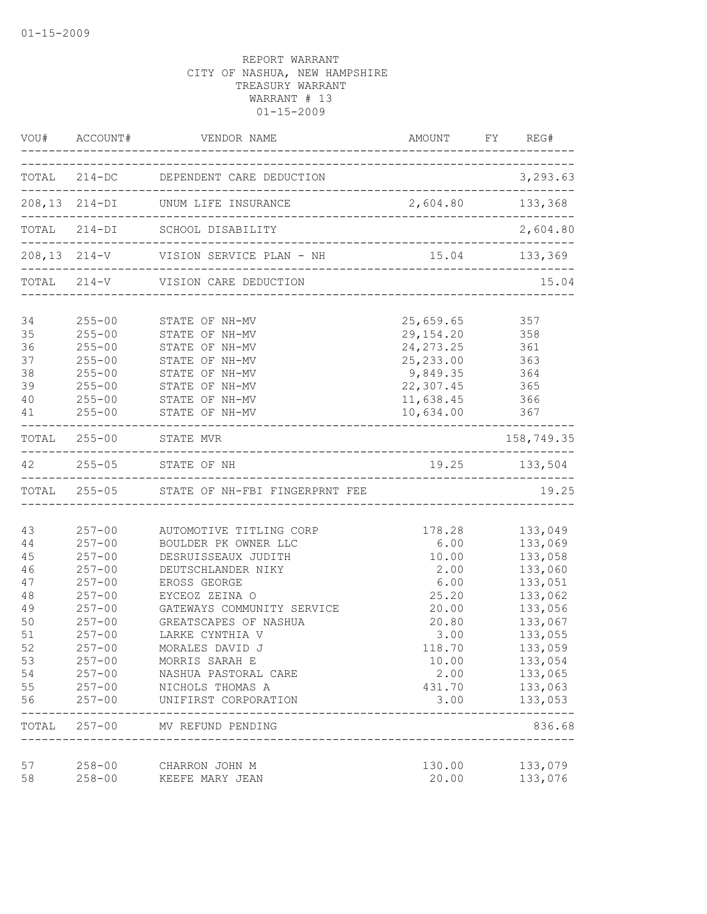01-15-2009

REPORT WARRANT
CITY OF NASHUA, NEW HAMPSHIRE
TREASURY WARRANT
WARRANT # 13
01-15-2009

| VOU# | ACCOUNT# | VENDOR NAME | AMOUNT | FY | REG# |
|---|---|---|---|---|---|
| TOTAL | 214-DC | DEPENDENT CARE DEDUCTION | | | 3,293.63 |
| 208,13 | 214-DI | UNUM LIFE INSURANCE | 2,604.80 | | 133,368 |
| TOTAL | 214-DI | SCHOOL DISABILITY | | | 2,604.80 |
| 208,13 | 214-V | VISION SERVICE PLAN - NH | 15.04 | | 133,369 |
| TOTAL | 214-V | VISION CARE DEDUCTION | | | 15.04 |
| 34 | 255-00 | STATE OF NH-MV | 25,659.65 | | 357 |
| 35 | 255-00 | STATE OF NH-MV | 29,154.20 | | 358 |
| 36 | 255-00 | STATE OF NH-MV | 24,273.25 | | 361 |
| 37 | 255-00 | STATE OF NH-MV | 25,233.00 | | 363 |
| 38 | 255-00 | STATE OF NH-MV | 9,849.35 | | 364 |
| 39 | 255-00 | STATE OF NH-MV | 22,307.45 | | 365 |
| 40 | 255-00 | STATE OF NH-MV | 11,638.45 | | 366 |
| 41 | 255-00 | STATE OF NH-MV | 10,634.00 | | 367 |
| TOTAL | 255-00 | STATE MVR | | | 158,749.35 |
| 42 | 255-05 | STATE OF NH | 19.25 | | 133,504 |
| TOTAL | 255-05 | STATE OF NH-FBI FINGERPRNT FEE | | | 19.25 |
| 43 | 257-00 | AUTOMOTIVE TITLING CORP | 178.28 | | 133,049 |
| 44 | 257-00 | BOULDER PK OWNER LLC | 6.00 | | 133,069 |
| 45 | 257-00 | DESRUISSEAUX JUDITH | 10.00 | | 133,058 |
| 46 | 257-00 | DEUTSCHLANDER NIKY | 2.00 | | 133,060 |
| 47 | 257-00 | EROSS GEORGE | 6.00 | | 133,051 |
| 48 | 257-00 | EYCEOZ ZEINA O | 25.20 | | 133,062 |
| 49 | 257-00 | GATEWAYS COMMUNITY SERVICE | 20.00 | | 133,056 |
| 50 | 257-00 | GREATSCAPES OF NASHUA | 20.80 | | 133,067 |
| 51 | 257-00 | LARKE CYNTHIA V | 3.00 | | 133,055 |
| 52 | 257-00 | MORALES DAVID J | 118.70 | | 133,059 |
| 53 | 257-00 | MORRIS SARAH E | 10.00 | | 133,054 |
| 54 | 257-00 | NASHUA PASTORAL CARE | 2.00 | | 133,065 |
| 55 | 257-00 | NICHOLS THOMAS A | 431.70 | | 133,063 |
| 56 | 257-00 | UNIFIRST CORPORATION | 3.00 | | 133,053 |
| TOTAL | 257-00 | MV REFUND PENDING | | | 836.68 |
| 57 | 258-00 | CHARRON JOHN M | 130.00 | | 133,079 |
| 58 | 258-00 | KEEFE MARY JEAN | 20.00 | | 133,076 |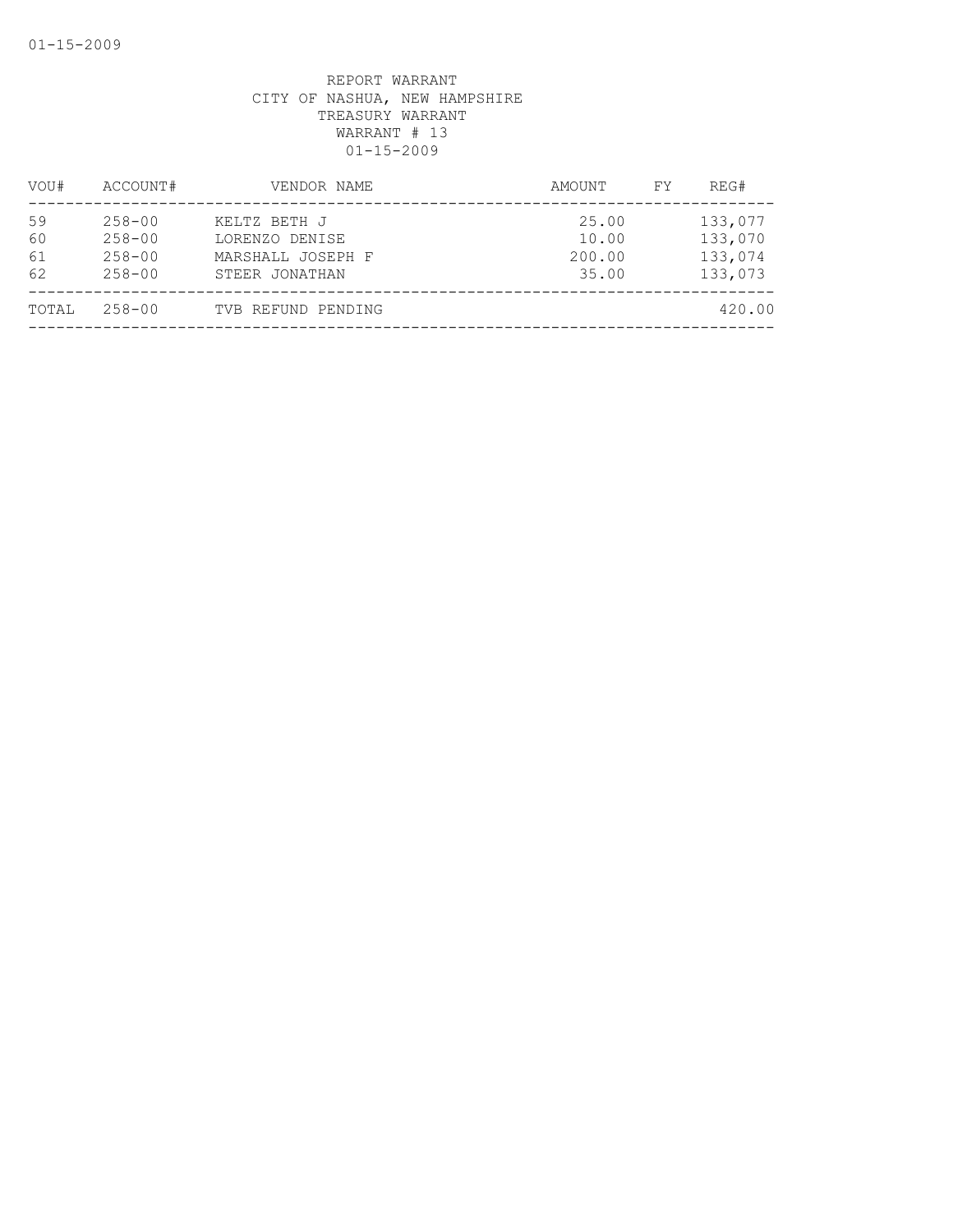REPORT WARRANT
CITY OF NASHUA, NEW HAMPSHIRE
TREASURY WARRANT
WARRANT # 13
01-15-2009

| VOU# | ACCOUNT# | VENDOR NAME | AMOUNT | FY | REG# |
|---|---|---|---|---|---|
| 59 | 258-00 | KELTZ BETH J | 25.00 | | 133,077 |
| 60 | 258-00 | LORENZO DENISE | 10.00 | | 133,070 |
| 61 | 258-00 | MARSHALL JOSEPH F | 200.00 | | 133,074 |
| 62 | 258-00 | STEER JONATHAN | 35.00 | | 133,073 |
| TOTAL | 258-00 | TVB REFUND PENDING | | | 420.00 |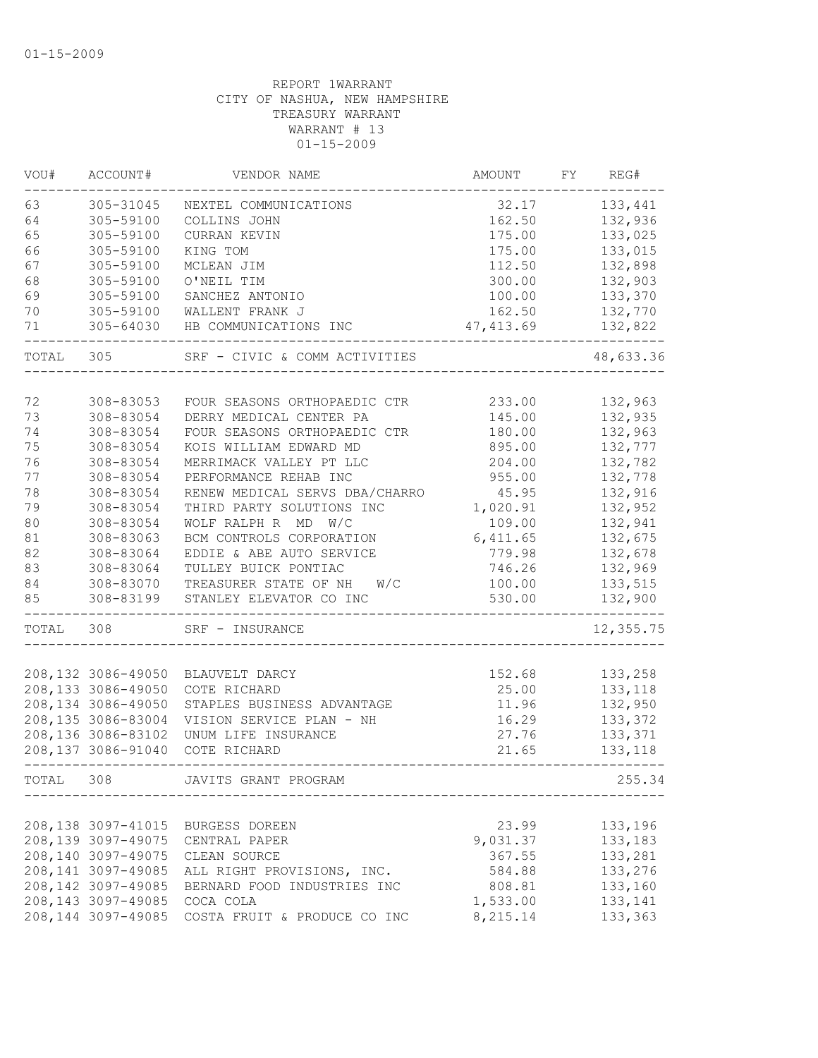REPORT 1WARRANT
CITY OF NASHUA, NEW HAMPSHIRE
TREASURY WARRANT
WARRANT # 13
01-15-2009

| VOU# | ACCOUNT# | VENDOR NAME | AMOUNT | FY | REG# |
|---|---|---|---|---|---|
| 63 | 305-31045 | NEXTEL COMMUNICATIONS | 32.17 | | 133,441 |
| 64 | 305-59100 | COLLINS JOHN | 162.50 | | 132,936 |
| 65 | 305-59100 | CURRAN KEVIN | 175.00 | | 133,025 |
| 66 | 305-59100 | KING TOM | 175.00 | | 133,015 |
| 67 | 305-59100 | MCLEAN JIM | 112.50 | | 132,898 |
| 68 | 305-59100 | O'NEIL TIM | 300.00 | | 132,903 |
| 69 | 305-59100 | SANCHEZ ANTONIO | 100.00 | | 133,370 |
| 70 | 305-59100 | WALLENT FRANK J | 162.50 | | 132,770 |
| 71 | 305-64030 | HB COMMUNICATIONS INC | 47,413.69 | | 132,822 |
| TOTAL | 305 | SRF - CIVIC & COMM ACTIVITIES | | | 48,633.36 |
| 72 | 308-83053 | FOUR SEASONS ORTHOPAEDIC CTR | 233.00 | | 132,963 |
| 73 | 308-83054 | DERRY MEDICAL CENTER PA | 145.00 | | 132,935 |
| 74 | 308-83054 | FOUR SEASONS ORTHOPAEDIC CTR | 180.00 | | 132,963 |
| 75 | 308-83054 | KOIS WILLIAM EDWARD MD | 895.00 | | 132,777 |
| 76 | 308-83054 | MERRIMACK VALLEY PT LLC | 204.00 | | 132,782 |
| 77 | 308-83054 | PERFORMANCE REHAB INC | 955.00 | | 132,778 |
| 78 | 308-83054 | RENEW MEDICAL SERVS DBA/CHARRO | 45.95 | | 132,916 |
| 79 | 308-83054 | THIRD PARTY SOLUTIONS INC | 1,020.91 | | 132,952 |
| 80 | 308-83054 | WOLF RALPH R MD W/C | 109.00 | | 132,941 |
| 81 | 308-83063 | BCM CONTROLS CORPORATION | 6,411.65 | | 132,675 |
| 82 | 308-83064 | EDDIE & ABE AUTO SERVICE | 779.98 | | 132,678 |
| 83 | 308-83064 | TULLEY BUICK PONTIAC | 746.26 | | 132,969 |
| 84 | 308-83070 | TREASURER STATE OF NH W/C | 100.00 | | 133,515 |
| 85 | 308-83199 | STANLEY ELEVATOR CO INC | 530.00 | | 132,900 |
| TOTAL | 308 | SRF - INSURANCE | | | 12,355.75 |
| 208,132 | 3086-49050 | BLAUVELT DARCY | 152.68 | | 133,258 |
| 208,133 | 3086-49050 | COTE RICHARD | 25.00 | | 133,118 |
| 208,134 | 3086-49050 | STAPLES BUSINESS ADVANTAGE | 11.96 | | 132,950 |
| 208,135 | 3086-83004 | VISION SERVICE PLAN - NH | 16.29 | | 133,372 |
| 208,136 | 3086-83102 | UNUM LIFE INSURANCE | 27.76 | | 133,371 |
| 208,137 | 3086-91040 | COTE RICHARD | 21.65 | | 133,118 |
| TOTAL | 308 | JAVITS GRANT PROGRAM | | | 255.34 |
| 208,138 | 3097-41015 | BURGESS DOREEN | 23.99 | | 133,196 |
| 208,139 | 3097-49075 | CENTRAL PAPER | 9,031.37 | | 133,183 |
| 208,140 | 3097-49075 | CLEAN SOURCE | 367.55 | | 133,281 |
| 208,141 | 3097-49085 | ALL RIGHT PROVISIONS, INC. | 584.88 | | 133,276 |
| 208,142 | 3097-49085 | BERNARD FOOD INDUSTRIES INC | 808.81 | | 133,160 |
| 208,143 | 3097-49085 | COCA COLA | 1,533.00 | | 133,141 |
| 208,144 | 3097-49085 | COSTA FRUIT & PRODUCE CO INC | 8,215.14 | | 133,363 |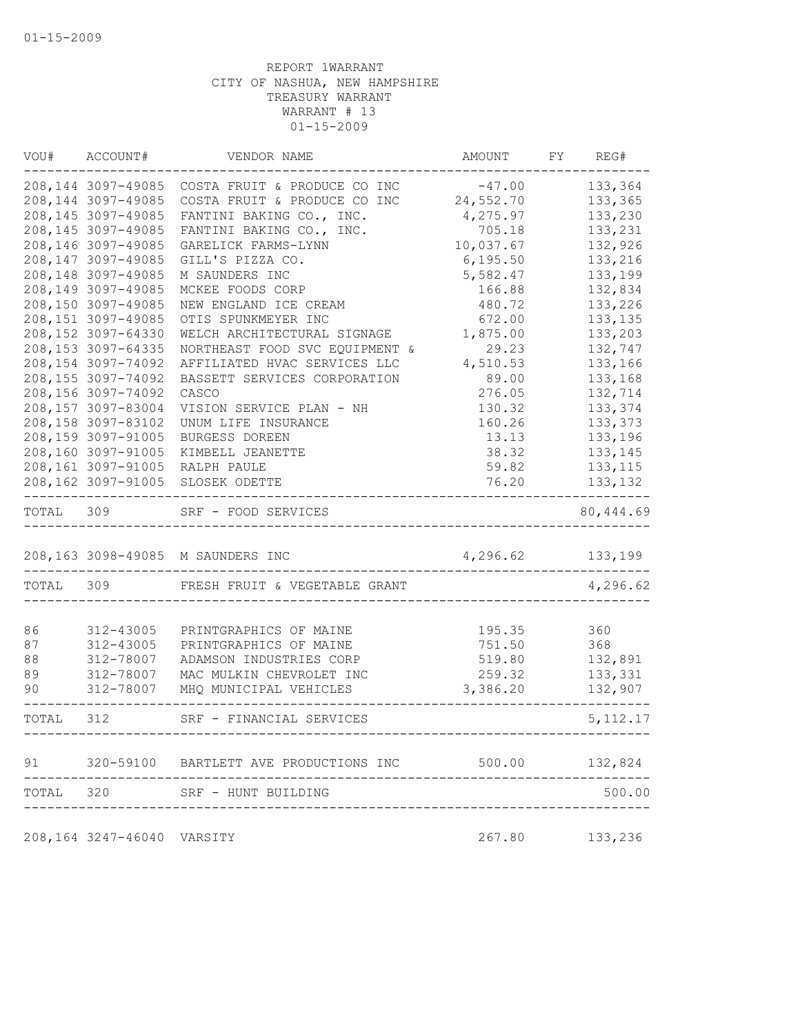01-15-2009

REPORT 1WARRANT
CITY OF NASHUA, NEW HAMPSHIRE
TREASURY WARRANT
WARRANT # 13
01-15-2009

| VOU# | ACCOUNT# | VENDOR NAME | AMOUNT | FY | REG# |
|---|---|---|---|---|---|
| 208,144 | 3097-49085 | COSTA FRUIT & PRODUCE CO INC | -47.00 | | 133,364 |
| 208,144 | 3097-49085 | COSTA FRUIT & PRODUCE CO INC | 24,552.70 | | 133,365 |
| 208,145 | 3097-49085 | FANTINI BAKING CO., INC. | 4,275.97 | | 133,230 |
| 208,145 | 3097-49085 | FANTINI BAKING CO., INC. | 705.18 | | 133,231 |
| 208,146 | 3097-49085 | GARELICK FARMS-LYNN | 10,037.67 | | 132,926 |
| 208,147 | 3097-49085 | GILL'S PIZZA CO. | 6,195.50 | | 133,216 |
| 208,148 | 3097-49085 | M SAUNDERS INC | 5,582.47 | | 133,199 |
| 208,149 | 3097-49085 | MCKEE FOODS CORP | 166.88 | | 132,834 |
| 208,150 | 3097-49085 | NEW ENGLAND ICE CREAM | 480.72 | | 133,226 |
| 208,151 | 3097-49085 | OTIS SPUNKMEYER INC | 672.00 | | 133,135 |
| 208,152 | 3097-64330 | WELCH ARCHITECTURAL SIGNAGE | 1,875.00 | | 133,203 |
| 208,153 | 3097-64335 | NORTHEAST FOOD SVC EQUIPMENT & | 29.23 | | 132,747 |
| 208,154 | 3097-74092 | AFFILIATED HVAC SERVICES LLC | 4,510.53 | | 133,166 |
| 208,155 | 3097-74092 | BASSETT SERVICES CORPORATION | 89.00 | | 133,168 |
| 208,156 | 3097-74092 | CASCO | 276.05 | | 132,714 |
| 208,157 | 3097-83004 | VISION SERVICE PLAN - NH | 130.32 | | 133,374 |
| 208,158 | 3097-83102 | UNUM LIFE INSURANCE | 160.26 | | 133,373 |
| 208,159 | 3097-91005 | BURGESS DOREEN | 13.13 | | 133,196 |
| 208,160 | 3097-91005 | KIMBELL JEANETTE | 38.32 | | 133,145 |
| 208,161 | 3097-91005 | RALPH PAULE | 59.82 | | 133,115 |
| 208,162 | 3097-91005 | SLOSEK ODETTE | 76.20 | | 133,132 |
| TOTAL | 309 | SRF - FOOD SERVICES | | | 80,444.69 |
| 208,163 | 3098-49085 | M SAUNDERS INC | 4,296.62 | | 133,199 |
| TOTAL | 309 | FRESH FRUIT & VEGETABLE GRANT | | | 4,296.62 |
| 86 | 312-43005 | PRINTGRAPHICS OF MAINE | 195.35 | | 360 |
| 87 | 312-43005 | PRINTGRAPHICS OF MAINE | 751.50 | | 368 |
| 88 | 312-78007 | ADAMSON INDUSTRIES CORP | 519.80 | | 132,891 |
| 89 | 312-78007 | MAC MULKIN CHEVROLET INC | 259.32 | | 133,331 |
| 90 | 312-78007 | MHQ MUNICIPAL VEHICLES | 3,386.20 | | 132,907 |
| TOTAL | 312 | SRF - FINANCIAL SERVICES | | | 5,112.17 |
| 91 | 320-59100 | BARTLETT AVE PRODUCTIONS INC | 500.00 | | 132,824 |
| TOTAL | 320 | SRF - HUNT BUILDING | | | 500.00 |
| 208,164 | 3247-46040 | VARSITY | 267.80 | | 133,236 |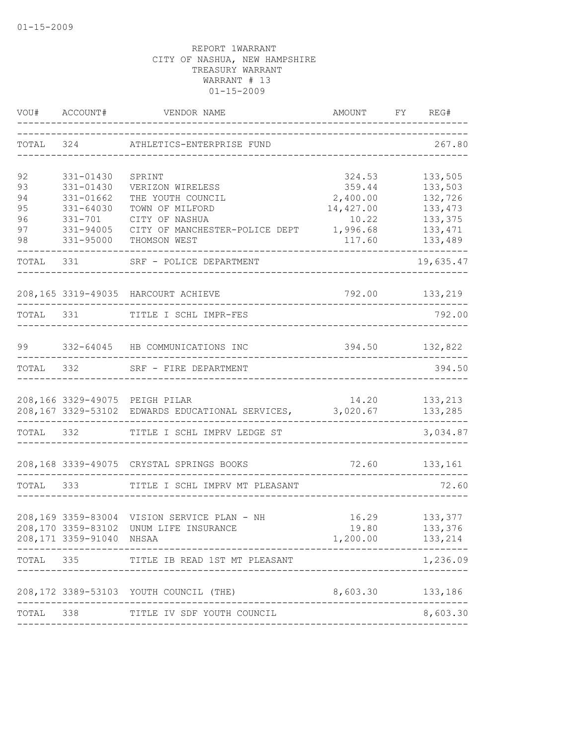01-15-2009

REPORT 1WARRANT
CITY OF NASHUA, NEW HAMPSHIRE
TREASURY WARRANT
WARRANT # 13
01-15-2009

| VOU# | ACCOUNT# | VENDOR NAME | AMOUNT | FY | REG# |
|---|---|---|---|---|---|
| TOTAL | 324 | ATHLETICS-ENTERPRISE FUND | | | 267.80 |
| 92 | 331-01430 | SPRINT | 324.53 | | 133,505 |
| 93 | 331-01430 | VERIZON WIRELESS | 359.44 | | 133,503 |
| 94 | 331-01662 | THE YOUTH COUNCIL | 2,400.00 | | 132,726 |
| 95 | 331-64030 | TOWN OF MILFORD | 14,427.00 | | 133,473 |
| 96 | 331-701 | CITY OF NASHUA | 10.22 | | 133,375 |
| 97 | 331-94005 | CITY OF MANCHESTER-POLICE DEPT | 1,996.68 | | 133,471 |
| 98 | 331-95000 | THOMSON WEST | 117.60 | | 133,489 |
| TOTAL | 331 | SRF - POLICE DEPARTMENT | | | 19,635.47 |
| 208,165 | 3319-49035 | HARCOURT ACHIEVE | 792.00 | | 133,219 |
| TOTAL | 331 | TITLE I SCHL IMPR-FES | | | 792.00 |
| 99 | 332-64045 | HB COMMUNICATIONS INC | 394.50 | | 132,822 |
| TOTAL | 332 | SRF - FIRE DEPARTMENT | | | 394.50 |
| 208,166 | 3329-49075 | PEIGH PILAR | 14.20 | | 133,213 |
| 208,167 | 3329-53102 | EDWARDS EDUCATIONAL SERVICES, | 3,020.67 | | 133,285 |
| TOTAL | 332 | TITLE I SCHL IMPRV LEDGE ST | | | 3,034.87 |
| 208,168 | 3339-49075 | CRYSTAL SPRINGS BOOKS | 72.60 | | 133,161 |
| TOTAL | 333 | TITLE I SCHL IMPRV MT PLEASANT | | | 72.60 |
| 208,169 | 3359-83004 | VISION SERVICE PLAN - NH | 16.29 | | 133,377 |
| 208,170 | 3359-83102 | UNUM LIFE INSURANCE | 19.80 | | 133,376 |
| 208,171 | 3359-91040 | NHSAA | 1,200.00 | | 133,214 |
| TOTAL | 335 | TITLE IB READ 1ST MT PLEASANT | | | 1,236.09 |
| 208,172 | 3389-53103 | YOUTH COUNCIL (THE) | 8,603.30 | | 133,186 |
| TOTAL | 338 | TITLE IV SDF YOUTH COUNCIL | | | 8,603.30 |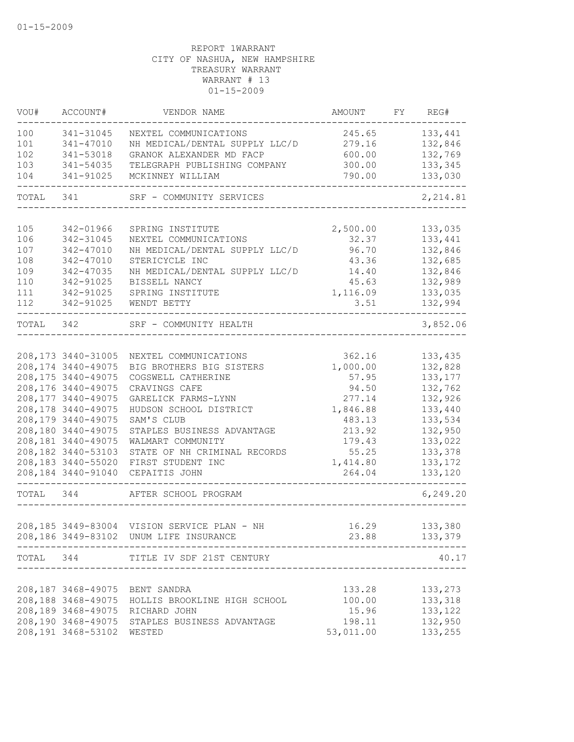01-15-2009

REPORT 1WARRANT
CITY OF NASHUA, NEW HAMPSHIRE
TREASURY WARRANT
WARRANT # 13
01-15-2009

| VOU# | ACCOUNT# | VENDOR NAME | AMOUNT | FY | REG# |
|---|---|---|---|---|---|
| 100 | 341-31045 | NEXTEL COMMUNICATIONS | 245.65 | | 133,441 |
| 101 | 341-47010 | NH MEDICAL/DENTAL SUPPLY LLC/D | 279.16 | | 132,846 |
| 102 | 341-53018 | GRANOK ALEXANDER MD FACP | 600.00 | | 132,769 |
| 103 | 341-54035 | TELEGRAPH PUBLISHING COMPANY | 300.00 | | 133,345 |
| 104 | 341-91025 | MCKINNEY WILLIAM | 790.00 | | 133,030 |
| TOTAL | 341 | SRF - COMMUNITY SERVICES | | | 2,214.81 |
| 105 | 342-01966 | SPRING INSTITUTE | 2,500.00 | | 133,035 |
| 106 | 342-31045 | NEXTEL COMMUNICATIONS | 32.37 | | 133,441 |
| 107 | 342-47010 | NH MEDICAL/DENTAL SUPPLY LLC/D | 96.70 | | 132,846 |
| 108 | 342-47010 | STERICYCLE INC | 43.36 | | 132,685 |
| 109 | 342-47035 | NH MEDICAL/DENTAL SUPPLY LLC/D | 14.40 | | 132,846 |
| 110 | 342-91025 | BISSELL NANCY | 45.63 | | 132,989 |
| 111 | 342-91025 | SPRING INSTITUTE | 1,116.09 | | 133,035 |
| 112 | 342-91025 | WENDT BETTY | 3.51 | | 132,994 |
| TOTAL | 342 | SRF - COMMUNITY HEALTH | | | 3,852.06 |
| 208,173 | 3440-31005 | NEXTEL COMMUNICATIONS | 362.16 | | 133,435 |
| 208,174 | 3440-49075 | BIG BROTHERS BIG SISTERS | 1,000.00 | | 132,828 |
| 208,175 | 3440-49075 | COGSWELL CATHERINE | 57.95 | | 133,177 |
| 208,176 | 3440-49075 | CRAVINGS CAFE | 94.50 | | 132,762 |
| 208,177 | 3440-49075 | GARELICK FARMS-LYNN | 277.14 | | 132,926 |
| 208,178 | 3440-49075 | HUDSON SCHOOL DISTRICT | 1,846.88 | | 133,440 |
| 208,179 | 3440-49075 | SAM'S CLUB | 483.13 | | 133,534 |
| 208,180 | 3440-49075 | STAPLES BUSINESS ADVANTAGE | 213.92 | | 132,950 |
| 208,181 | 3440-49075 | WALMART COMMUNITY | 179.43 | | 133,022 |
| 208,182 | 3440-53103 | STATE OF NH CRIMINAL RECORDS | 55.25 | | 133,378 |
| 208,183 | 3440-55020 | FIRST STUDENT INC | 1,414.80 | | 133,172 |
| 208,184 | 3440-91040 | CEPAITIS JOHN | 264.04 | | 133,120 |
| TOTAL | 344 | AFTER SCHOOL PROGRAM | | | 6,249.20 |
| 208,185 | 3449-83004 | VISION SERVICE PLAN - NH | 16.29 | | 133,380 |
| 208,186 | 3449-83102 | UNUM LIFE INSURANCE | 23.88 | | 133,379 |
| TOTAL | 344 | TITLE IV SDF 21ST CENTURY | | | 40.17 |
| 208,187 | 3468-49075 | BENT SANDRA | 133.28 | | 133,273 |
| 208,188 | 3468-49075 | HOLLIS BROOKLINE HIGH SCHOOL | 100.00 | | 133,318 |
| 208,189 | 3468-49075 | RICHARD JOHN | 15.96 | | 133,122 |
| 208,190 | 3468-49075 | STAPLES BUSINESS ADVANTAGE | 198.11 | | 132,950 |
| 208,191 | 3468-53102 | WESTED | 53,011.00 | | 133,255 |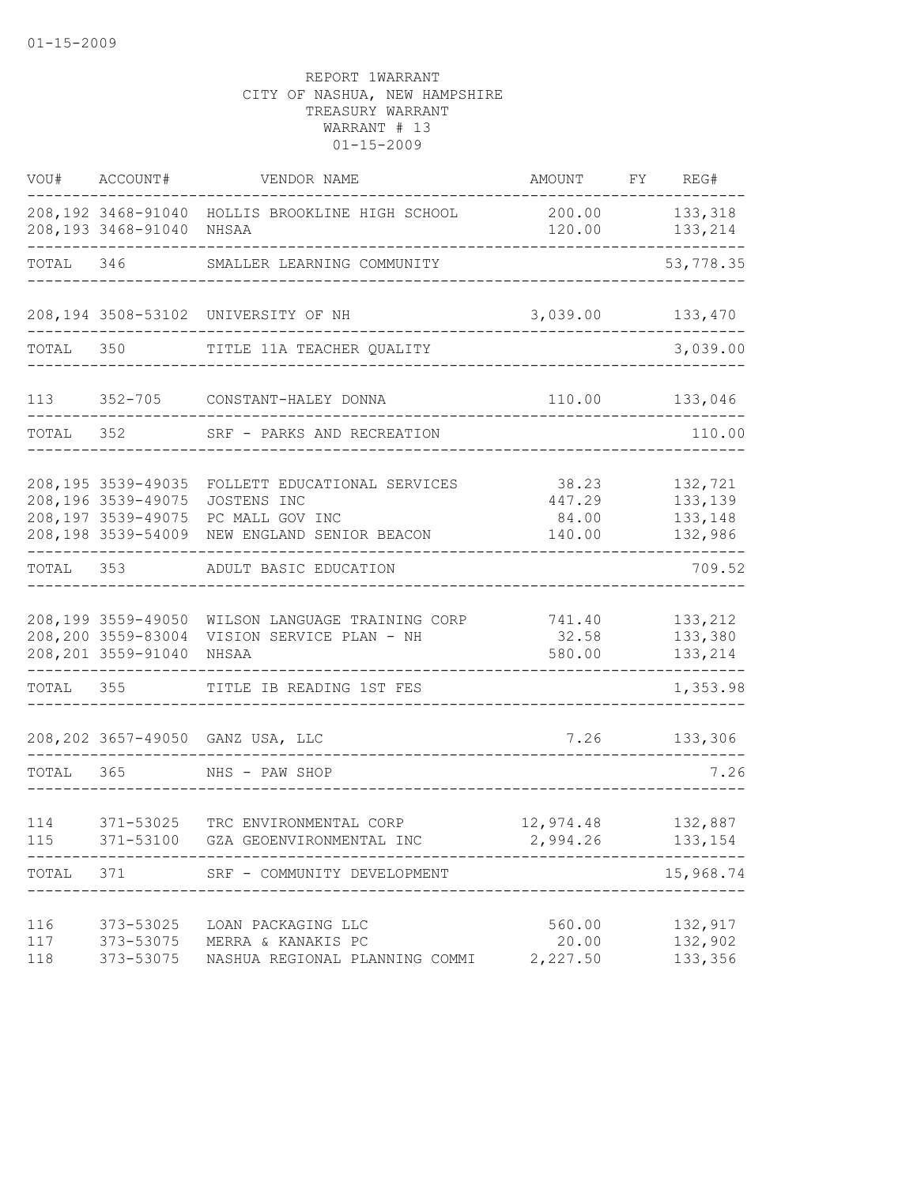01-15-2009

REPORT 1WARRANT
CITY OF NASHUA, NEW HAMPSHIRE
TREASURY WARRANT
WARRANT # 13
01-15-2009

| VOU# | ACCOUNT# | VENDOR NAME | AMOUNT | FY | REG# |
|---|---|---|---|---|---|
| 208,192 | 3468-91040 | HOLLIS BROOKLINE HIGH SCHOOL | 200.00 | | 133,318 |
| 208,193 | 3468-91040 | NHSAA | 120.00 | | 133,214 |
| TOTAL | 346 | SMALLER LEARNING COMMUNITY | | | 53,778.35 |
| 208,194 | 3508-53102 | UNIVERSITY OF NH | 3,039.00 | | 133,470 |
| TOTAL | 350 | TITLE 11A TEACHER QUALITY | | | 3,039.00 |
| 113 | 352-705 | CONSTANT-HALEY DONNA | 110.00 | | 133,046 |
| TOTAL | 352 | SRF - PARKS AND RECREATION | | | 110.00 |
| 208,195 | 3539-49035 | FOLLETT EDUCATIONAL SERVICES | 38.23 | | 132,721 |
| 208,196 | 3539-49075 | JOSTENS INC | 447.29 | | 133,139 |
| 208,197 | 3539-49075 | PC MALL GOV INC | 84.00 | | 133,148 |
| 208,198 | 3539-54009 | NEW ENGLAND SENIOR BEACON | 140.00 | | 132,986 |
| TOTAL | 353 | ADULT BASIC EDUCATION | | | 709.52 |
| 208,199 | 3559-49050 | WILSON LANGUAGE TRAINING CORP | 741.40 | | 133,212 |
| 208,200 | 3559-83004 | VISION SERVICE PLAN - NH | 32.58 | | 133,380 |
| 208,201 | 3559-91040 | NHSAA | 580.00 | | 133,214 |
| TOTAL | 355 | TITLE IB READING 1ST FES | | | 1,353.98 |
| 208,202 | 3657-49050 | GANZ USA, LLC | 7.26 | | 133,306 |
| TOTAL | 365 | NHS - PAW SHOP | | | 7.26 |
| 114 | 371-53025 | TRC ENVIRONMENTAL CORP | 12,974.48 | | 132,887 |
| 115 | 371-53100 | GZA GEOENVIRONMENTAL INC | 2,994.26 | | 133,154 |
| TOTAL | 371 | SRF - COMMUNITY DEVELOPMENT | | | 15,968.74 |
| 116 | 373-53025 | LOAN PACKAGING LLC | 560.00 | | 132,917 |
| 117 | 373-53075 | MERRA & KANAKIS PC | 20.00 | | 132,902 |
| 118 | 373-53075 | NASHUA REGIONAL PLANNING COMMI | 2,227.50 | | 133,356 |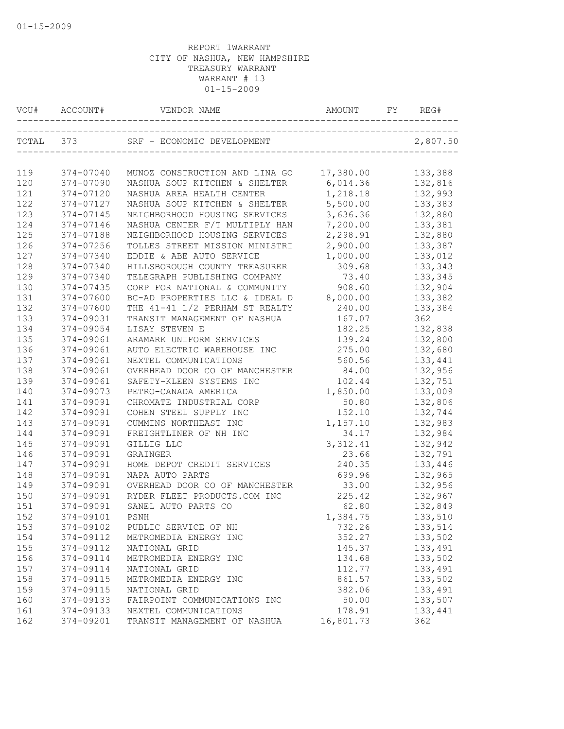01-15-2009

REPORT 1WARRANT
CITY OF NASHUA, NEW HAMPSHIRE
TREASURY WARRANT
WARRANT # 13
01-15-2009

| VOU# | ACCOUNT# | VENDOR NAME | AMOUNT | FY | REG# |
|---|---|---|---|---|---|
| TOTAL | 373 | SRF - ECONOMIC DEVELOPMENT | | | 2,807.50 |
| 119 | 374-07040 | MUNOZ CONSTRUCTION AND LINA GO | 17,380.00 | | 133,388 |
| 120 | 374-07090 | NASHUA SOUP KITCHEN & SHELTER | 6,014.36 | | 132,816 |
| 121 | 374-07120 | NASHUA AREA HEALTH CENTER | 1,218.18 | | 132,993 |
| 122 | 374-07127 | NASHUA SOUP KITCHEN & SHELTER | 5,500.00 | | 133,383 |
| 123 | 374-07145 | NEIGHBORHOOD HOUSING SERVICES | 3,636.36 | | 132,880 |
| 124 | 374-07146 | NASHUA CENTER F/T MULTIPLY HAN | 7,200.00 | | 133,381 |
| 125 | 374-07188 | NEIGHBORHOOD HOUSING SERVICES | 2,298.91 | | 132,880 |
| 126 | 374-07256 | TOLLES STREET MISSION MINISTRI | 2,900.00 | | 133,387 |
| 127 | 374-07340 | EDDIE & ABE AUTO SERVICE | 1,000.00 | | 133,012 |
| 128 | 374-07340 | HILLSBOROUGH COUNTY TREASURER | 309.68 | | 133,343 |
| 129 | 374-07340 | TELEGRAPH PUBLISHING COMPANY | 73.40 | | 133,345 |
| 130 | 374-07435 | CORP FOR NATIONAL & COMMUNITY | 908.60 | | 132,904 |
| 131 | 374-07600 | BC-AD PROPERTIES LLC & IDEAL D | 8,000.00 | | 133,382 |
| 132 | 374-07600 | THE 41-41 1/2 PERHAM ST REALTY | 240.00 | | 133,384 |
| 133 | 374-09031 | TRANSIT MANAGEMENT OF NASHUA | 167.07 | | 362 |
| 134 | 374-09054 | LISAY STEVEN E | 182.25 | | 132,838 |
| 135 | 374-09061 | ARAMARK UNIFORM SERVICES | 139.24 | | 132,800 |
| 136 | 374-09061 | AUTO ELECTRIC WAREHOUSE INC | 275.00 | | 132,680 |
| 137 | 374-09061 | NEXTEL COMMUNICATIONS | 560.56 | | 133,441 |
| 138 | 374-09061 | OVERHEAD DOOR CO OF MANCHESTER | 84.00 | | 132,956 |
| 139 | 374-09061 | SAFETY-KLEEN SYSTEMS INC | 102.44 | | 132,751 |
| 140 | 374-09073 | PETRO-CANADA AMERICA | 1,850.00 | | 133,009 |
| 141 | 374-09091 | CHROMATE INDUSTRIAL CORP | 50.80 | | 132,806 |
| 142 | 374-09091 | COHEN STEEL SUPPLY INC | 152.10 | | 132,744 |
| 143 | 374-09091 | CUMMINS NORTHEAST INC | 1,157.10 | | 132,983 |
| 144 | 374-09091 | FREIGHTLINER OF NH INC | 34.17 | | 132,984 |
| 145 | 374-09091 | GILLIG LLC | 3,312.41 | | 132,942 |
| 146 | 374-09091 | GRAINGER | 23.66 | | 132,791 |
| 147 | 374-09091 | HOME DEPOT CREDIT SERVICES | 240.35 | | 133,446 |
| 148 | 374-09091 | NAPA AUTO PARTS | 699.96 | | 132,965 |
| 149 | 374-09091 | OVERHEAD DOOR CO OF MANCHESTER | 33.00 | | 132,956 |
| 150 | 374-09091 | RYDER FLEET PRODUCTS.COM INC | 225.42 | | 132,967 |
| 151 | 374-09091 | SANEL AUTO PARTS CO | 62.80 | | 132,849 |
| 152 | 374-09101 | PSNH | 1,384.75 | | 133,510 |
| 153 | 374-09102 | PUBLIC SERVICE OF NH | 732.26 | | 133,514 |
| 154 | 374-09112 | METROMEDIA ENERGY INC | 352.27 | | 133,502 |
| 155 | 374-09112 | NATIONAL GRID | 145.37 | | 133,491 |
| 156 | 374-09114 | METROMEDIA ENERGY INC | 134.68 | | 133,502 |
| 157 | 374-09114 | NATIONAL GRID | 112.77 | | 133,491 |
| 158 | 374-09115 | METROMEDIA ENERGY INC | 861.57 | | 133,502 |
| 159 | 374-09115 | NATIONAL GRID | 382.06 | | 133,491 |
| 160 | 374-09133 | FAIRPOINT COMMUNICATIONS INC | 50.00 | | 133,507 |
| 161 | 374-09133 | NEXTEL COMMUNICATIONS | 178.91 | | 133,441 |
| 162 | 374-09201 | TRANSIT MANAGEMENT OF NASHUA | 16,801.73 | | 362 |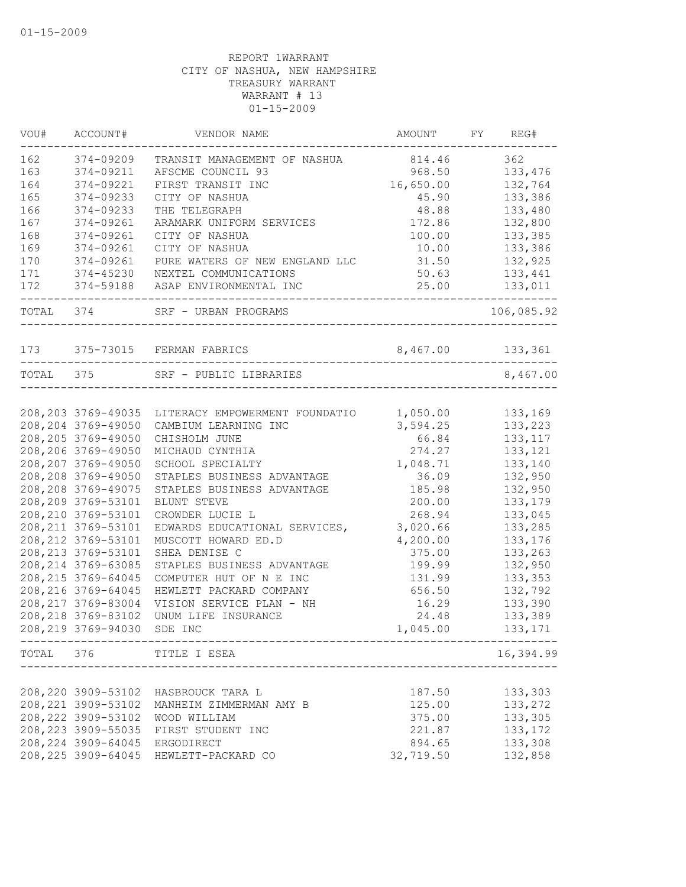01-15-2009

REPORT 1WARRANT
CITY OF NASHUA, NEW HAMPSHIRE
TREASURY WARRANT
WARRANT # 13
01-15-2009

| VOU# | ACCOUNT# | VENDOR NAME | AMOUNT | FY | REG# |
|---|---|---|---|---|---|
| 162 | 374-09209 | TRANSIT MANAGEMENT OF NASHUA | 814.46 | | 362 |
| 163 | 374-09211 | AFSCME COUNCIL 93 | 968.50 | | 133,476 |
| 164 | 374-09221 | FIRST TRANSIT INC | 16,650.00 | | 132,764 |
| 165 | 374-09233 | CITY OF NASHUA | 45.90 | | 133,386 |
| 166 | 374-09233 | THE TELEGRAPH | 48.88 | | 133,480 |
| 167 | 374-09261 | ARAMARK UNIFORM SERVICES | 172.86 | | 132,800 |
| 168 | 374-09261 | CITY OF NASHUA | 100.00 | | 133,385 |
| 169 | 374-09261 | CITY OF NASHUA | 10.00 | | 133,386 |
| 170 | 374-09261 | PURE WATERS OF NEW ENGLAND LLC | 31.50 | | 132,925 |
| 171 | 374-45230 | NEXTEL COMMUNICATIONS | 50.63 | | 133,441 |
| 172 | 374-59188 | ASAP ENVIRONMENTAL INC | 25.00 | | 133,011 |
| TOTAL | 374 | SRF - URBAN PROGRAMS | | | 106,085.92 |
| 173 | 375-73015 | FERMAN FABRICS | 8,467.00 | | 133,361 |
| TOTAL | 375 | SRF - PUBLIC LIBRARIES | | | 8,467.00 |
| 208,203 | 3769-49035 | LITERACY EMPOWERMENT FOUNDATIO | 1,050.00 | | 133,169 |
| 208,204 | 3769-49050 | CAMBIUM LEARNING INC | 3,594.25 | | 133,223 |
| 208,205 | 3769-49050 | CHISHOLM JUNE | 66.84 | | 133,117 |
| 208,206 | 3769-49050 | MICHAUD CYNTHIA | 274.27 | | 133,121 |
| 208,207 | 3769-49050 | SCHOOL SPECIALTY | 1,048.71 | | 133,140 |
| 208,208 | 3769-49050 | STAPLES BUSINESS ADVANTAGE | 36.09 | | 132,950 |
| 208,208 | 3769-49075 | STAPLES BUSINESS ADVANTAGE | 185.98 | | 132,950 |
| 208,209 | 3769-53101 | BLUNT STEVE | 200.00 | | 133,179 |
| 208,210 | 3769-53101 | CROWDER LUCIE L | 268.94 | | 133,045 |
| 208,211 | 3769-53101 | EDWARDS EDUCATIONAL SERVICES, | 3,020.66 | | 133,285 |
| 208,212 | 3769-53101 | MUSCOTT HOWARD ED.D | 4,200.00 | | 133,176 |
| 208,213 | 3769-53101 | SHEA DENISE C | 375.00 | | 133,263 |
| 208,214 | 3769-63085 | STAPLES BUSINESS ADVANTAGE | 199.99 | | 132,950 |
| 208,215 | 3769-64045 | COMPUTER HUT OF N E INC | 131.99 | | 133,353 |
| 208,216 | 3769-64045 | HEWLETT PACKARD COMPANY | 656.50 | | 132,792 |
| 208,217 | 3769-83004 | VISION SERVICE PLAN - NH | 16.29 | | 133,390 |
| 208,218 | 3769-83102 | UNUM LIFE INSURANCE | 24.48 | | 133,389 |
| 208,219 | 3769-94030 | SDE INC | 1,045.00 | | 133,171 |
| TOTAL | 376 | TITLE I ESEA | | | 16,394.99 |
| 208,220 | 3909-53102 | HASBROUCK TARA L | 187.50 | | 133,303 |
| 208,221 | 3909-53102 | MANHEIM ZIMMERMAN AMY B | 125.00 | | 133,272 |
| 208,222 | 3909-53102 | WOOD WILLIAM | 375.00 | | 133,305 |
| 208,223 | 3909-55035 | FIRST STUDENT INC | 221.87 | | 133,172 |
| 208,224 | 3909-64045 | ERGODIRECT | 894.65 | | 133,308 |
| 208,225 | 3909-64045 | HEWLETT-PACKARD CO | 32,719.50 | | 132,858 |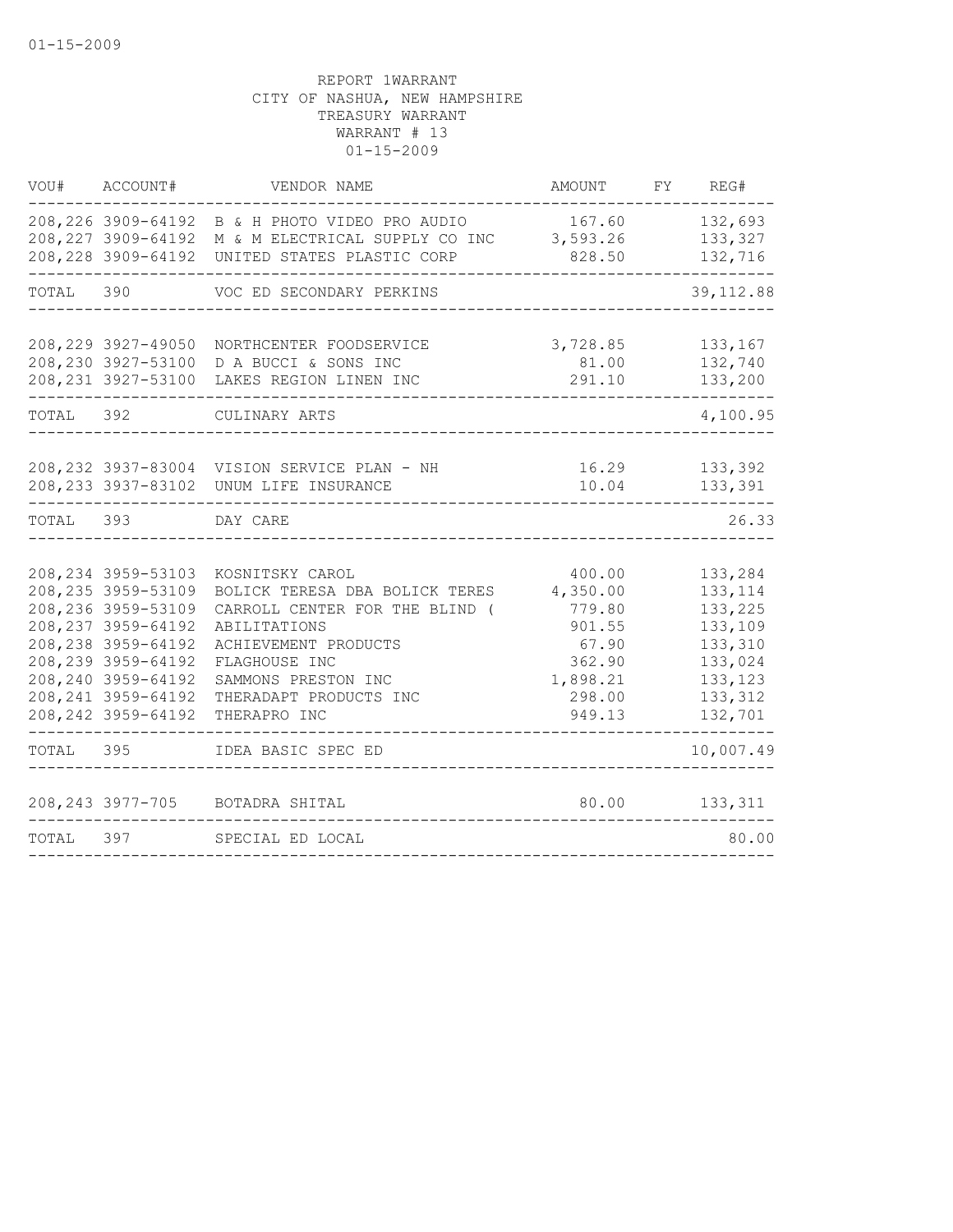01-15-2009

REPORT 1WARRANT
CITY OF NASHUA, NEW HAMPSHIRE
TREASURY WARRANT
WARRANT # 13
01-15-2009

| VOU# | ACCOUNT# | VENDOR NAME | AMOUNT | FY | REG# |
|---|---|---|---|---|---|
| 208,226 | 3909-64192 | B & H PHOTO VIDEO PRO AUDIO | 167.60 | | 132,693 |
| 208,227 | 3909-64192 | M & M ELECTRICAL SUPPLY CO INC | 3,593.26 | | 133,327 |
| 208,228 | 3909-64192 | UNITED STATES PLASTIC CORP | 828.50 | | 132,716 |
| TOTAL | 390 | VOC ED SECONDARY PERKINS | | | 39,112.88 |
| 208,229 | 3927-49050 | NORTHCENTER FOODSERVICE | 3,728.85 | | 133,167 |
| 208,230 | 3927-53100 | D A BUCCI & SONS INC | 81.00 | | 132,740 |
| 208,231 | 3927-53100 | LAKES REGION LINEN INC | 291.10 | | 133,200 |
| TOTAL | 392 | CULINARY ARTS | | | 4,100.95 |
| 208,232 | 3937-83004 | VISION SERVICE PLAN - NH | 16.29 | | 133,392 |
| 208,233 | 3937-83102 | UNUM LIFE INSURANCE | 10.04 | | 133,391 |
| TOTAL | 393 | DAY CARE | | | 26.33 |
| 208,234 | 3959-53103 | KOSNITSKY CAROL | 400.00 | | 133,284 |
| 208,235 | 3959-53109 | BOLICK TERESA DBA BOLICK TERES | 4,350.00 | | 133,114 |
| 208,236 | 3959-53109 | CARROLL CENTER FOR THE BLIND ( | 779.80 | | 133,225 |
| 208,237 | 3959-64192 | ABILITATIONS | 901.55 | | 133,109 |
| 208,238 | 3959-64192 | ACHIEVEMENT PRODUCTS | 67.90 | | 133,310 |
| 208,239 | 3959-64192 | FLAGHOUSE INC | 362.90 | | 133,024 |
| 208,240 | 3959-64192 | SAMMONS PRESTON INC | 1,898.21 | | 133,123 |
| 208,241 | 3959-64192 | THERADAPT PRODUCTS INC | 298.00 | | 133,312 |
| 208,242 | 3959-64192 | THERAPRO INC | 949.13 | | 132,701 |
| TOTAL | 395 | IDEA BASIC SPEC ED | | | 10,007.49 |
| 208,243 | 3977-705 | BOTADRA SHITAL | 80.00 | | 133,311 |
| TOTAL | 397 | SPECIAL ED LOCAL | | | 80.00 |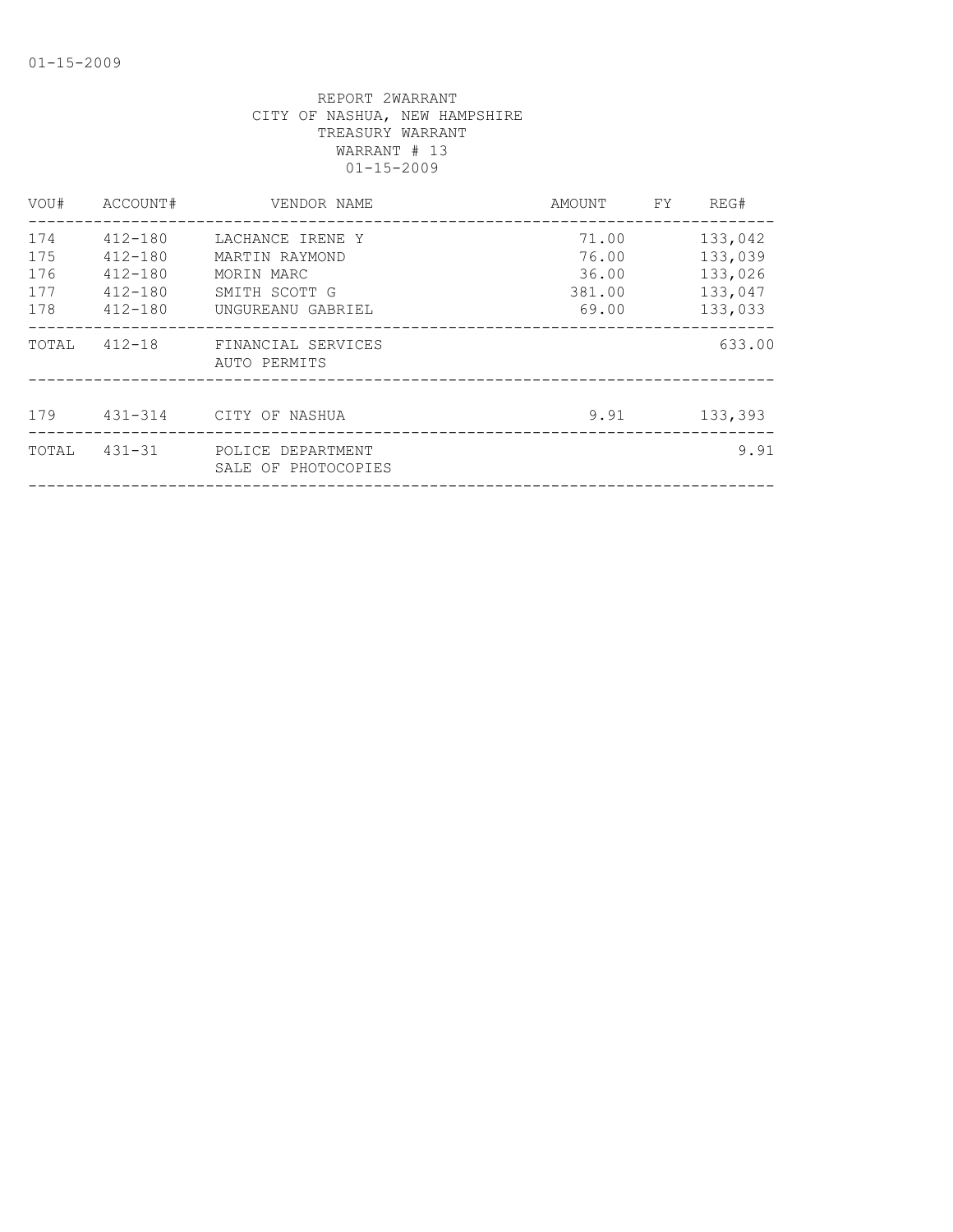REPORT 2WARRANT
CITY OF NASHUA, NEW HAMPSHIRE
TREASURY WARRANT
WARRANT # 13
01-15-2009

| VOU# | ACCOUNT# | VENDOR NAME | AMOUNT | FY | REG# |
|---|---|---|---|---|---|
| 174 | 412-180 | LACHANCE IRENE Y | 71.00 | | 133,042 |
| 175 | 412-180 | MARTIN RAYMOND | 76.00 | | 133,039 |
| 176 | 412-180 | MORIN MARC | 36.00 | | 133,026 |
| 177 | 412-180 | SMITH SCOTT G | 381.00 | | 133,047 |
| 178 | 412-180 | UNGUREANU GABRIEL | 69.00 | | 133,033 |
| TOTAL | 412-18 | FINANCIAL SERVICES AUTO PERMITS | | | 633.00 |
| 179 | 431-314 | CITY OF NASHUA | 9.91 | | 133,393 |
| TOTAL | 431-31 | POLICE DEPARTMENT SALE OF PHOTOCOPIES | | | 9.91 |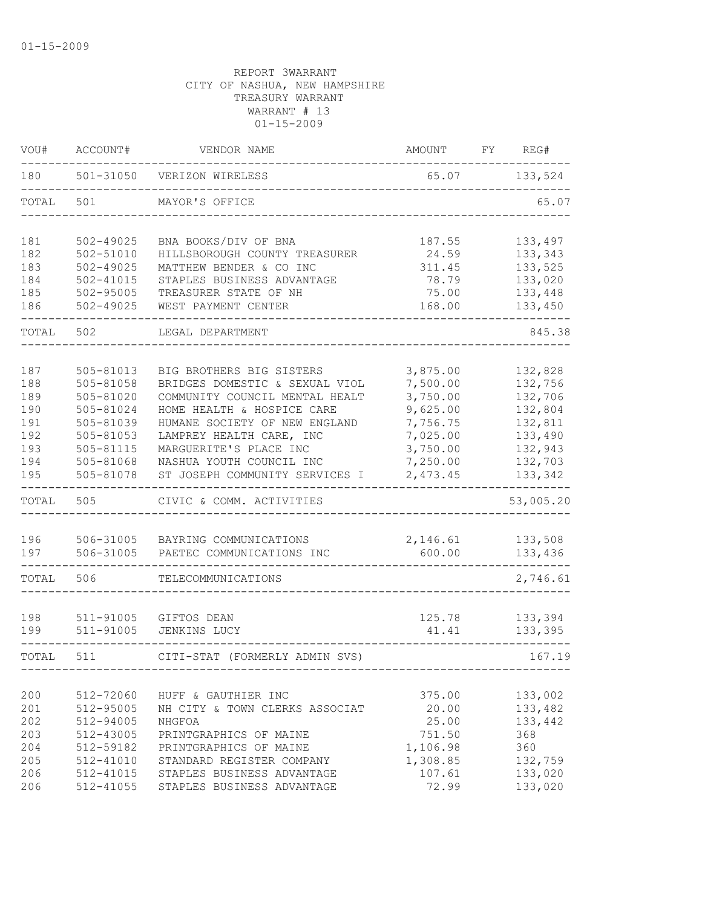01-15-2009

REPORT 3WARRANT
CITY OF NASHUA, NEW HAMPSHIRE
TREASURY WARRANT
WARRANT # 13
01-15-2009

| VOU# | ACCOUNT# | VENDOR NAME | AMOUNT | FY | REG# |
|---|---|---|---|---|---|
| 180 | 501-31050 | VERIZON WIRELESS | 65.07 | | 133,524 |
| TOTAL | 501 | MAYOR'S OFFICE | | | 65.07 |
| 181 | 502-49025 | BNA BOOKS/DIV OF BNA | 187.55 | | 133,497 |
| 182 | 502-51010 | HILLSBOROUGH COUNTY TREASURER | 24.59 | | 133,343 |
| 183 | 502-49025 | MATTHEW BENDER & CO INC | 311.45 | | 133,525 |
| 184 | 502-41015 | STAPLES BUSINESS ADVANTAGE | 78.79 | | 133,020 |
| 185 | 502-95005 | TREASURER STATE OF NH | 75.00 | | 133,448 |
| 186 | 502-49025 | WEST PAYMENT CENTER | 168.00 | | 133,450 |
| TOTAL | 502 | LEGAL DEPARTMENT | | | 845.38 |
| 187 | 505-81013 | BIG BROTHERS BIG SISTERS | 3,875.00 | | 132,828 |
| 188 | 505-81058 | BRIDGES DOMESTIC & SEXUAL VIOL | 7,500.00 | | 132,756 |
| 189 | 505-81020 | COMMUNITY COUNCIL MENTAL HEALT | 3,750.00 | | 132,706 |
| 190 | 505-81024 | HOME HEALTH & HOSPICE CARE | 9,625.00 | | 132,804 |
| 191 | 505-81039 | HUMANE SOCIETY OF NEW ENGLAND | 7,756.75 | | 132,811 |
| 192 | 505-81053 | LAMPREY HEALTH CARE, INC | 7,025.00 | | 133,490 |
| 193 | 505-81115 | MARGUERITE'S PLACE INC | 3,750.00 | | 132,943 |
| 194 | 505-81068 | NASHUA YOUTH COUNCIL INC | 7,250.00 | | 132,703 |
| 195 | 505-81078 | ST JOSEPH COMMUNITY SERVICES I | 2,473.45 | | 133,342 |
| TOTAL | 505 | CIVIC & COMM. ACTIVITIES | | | 53,005.20 |
| 196 | 506-31005 | BAYRING COMMUNICATIONS | 2,146.61 | | 133,508 |
| 197 | 506-31005 | PAETEC COMMUNICATIONS INC | 600.00 | | 133,436 |
| TOTAL | 506 | TELECOMMUNICATIONS | | | 2,746.61 |
| 198 | 511-91005 | GIFTOS DEAN | 125.78 | | 133,394 |
| 199 | 511-91005 | JENKINS LUCY | 41.41 | | 133,395 |
| TOTAL | 511 | CITI-STAT (FORMERLY ADMIN SVS) | | | 167.19 |
| 200 | 512-72060 | HUFF & GAUTHIER INC | 375.00 | | 133,002 |
| 201 | 512-95005 | NH CITY & TOWN CLERKS ASSOCIAT | 20.00 | | 133,482 |
| 202 | 512-94005 | NHGFOA | 25.00 | | 133,442 |
| 203 | 512-43005 | PRINTGRAPHICS OF MAINE | 751.50 | | 368 |
| 204 | 512-59182 | PRINTGRAPHICS OF MAINE | 1,106.98 | | 360 |
| 205 | 512-41010 | STANDARD REGISTER COMPANY | 1,308.85 | | 132,759 |
| 206 | 512-41015 | STAPLES BUSINESS ADVANTAGE | 107.61 | | 133,020 |
| 206 | 512-41055 | STAPLES BUSINESS ADVANTAGE | 72.99 | | 133,020 |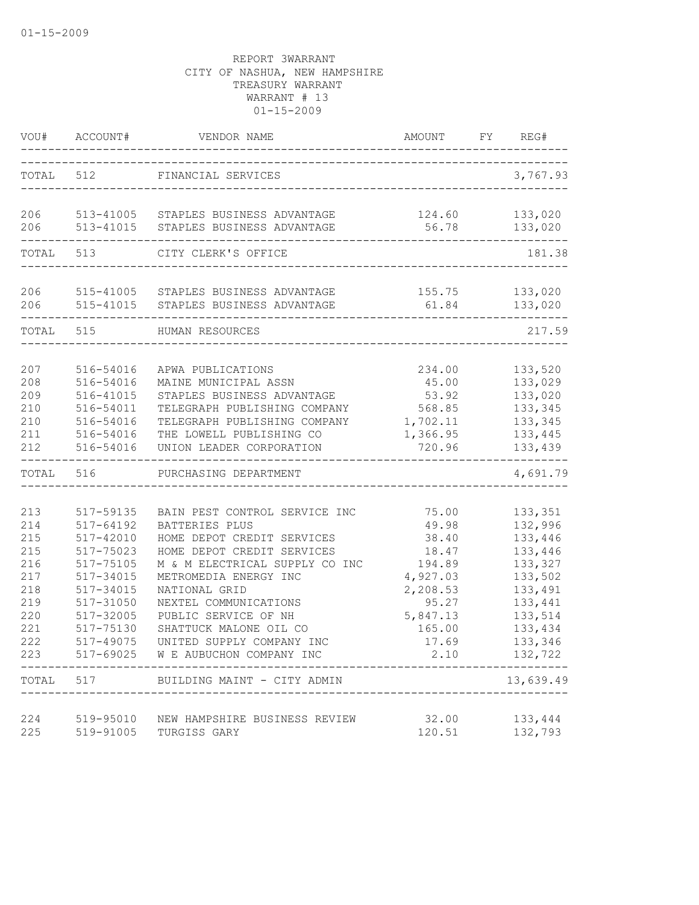01-15-2009

REPORT 3WARRANT
CITY OF NASHUA, NEW HAMPSHIRE
TREASURY WARRANT
WARRANT # 13
01-15-2009

| VOU# | ACCOUNT# | VENDOR NAME | AMOUNT | FY | REG# |
|---|---|---|---|---|---|
| TOTAL | 512 | FINANCIAL SERVICES | | | 3,767.93 |
| 206 | 513-41005 | STAPLES BUSINESS ADVANTAGE | 124.60 | | 133,020 |
| 206 | 513-41015 | STAPLES BUSINESS ADVANTAGE | 56.78 | | 133,020 |
| TOTAL | 513 | CITY CLERK'S OFFICE | | | 181.38 |
| 206 | 515-41005 | STAPLES BUSINESS ADVANTAGE | 155.75 | | 133,020 |
| 206 | 515-41015 | STAPLES BUSINESS ADVANTAGE | 61.84 | | 133,020 |
| TOTAL | 515 | HUMAN RESOURCES | | | 217.59 |
| 207 | 516-54016 | APWA PUBLICATIONS | 234.00 | | 133,520 |
| 208 | 516-54016 | MAINE MUNICIPAL ASSN | 45.00 | | 133,029 |
| 209 | 516-41015 | STAPLES BUSINESS ADVANTAGE | 53.92 | | 133,020 |
| 210 | 516-54011 | TELEGRAPH PUBLISHING COMPANY | 568.85 | | 133,345 |
| 210 | 516-54016 | TELEGRAPH PUBLISHING COMPANY | 1,702.11 | | 133,345 |
| 211 | 516-54016 | THE LOWELL PUBLISHING CO | 1,366.95 | | 133,445 |
| 212 | 516-54016 | UNION LEADER CORPORATION | 720.96 | | 133,439 |
| TOTAL | 516 | PURCHASING DEPARTMENT | | | 4,691.79 |
| 213 | 517-59135 | BAIN PEST CONTROL SERVICE INC | 75.00 | | 133,351 |
| 214 | 517-64192 | BATTERIES PLUS | 49.98 | | 132,996 |
| 215 | 517-42010 | HOME DEPOT CREDIT SERVICES | 38.40 | | 133,446 |
| 215 | 517-75023 | HOME DEPOT CREDIT SERVICES | 18.47 | | 133,446 |
| 216 | 517-75105 | M & M ELECTRICAL SUPPLY CO INC | 194.89 | | 133,327 |
| 217 | 517-34015 | METROMEDIA ENERGY INC | 4,927.03 | | 133,502 |
| 218 | 517-34015 | NATIONAL GRID | 2,208.53 | | 133,491 |
| 219 | 517-31050 | NEXTEL COMMUNICATIONS | 95.27 | | 133,441 |
| 220 | 517-32005 | PUBLIC SERVICE OF NH | 5,847.13 | | 133,514 |
| 221 | 517-75130 | SHATTUCK MALONE OIL CO | 165.00 | | 133,434 |
| 222 | 517-49075 | UNITED SUPPLY COMPANY INC | 17.69 | | 133,346 |
| 223 | 517-69025 | W E AUBUCHON COMPANY INC | 2.10 | | 132,722 |
| TOTAL | 517 | BUILDING MAINT - CITY ADMIN | | | 13,639.49 |
| 224 | 519-95010 | NEW HAMPSHIRE BUSINESS REVIEW | 32.00 | | 133,444 |
| 225 | 519-91005 | TURGISS GARY | 120.51 | | 132,793 |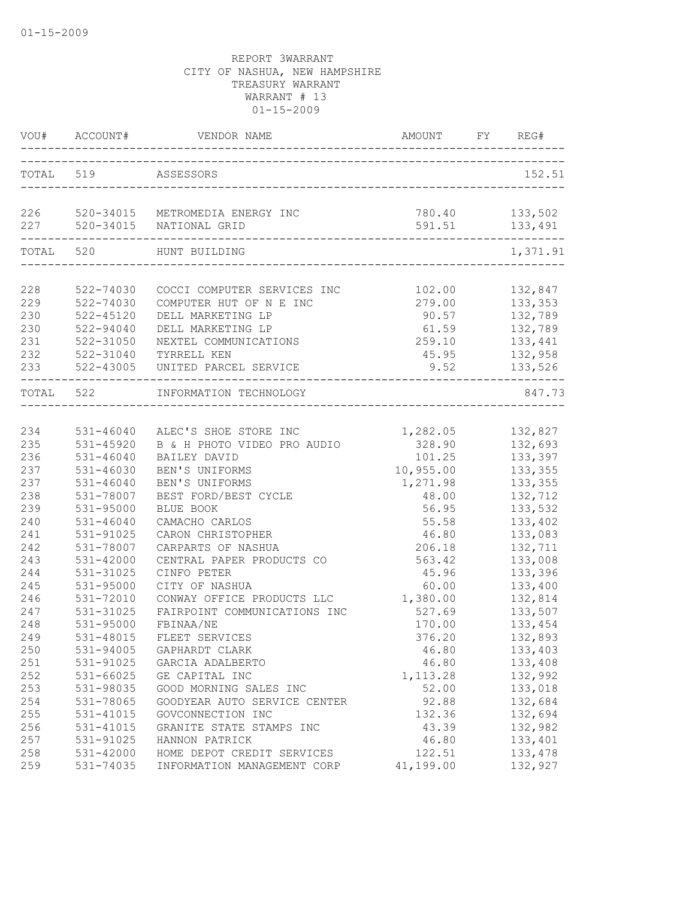01-15-2009

REPORT 3WARRANT
CITY OF NASHUA, NEW HAMPSHIRE
TREASURY WARRANT
WARRANT # 13
01-15-2009

| VOU# | ACCOUNT# | VENDOR NAME | AMOUNT | FY | REG# |
|---|---|---|---|---|---|
| TOTAL 519 | | ASSESSORS | | | 152.51 |
| 226 | 520-34015 | METROMEDIA ENERGY INC | 780.40 | | 133,502 |
| 227 | 520-34015 | NATIONAL GRID | 591.51 | | 133,491 |
| TOTAL 520 | | HUNT BUILDING | | | 1,371.91 |
| 228 | 522-74030 | COCCI COMPUTER SERVICES INC | 102.00 | | 132,847 |
| 229 | 522-74030 | COMPUTER HUT OF N E INC | 279.00 | | 133,353 |
| 230 | 522-45120 | DELL MARKETING LP | 90.57 | | 132,789 |
| 230 | 522-94040 | DELL MARKETING LP | 61.59 | | 132,789 |
| 231 | 522-31050 | NEXTEL COMMUNICATIONS | 259.10 | | 133,441 |
| 232 | 522-31040 | TYRRELL KEN | 45.95 | | 132,958 |
| 233 | 522-43005 | UNITED PARCEL SERVICE | 9.52 | | 133,526 |
| TOTAL 522 | | INFORMATION TECHNOLOGY | | | 847.73 |
| 234 | 531-46040 | ALEC'S SHOE STORE INC | 1,282.05 | | 132,827 |
| 235 | 531-45920 | B & H PHOTO VIDEO PRO AUDIO | 328.90 | | 132,693 |
| 236 | 531-46040 | BAILEY DAVID | 101.25 | | 133,397 |
| 237 | 531-46030 | BEN'S UNIFORMS | 10,955.00 | | 133,355 |
| 237 | 531-46040 | BEN'S UNIFORMS | 1,271.98 | | 133,355 |
| 238 | 531-78007 | BEST FORD/BEST CYCLE | 48.00 | | 132,712 |
| 239 | 531-95000 | BLUE BOOK | 56.95 | | 133,532 |
| 240 | 531-46040 | CAMACHO CARLOS | 55.58 | | 133,402 |
| 241 | 531-91025 | CARON CHRISTOPHER | 46.80 | | 133,083 |
| 242 | 531-78007 | CARPARTS OF NASHUA | 206.18 | | 132,711 |
| 243 | 531-42000 | CENTRAL PAPER PRODUCTS CO | 563.42 | | 133,008 |
| 244 | 531-31025 | CINFO PETER | 45.96 | | 133,396 |
| 245 | 531-95000 | CITY OF NASHUA | 60.00 | | 133,400 |
| 246 | 531-72010 | CONWAY OFFICE PRODUCTS LLC | 1,380.00 | | 132,814 |
| 247 | 531-31025 | FAIRPOINT COMMUNICATIONS INC | 527.69 | | 133,507 |
| 248 | 531-95000 | FBINAA/NE | 170.00 | | 133,454 |
| 249 | 531-48015 | FLEET SERVICES | 376.20 | | 132,893 |
| 250 | 531-94005 | GAPHARDT CLARK | 46.80 | | 133,403 |
| 251 | 531-91025 | GARCIA ADALBERTO | 46.80 | | 133,408 |
| 252 | 531-66025 | GE CAPITAL INC | 1,113.28 | | 132,992 |
| 253 | 531-98035 | GOOD MORNING SALES INC | 52.00 | | 133,018 |
| 254 | 531-78065 | GOODYEAR AUTO SERVICE CENTER | 92.88 | | 132,684 |
| 255 | 531-41015 | GOVCONNECTION INC | 132.36 | | 132,694 |
| 256 | 531-41015 | GRANITE STATE STAMPS INC | 43.39 | | 132,982 |
| 257 | 531-91025 | HANNON PATRICK | 46.80 | | 133,401 |
| 258 | 531-42000 | HOME DEPOT CREDIT SERVICES | 122.51 | | 133,478 |
| 259 | 531-74035 | INFORMATION MANAGEMENT CORP | 41,199.00 | | 132,927 |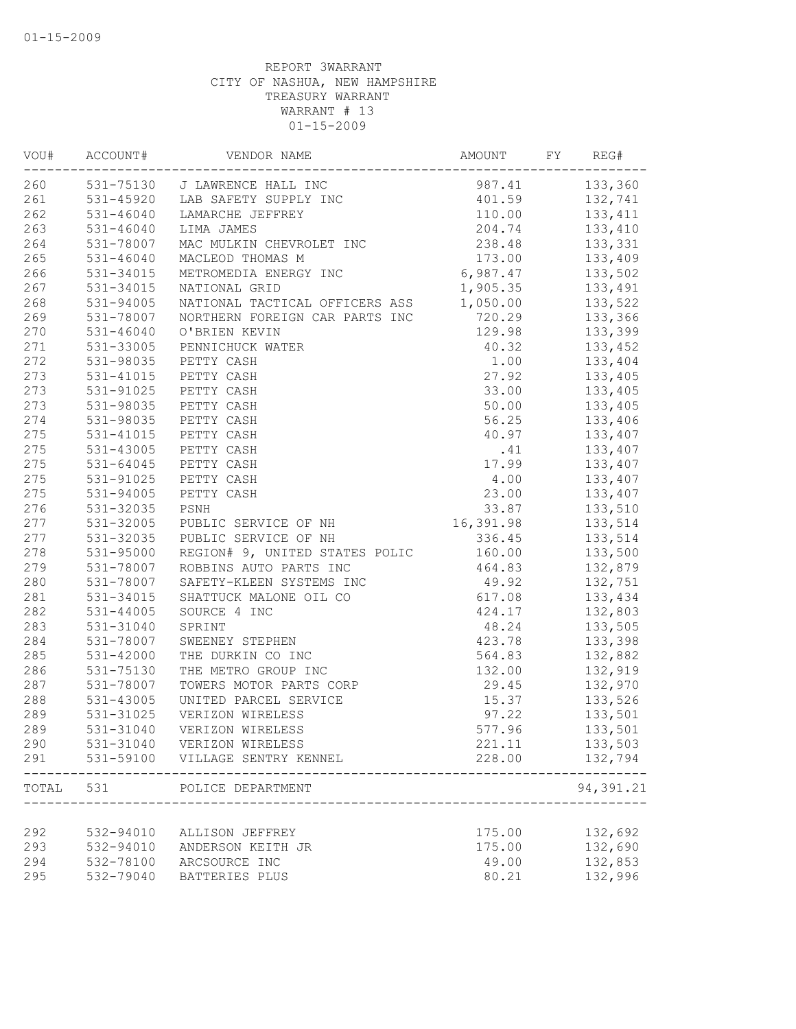01-15-2009

REPORT 3WARRANT
CITY OF NASHUA, NEW HAMPSHIRE
TREASURY WARRANT
WARRANT # 13
01-15-2009

| VOU# | ACCOUNT# | VENDOR NAME | AMOUNT | FY | REG# |
|---|---|---|---|---|---|
| 260 | 531-75130 | J LAWRENCE HALL INC | 987.41 | | 133,360 |
| 261 | 531-45920 | LAB SAFETY SUPPLY INC | 401.59 | | 132,741 |
| 262 | 531-46040 | LAMARCHE JEFFREY | 110.00 | | 133,411 |
| 263 | 531-46040 | LIMA JAMES | 204.74 | | 133,410 |
| 264 | 531-78007 | MAC MULKIN CHEVROLET INC | 238.48 | | 133,331 |
| 265 | 531-46040 | MACLEOD THOMAS M | 173.00 | | 133,409 |
| 266 | 531-34015 | METROMEDIA ENERGY INC | 6,987.47 | | 133,502 |
| 267 | 531-34015 | NATIONAL GRID | 1,905.35 | | 133,491 |
| 268 | 531-94005 | NATIONAL TACTICAL OFFICERS ASS | 1,050.00 | | 133,522 |
| 269 | 531-78007 | NORTHERN FOREIGN CAR PARTS INC | 720.29 | | 133,366 |
| 270 | 531-46040 | O'BRIEN KEVIN | 129.98 | | 133,399 |
| 271 | 531-33005 | PENNICHUCK WATER | 40.32 | | 133,452 |
| 272 | 531-98035 | PETTY CASH | 1.00 | | 133,404 |
| 273 | 531-41015 | PETTY CASH | 27.92 | | 133,405 |
| 273 | 531-91025 | PETTY CASH | 33.00 | | 133,405 |
| 273 | 531-98035 | PETTY CASH | 50.00 | | 133,405 |
| 274 | 531-98035 | PETTY CASH | 56.25 | | 133,406 |
| 275 | 531-41015 | PETTY CASH | 40.97 | | 133,407 |
| 275 | 531-43005 | PETTY CASH | .41 | | 133,407 |
| 275 | 531-64045 | PETTY CASH | 17.99 | | 133,407 |
| 275 | 531-91025 | PETTY CASH | 4.00 | | 133,407 |
| 275 | 531-94005 | PETTY CASH | 23.00 | | 133,407 |
| 276 | 531-32035 | PSNH | 33.87 | | 133,510 |
| 277 | 531-32005 | PUBLIC SERVICE OF NH | 16,391.98 | | 133,514 |
| 277 | 531-32035 | PUBLIC SERVICE OF NH | 336.45 | | 133,514 |
| 278 | 531-95000 | REGION# 9, UNITED STATES POLIC | 160.00 | | 133,500 |
| 279 | 531-78007 | ROBBINS AUTO PARTS INC | 464.83 | | 132,879 |
| 280 | 531-78007 | SAFETY-KLEEN SYSTEMS INC | 49.92 | | 132,751 |
| 281 | 531-34015 | SHATTUCK MALONE OIL CO | 617.08 | | 133,434 |
| 282 | 531-44005 | SOURCE 4 INC | 424.17 | | 132,803 |
| 283 | 531-31040 | SPRINT | 48.24 | | 133,505 |
| 284 | 531-78007 | SWEENEY STEPHEN | 423.78 | | 133,398 |
| 285 | 531-42000 | THE DURKIN CO INC | 564.83 | | 132,882 |
| 286 | 531-75130 | THE METRO GROUP INC | 132.00 | | 132,919 |
| 287 | 531-78007 | TOWERS MOTOR PARTS CORP | 29.45 | | 132,970 |
| 288 | 531-43005 | UNITED PARCEL SERVICE | 15.37 | | 133,526 |
| 289 | 531-31025 | VERIZON WIRELESS | 97.22 | | 133,501 |
| 289 | 531-31040 | VERIZON WIRELESS | 577.96 | | 133,501 |
| 290 | 531-31040 | VERIZON WIRELESS | 221.11 | | 133,503 |
| 291 | 531-59100 | VILLAGE SENTRY KENNEL | 228.00 | | 132,794 |
| TOTAL | 531 | POLICE DEPARTMENT | | | 94,391.21 |
| 292 | 532-94010 | ALLISON JEFFREY | 175.00 | | 132,692 |
| 293 | 532-94010 | ANDERSON KEITH JR | 175.00 | | 132,690 |
| 294 | 532-78100 | ARCSOURCE INC | 49.00 | | 132,853 |
| 295 | 532-79040 | BATTERIES PLUS | 80.21 | | 132,996 |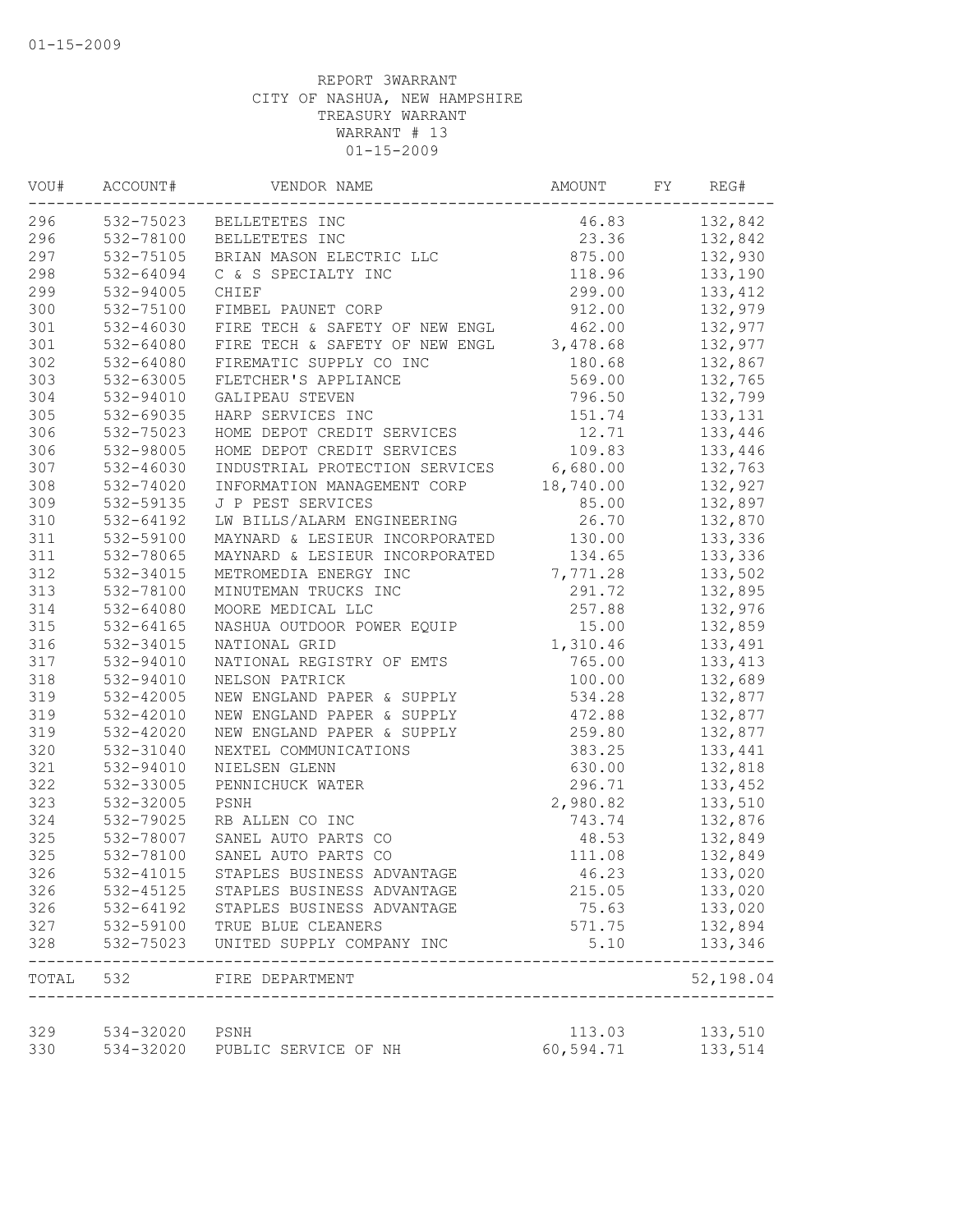01-15-2009

REPORT 3WARRANT
CITY OF NASHUA, NEW HAMPSHIRE
TREASURY WARRANT
WARRANT # 13
01-15-2009

| VOU# | ACCOUNT# | VENDOR NAME | AMOUNT | FY | REG# |
|---|---|---|---|---|---|
| 296 | 532-75023 | BELLETETES INC | 46.83 | | 132,842 |
| 296 | 532-78100 | BELLETETES INC | 23.36 | | 132,842 |
| 297 | 532-75105 | BRIAN MASON ELECTRIC LLC | 875.00 | | 132,930 |
| 298 | 532-64094 | C & S SPECIALTY INC | 118.96 | | 133,190 |
| 299 | 532-94005 | CHIEF | 299.00 | | 133,412 |
| 300 | 532-75100 | FIMBEL PAUNET CORP | 912.00 | | 132,979 |
| 301 | 532-46030 | FIRE TECH & SAFETY OF NEW ENGL | 462.00 | | 132,977 |
| 301 | 532-64080 | FIRE TECH & SAFETY OF NEW ENGL | 3,478.68 | | 132,977 |
| 302 | 532-64080 | FIREMATIC SUPPLY CO INC | 180.68 | | 132,867 |
| 303 | 532-63005 | FLETCHER'S APPLIANCE | 569.00 | | 132,765 |
| 304 | 532-94010 | GALIPEAU STEVEN | 796.50 | | 132,799 |
| 305 | 532-69035 | HARP SERVICES INC | 151.74 | | 133,131 |
| 306 | 532-75023 | HOME DEPOT CREDIT SERVICES | 12.71 | | 133,446 |
| 306 | 532-98005 | HOME DEPOT CREDIT SERVICES | 109.83 | | 133,446 |
| 307 | 532-46030 | INDUSTRIAL PROTECTION SERVICES | 6,680.00 | | 132,763 |
| 308 | 532-74020 | INFORMATION MANAGEMENT CORP | 18,740.00 | | 132,927 |
| 309 | 532-59135 | J P PEST SERVICES | 85.00 | | 132,897 |
| 310 | 532-64192 | LW BILLS/ALARM ENGINEERING | 26.70 | | 132,870 |
| 311 | 532-59100 | MAYNARD & LESIEUR INCORPORATED | 130.00 | | 133,336 |
| 311 | 532-78065 | MAYNARD & LESIEUR INCORPORATED | 134.65 | | 133,336 |
| 312 | 532-34015 | METROMEDIA ENERGY INC | 7,771.28 | | 133,502 |
| 313 | 532-78100 | MINUTEMAN TRUCKS INC | 291.72 | | 132,895 |
| 314 | 532-64080 | MOORE MEDICAL LLC | 257.88 | | 132,976 |
| 315 | 532-64165 | NASHUA OUTDOOR POWER EQUIP | 15.00 | | 132,859 |
| 316 | 532-34015 | NATIONAL GRID | 1,310.46 | | 133,491 |
| 317 | 532-94010 | NATIONAL REGISTRY OF EMTS | 765.00 | | 133,413 |
| 318 | 532-94010 | NELSON PATRICK | 100.00 | | 132,689 |
| 319 | 532-42005 | NEW ENGLAND PAPER & SUPPLY | 534.28 | | 132,877 |
| 319 | 532-42010 | NEW ENGLAND PAPER & SUPPLY | 472.88 | | 132,877 |
| 319 | 532-42020 | NEW ENGLAND PAPER & SUPPLY | 259.80 | | 132,877 |
| 320 | 532-31040 | NEXTEL COMMUNICATIONS | 383.25 | | 133,441 |
| 321 | 532-94010 | NIELSEN GLENN | 630.00 | | 132,818 |
| 322 | 532-33005 | PENNICHUCK WATER | 296.71 | | 133,452 |
| 323 | 532-32005 | PSNH | 2,980.82 | | 133,510 |
| 324 | 532-79025 | RB ALLEN CO INC | 743.74 | | 132,876 |
| 325 | 532-78007 | SANEL AUTO PARTS CO | 48.53 | | 132,849 |
| 325 | 532-78100 | SANEL AUTO PARTS CO | 111.08 | | 132,849 |
| 326 | 532-41015 | STAPLES BUSINESS ADVANTAGE | 46.23 | | 133,020 |
| 326 | 532-45125 | STAPLES BUSINESS ADVANTAGE | 215.05 | | 133,020 |
| 326 | 532-64192 | STAPLES BUSINESS ADVANTAGE | 75.63 | | 133,020 |
| 327 | 532-59100 | TRUE BLUE CLEANERS | 571.75 | | 132,894 |
| 328 | 532-75023 | UNITED SUPPLY COMPANY INC | 5.10 | | 133,346 |
| TOTAL | 532 | FIRE DEPARTMENT | | | 52,198.04 |
| 329 | 534-32020 | PSNH | 113.03 | | 133,510 |
| 330 | 534-32020 | PUBLIC SERVICE OF NH | 60,594.71 | | 133,514 |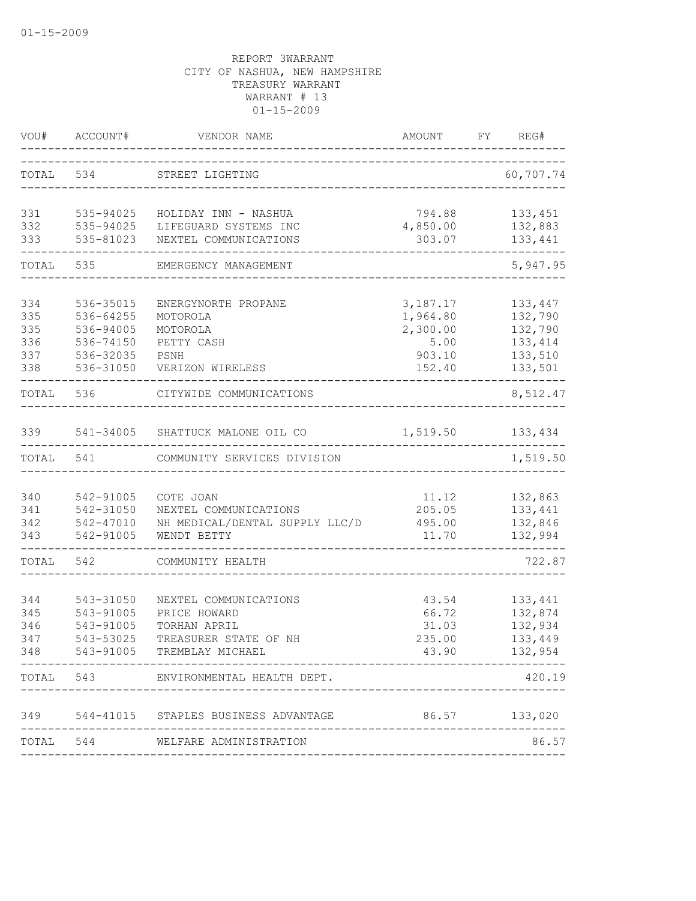01-15-2009

REPORT 3WARRANT
CITY OF NASHUA, NEW HAMPSHIRE
TREASURY WARRANT
WARRANT # 13
01-15-2009

| VOU# | ACCOUNT# | VENDOR NAME | AMOUNT | FY | REG# |
|---|---|---|---|---|---|
| TOTAL | 534 | STREET LIGHTING | | | 60,707.74 |
| 331 | 535-94025 | HOLIDAY INN - NASHUA | 794.88 | | 133,451 |
| 332 | 535-94025 | LIFEGUARD SYSTEMS INC | 4,850.00 | | 132,883 |
| 333 | 535-81023 | NEXTEL COMMUNICATIONS | 303.07 | | 133,441 |
| TOTAL | 535 | EMERGENCY MANAGEMENT | | | 5,947.95 |
| 334 | 536-35015 | ENERGYNORTH PROPANE | 3,187.17 | | 133,447 |
| 335 | 536-64255 | MOTOROLA | 1,964.80 | | 132,790 |
| 335 | 536-94005 | MOTOROLA | 2,300.00 | | 132,790 |
| 336 | 536-74150 | PETTY CASH | 5.00 | | 133,414 |
| 337 | 536-32035 | PSNH | 903.10 | | 133,510 |
| 338 | 536-31050 | VERIZON WIRELESS | 152.40 | | 133,501 |
| TOTAL | 536 | CITYWIDE COMMUNICATIONS | | | 8,512.47 |
| 339 | 541-34005 | SHATTUCK MALONE OIL CO | 1,519.50 | | 133,434 |
| TOTAL | 541 | COMMUNITY SERVICES DIVISION | | | 1,519.50 |
| 340 | 542-91005 | COTE JOAN | 11.12 | | 132,863 |
| 341 | 542-31050 | NEXTEL COMMUNICATIONS | 205.05 | | 133,441 |
| 342 | 542-47010 | NH MEDICAL/DENTAL SUPPLY LLC/D | 495.00 | | 132,846 |
| 343 | 542-91005 | WENDT BETTY | 11.70 | | 132,994 |
| TOTAL | 542 | COMMUNITY HEALTH | | | 722.87 |
| 344 | 543-31050 | NEXTEL COMMUNICATIONS | 43.54 | | 133,441 |
| 345 | 543-91005 | PRICE HOWARD | 66.72 | | 132,874 |
| 346 | 543-91005 | TORHAN APRIL | 31.03 | | 132,934 |
| 347 | 543-53025 | TREASURER STATE OF NH | 235.00 | | 133,449 |
| 348 | 543-91005 | TREMBLAY MICHAEL | 43.90 | | 132,954 |
| TOTAL | 543 | ENVIRONMENTAL HEALTH DEPT. | | | 420.19 |
| 349 | 544-41015 | STAPLES BUSINESS ADVANTAGE | 86.57 | | 133,020 |
| TOTAL | 544 | WELFARE ADMINISTRATION | | | 86.57 |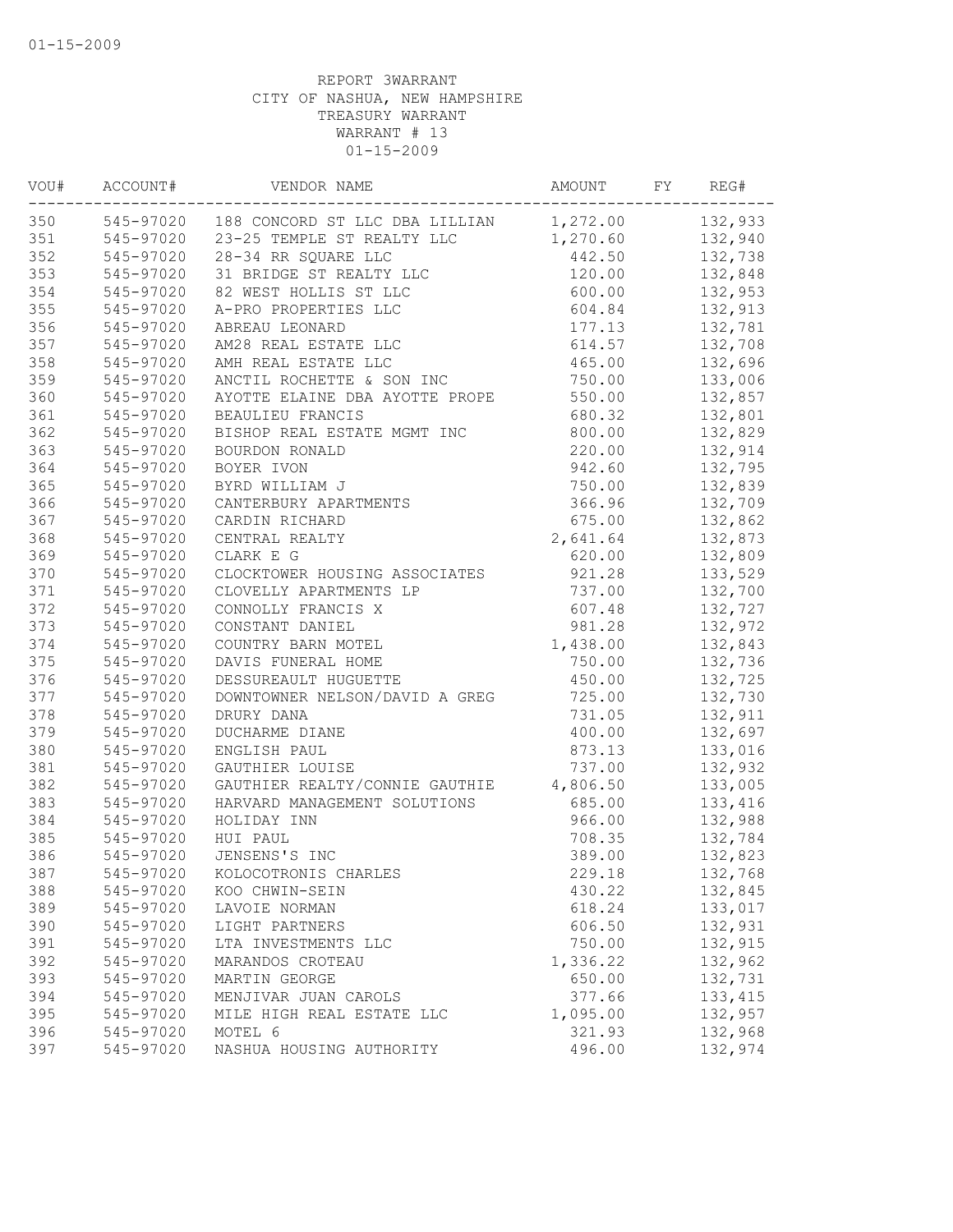01-15-2009

REPORT 3WARRANT
CITY OF NASHUA, NEW HAMPSHIRE
TREASURY WARRANT
WARRANT # 13
01-15-2009

| VOU# | ACCOUNT# | VENDOR NAME | AMOUNT | FY | REG# |
|---|---|---|---|---|---|
| 350 | 545-97020 | 188 CONCORD ST LLC DBA LILLIAN | 1,272.00 | | 132,933 |
| 351 | 545-97020 | 23-25 TEMPLE ST REALTY LLC | 1,270.60 | | 132,940 |
| 352 | 545-97020 | 28-34 RR SQUARE LLC | 442.50 | | 132,738 |
| 353 | 545-97020 | 31 BRIDGE ST REALTY LLC | 120.00 | | 132,848 |
| 354 | 545-97020 | 82 WEST HOLLIS ST LLC | 600.00 | | 132,953 |
| 355 | 545-97020 | A-PRO PROPERTIES LLC | 604.84 | | 132,913 |
| 356 | 545-97020 | ABREAU LEONARD | 177.13 | | 132,781 |
| 357 | 545-97020 | AM28 REAL ESTATE LLC | 614.57 | | 132,708 |
| 358 | 545-97020 | AMH REAL ESTATE LLC | 465.00 | | 132,696 |
| 359 | 545-97020 | ANCTIL ROCHETTE & SON INC | 750.00 | | 133,006 |
| 360 | 545-97020 | AYOTTE ELAINE DBA AYOTTE PROPE | 550.00 | | 132,857 |
| 361 | 545-97020 | BEAULIEU FRANCIS | 680.32 | | 132,801 |
| 362 | 545-97020 | BISHOP REAL ESTATE MGMT INC | 800.00 | | 132,829 |
| 363 | 545-97020 | BOURDON RONALD | 220.00 | | 132,914 |
| 364 | 545-97020 | BOYER IVON | 942.60 | | 132,795 |
| 365 | 545-97020 | BYRD WILLIAM J | 750.00 | | 132,839 |
| 366 | 545-97020 | CANTERBURY APARTMENTS | 366.96 | | 132,709 |
| 367 | 545-97020 | CARDIN RICHARD | 675.00 | | 132,862 |
| 368 | 545-97020 | CENTRAL REALTY | 2,641.64 | | 132,873 |
| 369 | 545-97020 | CLARK E G | 620.00 | | 132,809 |
| 370 | 545-97020 | CLOCKTOWER HOUSING ASSOCIATES | 921.28 | | 133,529 |
| 371 | 545-97020 | CLOVELLY APARTMENTS LP | 737.00 | | 132,700 |
| 372 | 545-97020 | CONNOLLY FRANCIS X | 607.48 | | 132,727 |
| 373 | 545-97020 | CONSTANT DANIEL | 981.28 | | 132,972 |
| 374 | 545-97020 | COUNTRY BARN MOTEL | 1,438.00 | | 132,843 |
| 375 | 545-97020 | DAVIS FUNERAL HOME | 750.00 | | 132,736 |
| 376 | 545-97020 | DESSUREAULT HUGUETTE | 450.00 | | 132,725 |
| 377 | 545-97020 | DOWNTOWNER NELSON/DAVID A GREG | 725.00 | | 132,730 |
| 378 | 545-97020 | DRURY DANA | 731.05 | | 132,911 |
| 379 | 545-97020 | DUCHARME DIANE | 400.00 | | 132,697 |
| 380 | 545-97020 | ENGLISH PAUL | 873.13 | | 133,016 |
| 381 | 545-97020 | GAUTHIER LOUISE | 737.00 | | 132,932 |
| 382 | 545-97020 | GAUTHIER REALTY/CONNIE GAUTHIE | 4,806.50 | | 133,005 |
| 383 | 545-97020 | HARVARD MANAGEMENT SOLUTIONS | 685.00 | | 133,416 |
| 384 | 545-97020 | HOLIDAY INN | 966.00 | | 132,988 |
| 385 | 545-97020 | HUI PAUL | 708.35 | | 132,784 |
| 386 | 545-97020 | JENSENS'S INC | 389.00 | | 132,823 |
| 387 | 545-97020 | KOLOCOTRONIS CHARLES | 229.18 | | 132,768 |
| 388 | 545-97020 | KOO CHWIN-SEIN | 430.22 | | 132,845 |
| 389 | 545-97020 | LAVOIE NORMAN | 618.24 | | 133,017 |
| 390 | 545-97020 | LIGHT PARTNERS | 606.50 | | 132,931 |
| 391 | 545-97020 | LTA INVESTMENTS LLC | 750.00 | | 132,915 |
| 392 | 545-97020 | MARANDOS CROTEAU | 1,336.22 | | 132,962 |
| 393 | 545-97020 | MARTIN GEORGE | 650.00 | | 132,731 |
| 394 | 545-97020 | MENJIVAR JUAN CAROLS | 377.66 | | 133,415 |
| 395 | 545-97020 | MILE HIGH REAL ESTATE LLC | 1,095.00 | | 132,957 |
| 396 | 545-97020 | MOTEL 6 | 321.93 | | 132,968 |
| 397 | 545-97020 | NASHUA HOUSING AUTHORITY | 496.00 | | 132,974 |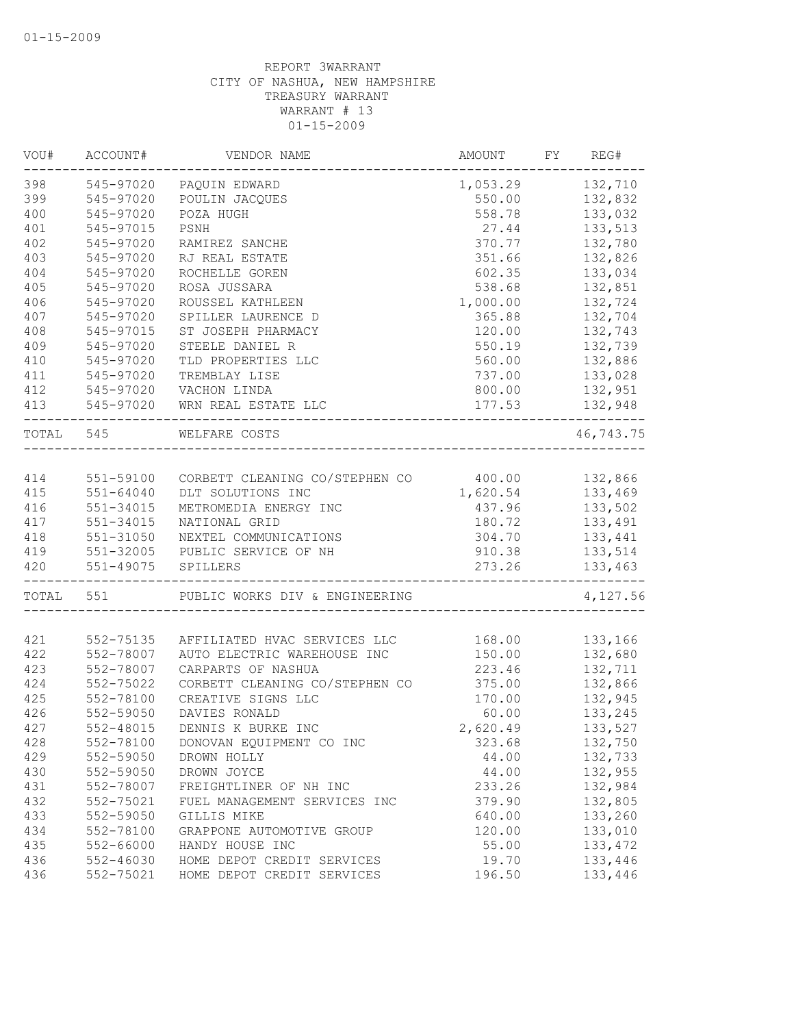01-15-2009

REPORT 3WARRANT
CITY OF NASHUA, NEW HAMPSHIRE
TREASURY WARRANT
WARRANT # 13
01-15-2009

| VOU# | ACCOUNT# | VENDOR NAME | AMOUNT | FY | REG# |
|---|---|---|---|---|---|
| 398 | 545-97020 | PAQUIN EDWARD | 1,053.29 | | 132,710 |
| 399 | 545-97020 | POULIN JACQUES | 550.00 | | 132,832 |
| 400 | 545-97020 | POZA HUGH | 558.78 | | 133,032 |
| 401 | 545-97015 | PSNH | 27.44 | | 133,513 |
| 402 | 545-97020 | RAMIREZ SANCHE | 370.77 | | 132,780 |
| 403 | 545-97020 | RJ REAL ESTATE | 351.66 | | 132,826 |
| 404 | 545-97020 | ROCHELLE GOREN | 602.35 | | 133,034 |
| 405 | 545-97020 | ROSA JUSSARA | 538.68 | | 132,851 |
| 406 | 545-97020 | ROUSSEL KATHLEEN | 1,000.00 | | 132,724 |
| 407 | 545-97020 | SPILLER LAURENCE D | 365.88 | | 132,704 |
| 408 | 545-97015 | ST JOSEPH PHARMACY | 120.00 | | 132,743 |
| 409 | 545-97020 | STEELE DANIEL R | 550.19 | | 132,739 |
| 410 | 545-97020 | TLD PROPERTIES LLC | 560.00 | | 132,886 |
| 411 | 545-97020 | TREMBLAY LISE | 737.00 | | 133,028 |
| 412 | 545-97020 | VACHON LINDA | 800.00 | | 132,951 |
| 413 | 545-97020 | WRN REAL ESTATE LLC | 177.53 | | 132,948 |
| TOTAL | 545 | WELFARE COSTS | | | 46,743.75 |
| 414 | 551-59100 | CORBETT CLEANING CO/STEPHEN CO | 400.00 | | 132,866 |
| 415 | 551-64040 | DLT SOLUTIONS INC | 1,620.54 | | 133,469 |
| 416 | 551-34015 | METROMEDIA ENERGY INC | 437.96 | | 133,502 |
| 417 | 551-34015 | NATIONAL GRID | 180.72 | | 133,491 |
| 418 | 551-31050 | NEXTEL COMMUNICATIONS | 304.70 | | 133,441 |
| 419 | 551-32005 | PUBLIC SERVICE OF NH | 910.38 | | 133,514 |
| 420 | 551-49075 | SPILLERS | 273.26 | | 133,463 |
| TOTAL | 551 | PUBLIC WORKS DIV & ENGINEERING | | | 4,127.56 |
| 421 | 552-75135 | AFFILIATED HVAC SERVICES LLC | 168.00 | | 133,166 |
| 422 | 552-78007 | AUTO ELECTRIC WAREHOUSE INC | 150.00 | | 132,680 |
| 423 | 552-78007 | CARPARTS OF NASHUA | 223.46 | | 132,711 |
| 424 | 552-75022 | CORBETT CLEANING CO/STEPHEN CO | 375.00 | | 132,866 |
| 425 | 552-78100 | CREATIVE SIGNS LLC | 170.00 | | 132,945 |
| 426 | 552-59050 | DAVIES RONALD | 60.00 | | 133,245 |
| 427 | 552-48015 | DENNIS K BURKE INC | 2,620.49 | | 133,527 |
| 428 | 552-78100 | DONOVAN EQUIPMENT CO INC | 323.68 | | 132,750 |
| 429 | 552-59050 | DROWN HOLLY | 44.00 | | 132,733 |
| 430 | 552-59050 | DROWN JOYCE | 44.00 | | 132,955 |
| 431 | 552-78007 | FREIGHTLINER OF NH INC | 233.26 | | 132,984 |
| 432 | 552-75021 | FUEL MANAGEMENT SERVICES INC | 379.90 | | 132,805 |
| 433 | 552-59050 | GILLIS MIKE | 640.00 | | 133,260 |
| 434 | 552-78100 | GRAPPONE AUTOMOTIVE GROUP | 120.00 | | 133,010 |
| 435 | 552-66000 | HANDY HOUSE INC | 55.00 | | 133,472 |
| 436 | 552-46030 | HOME DEPOT CREDIT SERVICES | 19.70 | | 133,446 |
| 436 | 552-75021 | HOME DEPOT CREDIT SERVICES | 196.50 | | 133,446 |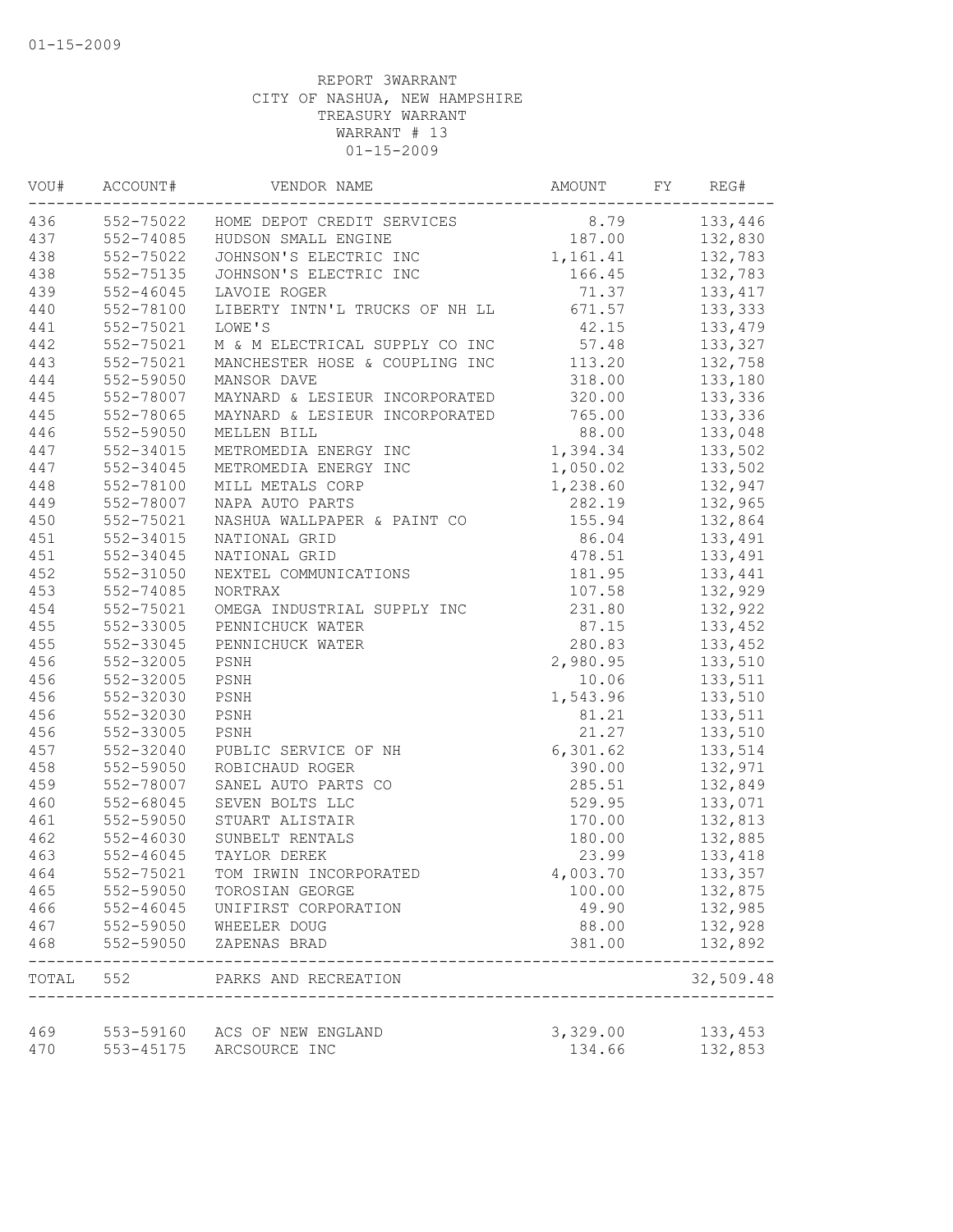01-15-2009

REPORT 3WARRANT
CITY OF NASHUA, NEW HAMPSHIRE
TREASURY WARRANT
WARRANT # 13
01-15-2009

| VOU# | ACCOUNT# | VENDOR NAME | AMOUNT | FY | REG# |
|---|---|---|---|---|---|
| 436 | 552-75022 | HOME DEPOT CREDIT SERVICES | 8.79 | | 133,446 |
| 437 | 552-74085 | HUDSON SMALL ENGINE | 187.00 | | 132,830 |
| 438 | 552-75022 | JOHNSON'S ELECTRIC INC | 1,161.41 | | 132,783 |
| 438 | 552-75135 | JOHNSON'S ELECTRIC INC | 166.45 | | 132,783 |
| 439 | 552-46045 | LAVOIE ROGER | 71.37 | | 133,417 |
| 440 | 552-78100 | LIBERTY INTN'L TRUCKS OF NH LL | 671.57 | | 133,333 |
| 441 | 552-75021 | LOWE'S | 42.15 | | 133,479 |
| 442 | 552-75021 | M & M ELECTRICAL SUPPLY CO INC | 57.48 | | 133,327 |
| 443 | 552-75021 | MANCHESTER HOSE & COUPLING INC | 113.20 | | 132,758 |
| 444 | 552-59050 | MANSOR DAVE | 318.00 | | 133,180 |
| 445 | 552-78007 | MAYNARD & LESIEUR INCORPORATED | 320.00 | | 133,336 |
| 445 | 552-78065 | MAYNARD & LESIEUR INCORPORATED | 765.00 | | 133,336 |
| 446 | 552-59050 | MELLEN BILL | 88.00 | | 133,048 |
| 447 | 552-34015 | METROMEDIA ENERGY INC | 1,394.34 | | 133,502 |
| 447 | 552-34045 | METROMEDIA ENERGY INC | 1,050.02 | | 133,502 |
| 448 | 552-78100 | MILL METALS CORP | 1,238.60 | | 132,947 |
| 449 | 552-78007 | NAPA AUTO PARTS | 282.19 | | 132,965 |
| 450 | 552-75021 | NASHUA WALLPAPER & PAINT CO | 155.94 | | 132,864 |
| 451 | 552-34015 | NATIONAL GRID | 86.04 | | 133,491 |
| 451 | 552-34045 | NATIONAL GRID | 478.51 | | 133,491 |
| 452 | 552-31050 | NEXTEL COMMUNICATIONS | 181.95 | | 133,441 |
| 453 | 552-74085 | NORTRAX | 107.58 | | 132,929 |
| 454 | 552-75021 | OMEGA INDUSTRIAL SUPPLY INC | 231.80 | | 132,922 |
| 455 | 552-33005 | PENNICHUCK WATER | 87.15 | | 133,452 |
| 455 | 552-33045 | PENNICHUCK WATER | 280.83 | | 133,452 |
| 456 | 552-32005 | PSNH | 2,980.95 | | 133,510 |
| 456 | 552-32005 | PSNH | 10.06 | | 133,511 |
| 456 | 552-32030 | PSNH | 1,543.96 | | 133,510 |
| 456 | 552-32030 | PSNH | 81.21 | | 133,511 |
| 456 | 552-33005 | PSNH | 21.27 | | 133,510 |
| 457 | 552-32040 | PUBLIC SERVICE OF NH | 6,301.62 | | 133,514 |
| 458 | 552-59050 | ROBICHAUD ROGER | 390.00 | | 132,971 |
| 459 | 552-78007 | SANEL AUTO PARTS CO | 285.51 | | 132,849 |
| 460 | 552-68045 | SEVEN BOLTS LLC | 529.95 | | 133,071 |
| 461 | 552-59050 | STUART ALISTAIR | 170.00 | | 132,813 |
| 462 | 552-46030 | SUNBELT RENTALS | 180.00 | | 132,885 |
| 463 | 552-46045 | TAYLOR DEREK | 23.99 | | 133,418 |
| 464 | 552-75021 | TOM IRWIN INCORPORATED | 4,003.70 | | 133,357 |
| 465 | 552-59050 | TOROSIAN GEORGE | 100.00 | | 132,875 |
| 466 | 552-46045 | UNIFIRST CORPORATION | 49.90 | | 132,985 |
| 467 | 552-59050 | WHEELER DOUG | 88.00 | | 132,928 |
| 468 | 552-59050 | ZAPENAS BRAD | 381.00 | | 132,892 |
| TOTAL | 552 | PARKS AND RECREATION | | | 32,509.48 |
| 469 | 553-59160 | ACS OF NEW ENGLAND | 3,329.00 | | 133,453 |
| 470 | 553-45175 | ARCSOURCE INC | 134.66 | | 132,853 |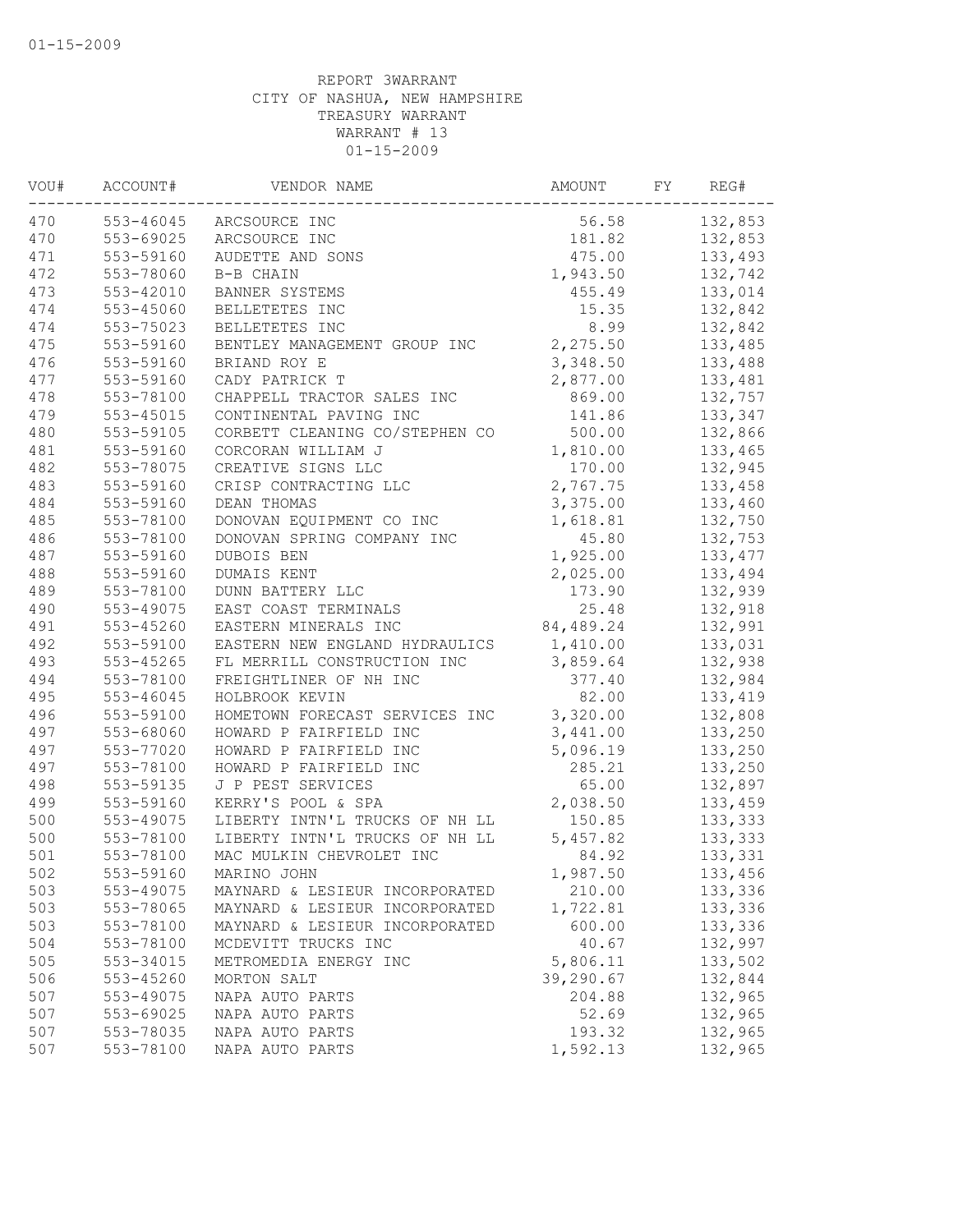01-15-2009

REPORT 3WARRANT
CITY OF NASHUA, NEW HAMPSHIRE
TREASURY WARRANT
WARRANT # 13
01-15-2009

| VOU# | ACCOUNT# | VENDOR NAME | AMOUNT | FY | REG# |
|---|---|---|---|---|---|
| 470 | 553-46045 | ARCSOURCE INC | 56.58 | | 132,853 |
| 470 | 553-69025 | ARCSOURCE INC | 181.82 | | 132,853 |
| 471 | 553-59160 | AUDETTE AND SONS | 475.00 | | 133,493 |
| 472 | 553-78060 | B-B CHAIN | 1,943.50 | | 132,742 |
| 473 | 553-42010 | BANNER SYSTEMS | 455.49 | | 133,014 |
| 474 | 553-45060 | BELLETETES INC | 15.35 | | 132,842 |
| 474 | 553-75023 | BELLETETES INC | 8.99 | | 132,842 |
| 475 | 553-59160 | BENTLEY MANAGEMENT GROUP INC | 2,275.50 | | 133,485 |
| 476 | 553-59160 | BRIAND ROY E | 3,348.50 | | 133,488 |
| 477 | 553-59160 | CADY PATRICK T | 2,877.00 | | 133,481 |
| 478 | 553-78100 | CHAPPELL TRACTOR SALES INC | 869.00 | | 132,757 |
| 479 | 553-45015 | CONTINENTAL PAVING INC | 141.86 | | 133,347 |
| 480 | 553-59105 | CORBETT CLEANING CO/STEPHEN CO | 500.00 | | 132,866 |
| 481 | 553-59160 | CORCORAN WILLIAM J | 1,810.00 | | 133,465 |
| 482 | 553-78075 | CREATIVE SIGNS LLC | 170.00 | | 132,945 |
| 483 | 553-59160 | CRISP CONTRACTING LLC | 2,767.75 | | 133,458 |
| 484 | 553-59160 | DEAN THOMAS | 3,375.00 | | 133,460 |
| 485 | 553-78100 | DONOVAN EQUIPMENT CO INC | 1,618.81 | | 132,750 |
| 486 | 553-78100 | DONOVAN SPRING COMPANY INC | 45.80 | | 132,753 |
| 487 | 553-59160 | DUBOIS BEN | 1,925.00 | | 133,477 |
| 488 | 553-59160 | DUMAIS KENT | 2,025.00 | | 133,494 |
| 489 | 553-78100 | DUNN BATTERY LLC | 173.90 | | 132,939 |
| 490 | 553-49075 | EAST COAST TERMINALS | 25.48 | | 132,918 |
| 491 | 553-45260 | EASTERN MINERALS INC | 84,489.24 | | 132,991 |
| 492 | 553-59100 | EASTERN NEW ENGLAND HYDRAULICS | 1,410.00 | | 133,031 |
| 493 | 553-45265 | FL MERRILL CONSTRUCTION INC | 3,859.64 | | 132,938 |
| 494 | 553-78100 | FREIGHTLINER OF NH INC | 377.40 | | 132,984 |
| 495 | 553-46045 | HOLBROOK KEVIN | 82.00 | | 133,419 |
| 496 | 553-59100 | HOMETOWN FORECAST SERVICES INC | 3,320.00 | | 132,808 |
| 497 | 553-68060 | HOWARD P FAIRFIELD INC | 3,441.00 | | 133,250 |
| 497 | 553-77020 | HOWARD P FAIRFIELD INC | 5,096.19 | | 133,250 |
| 497 | 553-78100 | HOWARD P FAIRFIELD INC | 285.21 | | 133,250 |
| 498 | 553-59135 | J P PEST SERVICES | 65.00 | | 132,897 |
| 499 | 553-59160 | KERRY'S POOL & SPA | 2,038.50 | | 133,459 |
| 500 | 553-49075 | LIBERTY INTN'L TRUCKS OF NH LL | 150.85 | | 133,333 |
| 500 | 553-78100 | LIBERTY INTN'L TRUCKS OF NH LL | 5,457.82 | | 133,333 |
| 501 | 553-78100 | MAC MULKIN CHEVROLET INC | 84.92 | | 133,331 |
| 502 | 553-59160 | MARINO JOHN | 1,987.50 | | 133,456 |
| 503 | 553-49075 | MAYNARD & LESIEUR INCORPORATED | 210.00 | | 133,336 |
| 503 | 553-78065 | MAYNARD & LESIEUR INCORPORATED | 1,722.81 | | 133,336 |
| 503 | 553-78100 | MAYNARD & LESIEUR INCORPORATED | 600.00 | | 133,336 |
| 504 | 553-78100 | MCDEVITT TRUCKS INC | 40.67 | | 132,997 |
| 505 | 553-34015 | METROMEDIA ENERGY INC | 5,806.11 | | 133,502 |
| 506 | 553-45260 | MORTON SALT | 39,290.67 | | 132,844 |
| 507 | 553-49075 | NAPA AUTO PARTS | 204.88 | | 132,965 |
| 507 | 553-69025 | NAPA AUTO PARTS | 52.69 | | 132,965 |
| 507 | 553-78035 | NAPA AUTO PARTS | 193.32 | | 132,965 |
| 507 | 553-78100 | NAPA AUTO PARTS | 1,592.13 | | 132,965 |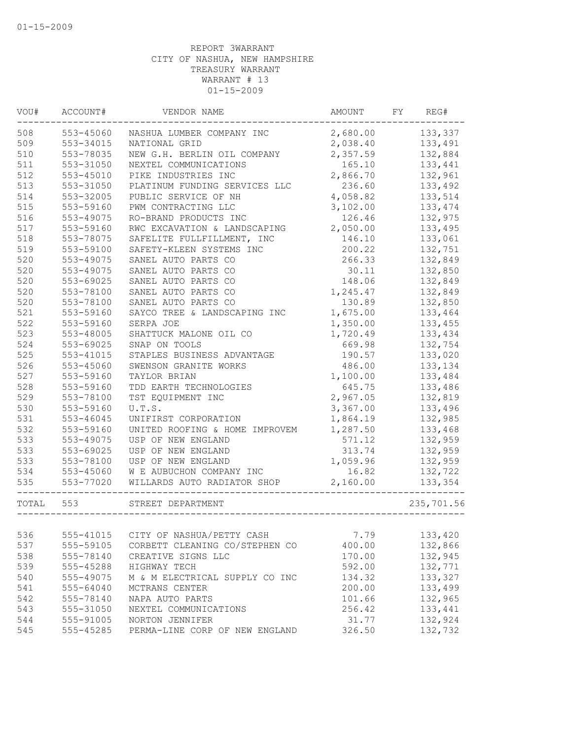01-15-2009

REPORT 3WARRANT
CITY OF NASHUA, NEW HAMPSHIRE
TREASURY WARRANT
WARRANT # 13
01-15-2009

| VOU# | ACCOUNT# | VENDOR NAME | AMOUNT | FY | REG# |
|---|---|---|---|---|---|
| 508 | 553-45060 | NASHUA LUMBER COMPANY INC | 2,680.00 | | 133,337 |
| 509 | 553-34015 | NATIONAL GRID | 2,038.40 | | 133,491 |
| 510 | 553-78035 | NEW G.H. BERLIN OIL COMPANY | 2,357.59 | | 132,884 |
| 511 | 553-31050 | NEXTEL COMMUNICATIONS | 165.10 | | 133,441 |
| 512 | 553-45010 | PIKE INDUSTRIES INC | 2,866.70 | | 132,961 |
| 513 | 553-31050 | PLATINUM FUNDING SERVICES LLC | 236.60 | | 133,492 |
| 514 | 553-32005 | PUBLIC SERVICE OF NH | 4,058.82 | | 133,514 |
| 515 | 553-59160 | PWM CONTRACTING LLC | 3,102.00 | | 133,474 |
| 516 | 553-49075 | RO-BRAND PRODUCTS INC | 126.46 | | 132,975 |
| 517 | 553-59160 | RWC EXCAVATION & LANDSCAPING | 2,050.00 | | 133,495 |
| 518 | 553-78075 | SAFELITE FULLFILLMENT, INC | 146.10 | | 133,061 |
| 519 | 553-59100 | SAFETY-KLEEN SYSTEMS INC | 200.22 | | 132,751 |
| 520 | 553-49075 | SANEL AUTO PARTS CO | 266.33 | | 132,849 |
| 520 | 553-49075 | SANEL AUTO PARTS CO | 30.11 | | 132,850 |
| 520 | 553-69025 | SANEL AUTO PARTS CO | 148.06 | | 132,849 |
| 520 | 553-78100 | SANEL AUTO PARTS CO | 1,245.47 | | 132,849 |
| 520 | 553-78100 | SANEL AUTO PARTS CO | 130.89 | | 132,850 |
| 521 | 553-59160 | SAYCO TREE & LANDSCAPING INC | 1,675.00 | | 133,464 |
| 522 | 553-59160 | SERPA JOE | 1,350.00 | | 133,455 |
| 523 | 553-48005 | SHATTUCK MALONE OIL CO | 1,720.49 | | 133,434 |
| 524 | 553-69025 | SNAP ON TOOLS | 669.98 | | 132,754 |
| 525 | 553-41015 | STAPLES BUSINESS ADVANTAGE | 190.57 | | 133,020 |
| 526 | 553-45060 | SWENSON GRANITE WORKS | 486.00 | | 133,134 |
| 527 | 553-59160 | TAYLOR BRIAN | 1,100.00 | | 133,484 |
| 528 | 553-59160 | TDD EARTH TECHNOLOGIES | 645.75 | | 133,486 |
| 529 | 553-78100 | TST EQUIPMENT INC | 2,967.05 | | 132,819 |
| 530 | 553-59160 | U.T.S. | 3,367.00 | | 133,496 |
| 531 | 553-46045 | UNIFIRST CORPORATION | 1,864.19 | | 132,985 |
| 532 | 553-59160 | UNITED ROOFING & HOME IMPROVEM | 1,287.50 | | 133,468 |
| 533 | 553-49075 | USP OF NEW ENGLAND | 571.12 | | 132,959 |
| 533 | 553-69025 | USP OF NEW ENGLAND | 313.74 | | 132,959 |
| 533 | 553-78100 | USP OF NEW ENGLAND | 1,059.96 | | 132,959 |
| 534 | 553-45060 | W E AUBUCHON COMPANY INC | 16.82 | | 132,722 |
| 535 | 553-77020 | WILLARDS AUTO RADIATOR SHOP | 2,160.00 | | 133,354 |
| TOTAL | 553 | STREET DEPARTMENT | | | 235,701.56 |
| 536 | 555-41015 | CITY OF NASHUA/PETTY CASH | 7.79 | | 133,420 |
| 537 | 555-59105 | CORBETT CLEANING CO/STEPHEN CO | 400.00 | | 132,866 |
| 538 | 555-78140 | CREATIVE SIGNS LLC | 170.00 | | 132,945 |
| 539 | 555-45288 | HIGHWAY TECH | 592.00 | | 132,771 |
| 540 | 555-49075 | M & M ELECTRICAL SUPPLY CO INC | 134.32 | | 133,327 |
| 541 | 555-64040 | MCTRANS CENTER | 200.00 | | 133,499 |
| 542 | 555-78140 | NAPA AUTO PARTS | 101.66 | | 132,965 |
| 543 | 555-31050 | NEXTEL COMMUNICATIONS | 256.42 | | 133,441 |
| 544 | 555-91005 | NORTON JENNIFER | 31.77 | | 132,924 |
| 545 | 555-45285 | PERMA-LINE CORP OF NEW ENGLAND | 326.50 | | 132,732 |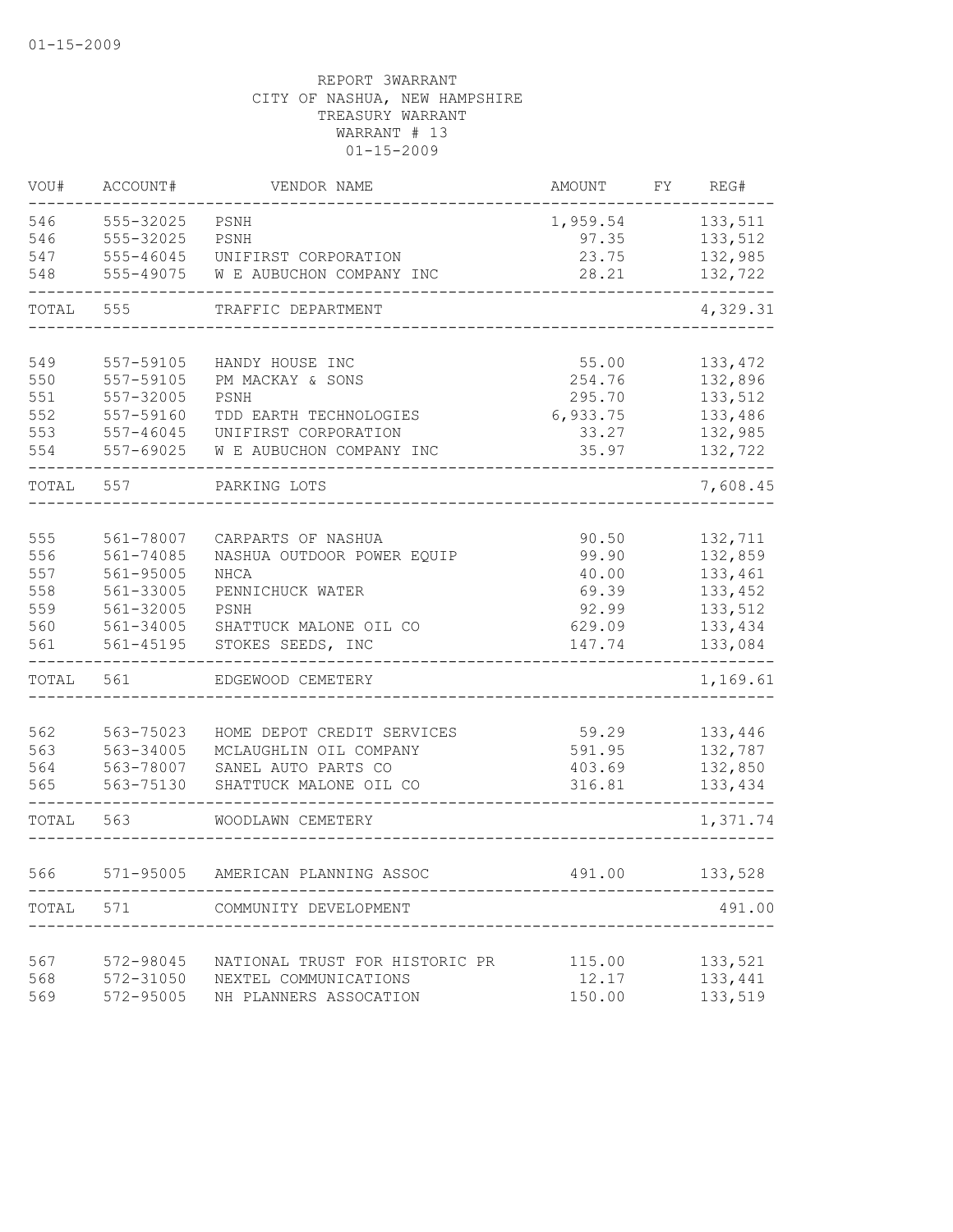01-15-2009

REPORT 3WARRANT
CITY OF NASHUA, NEW HAMPSHIRE
TREASURY WARRANT
WARRANT # 13
01-15-2009

| VOU# | ACCOUNT# | VENDOR NAME | AMOUNT | FY | REG# |
|---|---|---|---|---|---|
| 546 | 555-32025 | PSNH | 1,959.54 | | 133,511 |
| 546 | 555-32025 | PSNH | 97.35 | | 133,512 |
| 547 | 555-46045 | UNIFIRST CORPORATION | 23.75 | | 132,985 |
| 548 | 555-49075 | W E AUBUCHON COMPANY INC | 28.21 | | 132,722 |
| TOTAL | 555 | TRAFFIC DEPARTMENT | | | 4,329.31 |
| 549 | 557-59105 | HANDY HOUSE INC | 55.00 | | 133,472 |
| 550 | 557-59105 | PM MACKAY & SONS | 254.76 | | 132,896 |
| 551 | 557-32005 | PSNH | 295.70 | | 133,512 |
| 552 | 557-59160 | TDD EARTH TECHNOLOGIES | 6,933.75 | | 133,486 |
| 553 | 557-46045 | UNIFIRST CORPORATION | 33.27 | | 132,985 |
| 554 | 557-69025 | W E AUBUCHON COMPANY INC | 35.97 | | 132,722 |
| TOTAL | 557 | PARKING LOTS | | | 7,608.45 |
| 555 | 561-78007 | CARPARTS OF NASHUA | 90.50 | | 132,711 |
| 556 | 561-74085 | NASHUA OUTDOOR POWER EQUIP | 99.90 | | 132,859 |
| 557 | 561-95005 | NHCA | 40.00 | | 133,461 |
| 558 | 561-33005 | PENNICHUCK WATER | 69.39 | | 133,452 |
| 559 | 561-32005 | PSNH | 92.99 | | 133,512 |
| 560 | 561-34005 | SHATTUCK MALONE OIL CO | 629.09 | | 133,434 |
| 561 | 561-45195 | STOKES SEEDS, INC | 147.74 | | 133,084 |
| TOTAL | 561 | EDGEWOOD CEMETERY | | | 1,169.61 |
| 562 | 563-75023 | HOME DEPOT CREDIT SERVICES | 59.29 | | 133,446 |
| 563 | 563-34005 | MCLAUGHLIN OIL COMPANY | 591.95 | | 132,787 |
| 564 | 563-78007 | SANEL AUTO PARTS CO | 403.69 | | 132,850 |
| 565 | 563-75130 | SHATTUCK MALONE OIL CO | 316.81 | | 133,434 |
| TOTAL | 563 | WOODLAWN CEMETERY | | | 1,371.74 |
| 566 | 571-95005 | AMERICAN PLANNING ASSOC | 491.00 | | 133,528 |
| TOTAL | 571 | COMMUNITY DEVELOPMENT | | | 491.00 |
| 567 | 572-98045 | NATIONAL TRUST FOR HISTORIC PR | 115.00 | | 133,521 |
| 568 | 572-31050 | NEXTEL COMMUNICATIONS | 12.17 | | 133,441 |
| 569 | 572-95005 | NH PLANNERS ASSOCATION | 150.00 | | 133,519 |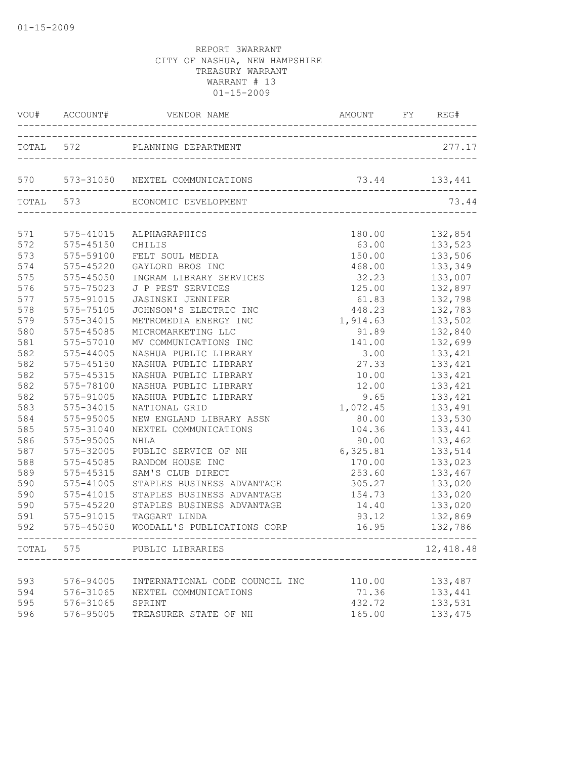REPORT 3WARRANT
CITY OF NASHUA, NEW HAMPSHIRE
TREASURY WARRANT
WARRANT # 13
01-15-2009

| VOU# | ACCOUNT# | VENDOR NAME | AMOUNT | FY | REG# |
|---|---|---|---|---|---|
| TOTAL | 572 | PLANNING DEPARTMENT | | | 277.17 |
| 570 | 573-31050 | NEXTEL COMMUNICATIONS | 73.44 | | 133,441 |
| TOTAL | 573 | ECONOMIC DEVELOPMENT | | | 73.44 |
| 571 | 575-41015 | ALPHAGRAPHICS | 180.00 | | 132,854 |
| 572 | 575-45150 | CHILIS | 63.00 | | 133,523 |
| 573 | 575-59100 | FELT SOUL MEDIA | 150.00 | | 133,506 |
| 574 | 575-45220 | GAYLORD BROS INC | 468.00 | | 133,349 |
| 575 | 575-45050 | INGRAM LIBRARY SERVICES | 32.23 | | 133,007 |
| 576 | 575-75023 | J P PEST SERVICES | 125.00 | | 132,897 |
| 577 | 575-91015 | JASINSKI JENNIFER | 61.83 | | 132,798 |
| 578 | 575-75105 | JOHNSON'S ELECTRIC INC | 448.23 | | 132,783 |
| 579 | 575-34015 | METROMEDIA ENERGY INC | 1,914.63 | | 133,502 |
| 580 | 575-45085 | MICROMARKETING LLC | 91.89 | | 132,840 |
| 581 | 575-57010 | MV COMMUNICATIONS INC | 141.00 | | 132,699 |
| 582 | 575-44005 | NASHUA PUBLIC LIBRARY | 3.00 | | 133,421 |
| 582 | 575-45150 | NASHUA PUBLIC LIBRARY | 27.33 | | 133,421 |
| 582 | 575-45315 | NASHUA PUBLIC LIBRARY | 10.00 | | 133,421 |
| 582 | 575-78100 | NASHUA PUBLIC LIBRARY | 12.00 | | 133,421 |
| 582 | 575-91005 | NASHUA PUBLIC LIBRARY | 9.65 | | 133,421 |
| 583 | 575-34015 | NATIONAL GRID | 1,072.45 | | 133,491 |
| 584 | 575-95005 | NEW ENGLAND LIBRARY ASSN | 80.00 | | 133,530 |
| 585 | 575-31040 | NEXTEL COMMUNICATIONS | 104.36 | | 133,441 |
| 586 | 575-95005 | NHLA | 90.00 | | 133,462 |
| 587 | 575-32005 | PUBLIC SERVICE OF NH | 6,325.81 | | 133,514 |
| 588 | 575-45085 | RANDOM HOUSE INC | 170.00 | | 133,023 |
| 589 | 575-45315 | SAM'S CLUB DIRECT | 253.60 | | 133,467 |
| 590 | 575-41005 | STAPLES BUSINESS ADVANTAGE | 305.27 | | 133,020 |
| 590 | 575-41015 | STAPLES BUSINESS ADVANTAGE | 154.73 | | 133,020 |
| 590 | 575-45220 | STAPLES BUSINESS ADVANTAGE | 14.40 | | 133,020 |
| 591 | 575-91015 | TAGGART LINDA | 93.12 | | 132,869 |
| 592 | 575-45050 | WOODALL'S PUBLICATIONS CORP | 16.95 | | 132,786 |
| TOTAL | 575 | PUBLIC LIBRARIES | | | 12,418.48 |
| 593 | 576-94005 | INTERNATIONAL CODE COUNCIL INC | 110.00 | | 133,487 |
| 594 | 576-31065 | NEXTEL COMMUNICATIONS | 71.36 | | 133,441 |
| 595 | 576-31065 | SPRINT | 432.72 | | 133,531 |
| 596 | 576-95005 | TREASURER STATE OF NH | 165.00 | | 133,475 |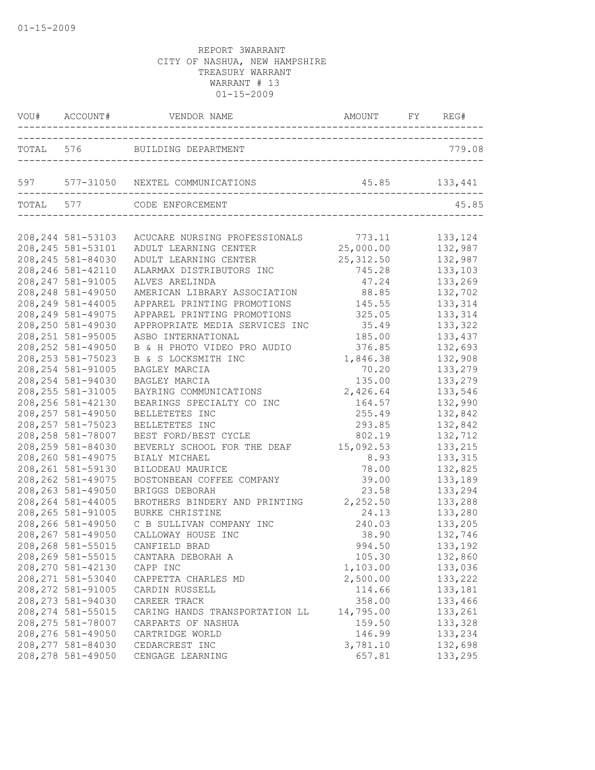01-15-2009

REPORT 3WARRANT
CITY OF NASHUA, NEW HAMPSHIRE
TREASURY WARRANT
WARRANT # 13
01-15-2009

| VOU# | ACCOUNT# | VENDOR NAME | AMOUNT | FY | REG# |
|---|---|---|---|---|---|
| TOTAL | 576 | BUILDING DEPARTMENT | | | 779.08 |
| 597 | 577-31050 | NEXTEL COMMUNICATIONS | 45.85 | | 133,441 |
| TOTAL | 577 | CODE ENFORCEMENT | | | 45.85 |
| 208,244 | 581-53103 | ACUCARE NURSING PROFESSIONALS | 773.11 | | 133,124 |
| 208,245 | 581-53101 | ADULT LEARNING CENTER | 25,000.00 | | 132,987 |
| 208,245 | 581-84030 | ADULT LEARNING CENTER | 25,312.50 | | 132,987 |
| 208,246 | 581-42110 | ALARMAX DISTRIBUTORS INC | 745.28 | | 133,103 |
| 208,247 | 581-91005 | ALVES ARELINDA | 47.24 | | 133,269 |
| 208,248 | 581-49050 | AMERICAN LIBRARY ASSOCIATION | 88.85 | | 132,702 |
| 208,249 | 581-44005 | APPAREL PRINTING PROMOTIONS | 145.55 | | 133,314 |
| 208,249 | 581-49075 | APPAREL PRINTING PROMOTIONS | 325.05 | | 133,314 |
| 208,250 | 581-49030 | APPROPRIATE MEDIA SERVICES INC | 35.49 | | 133,322 |
| 208,251 | 581-95005 | ASBO INTERNATIONAL | 185.00 | | 133,437 |
| 208,252 | 581-49050 | B & H PHOTO VIDEO PRO AUDIO | 376.85 | | 132,693 |
| 208,253 | 581-75023 | B & S LOCKSMITH INC | 1,846.38 | | 132,908 |
| 208,254 | 581-91005 | BAGLEY MARCIA | 70.20 | | 133,279 |
| 208,254 | 581-94030 | BAGLEY MARCIA | 135.00 | | 133,279 |
| 208,255 | 581-31005 | BAYRING COMMUNICATIONS | 2,426.64 | | 133,546 |
| 208,256 | 581-42130 | BEARINGS SPECIALTY CO INC | 164.57 | | 132,990 |
| 208,257 | 581-49050 | BELLETETES INC | 255.49 | | 132,842 |
| 208,257 | 581-75023 | BELLETETES INC | 293.85 | | 132,842 |
| 208,258 | 581-78007 | BEST FORD/BEST CYCLE | 802.19 | | 132,712 |
| 208,259 | 581-84030 | BEVERLY SCHOOL FOR THE DEAF | 15,092.53 | | 133,215 |
| 208,260 | 581-49075 | BIALY MICHAEL | 8.93 | | 133,315 |
| 208,261 | 581-59130 | BILODEAU MAURICE | 78.00 | | 132,825 |
| 208,262 | 581-49075 | BOSTONBEAN COFFEE COMPANY | 39.00 | | 133,189 |
| 208,263 | 581-49050 | BRIGGS DEBORAH | 23.58 | | 133,294 |
| 208,264 | 581-44005 | BROTHERS BINDERY AND PRINTING | 2,252.50 | | 133,288 |
| 208,265 | 581-91005 | BURKE CHRISTINE | 24.13 | | 133,280 |
| 208,266 | 581-49050 | C B SULLIVAN COMPANY INC | 240.03 | | 133,205 |
| 208,267 | 581-49050 | CALLOWAY HOUSE INC | 38.90 | | 132,746 |
| 208,268 | 581-55015 | CANFIELD BRAD | 994.50 | | 133,192 |
| 208,269 | 581-55015 | CANTARA DEBORAH A | 105.30 | | 132,860 |
| 208,270 | 581-42130 | CAPP INC | 1,103.00 | | 133,036 |
| 208,271 | 581-53040 | CAPPETTA CHARLES MD | 2,500.00 | | 133,222 |
| 208,272 | 581-91005 | CARDIN RUSSELL | 114.66 | | 133,181 |
| 208,273 | 581-94030 | CAREER TRACK | 358.00 | | 133,466 |
| 208,274 | 581-55015 | CARING HANDS TRANSPORTATION LL | 14,795.00 | | 133,261 |
| 208,275 | 581-78007 | CARPARTS OF NASHUA | 159.50 | | 133,328 |
| 208,276 | 581-49050 | CARTRIDGE WORLD | 146.99 | | 133,234 |
| 208,277 | 581-84030 | CEDARCREST INC | 3,781.10 | | 132,698 |
| 208,278 | 581-49050 | CENGAGE LEARNING | 657.81 | | 133,295 |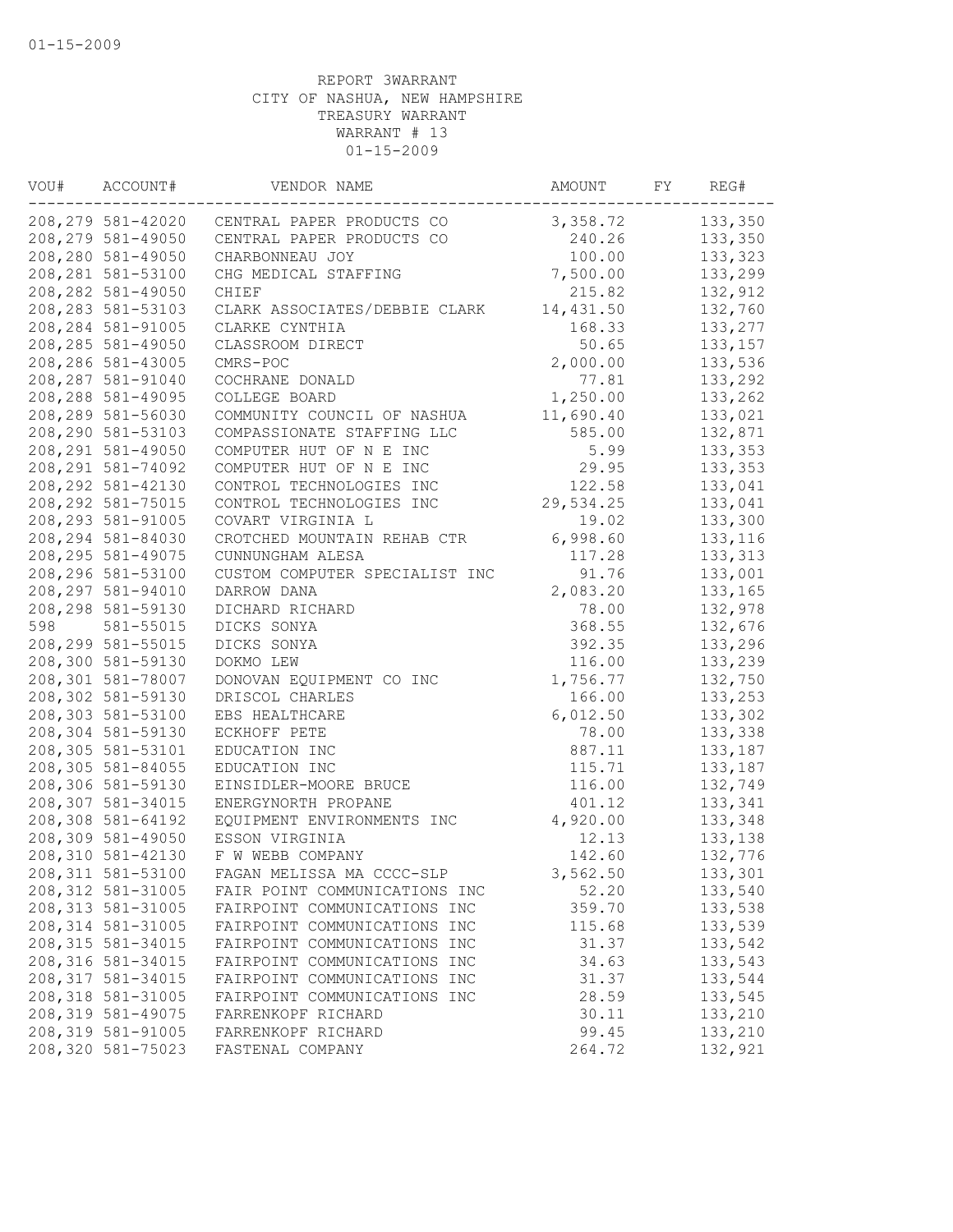REPORT 3WARRANT
CITY OF NASHUA, NEW HAMPSHIRE
TREASURY WARRANT
WARRANT # 13
01-15-2009

| VOU# | ACCOUNT# | VENDOR NAME | AMOUNT | FY | REG# |
|---|---|---|---|---|---|
| 208,279 | 581-42020 | CENTRAL PAPER PRODUCTS CO | 3,358.72 | | 133,350 |
| 208,279 | 581-49050 | CENTRAL PAPER PRODUCTS CO | 240.26 | | 133,350 |
| 208,280 | 581-49050 | CHARBONNEAU JOY | 100.00 | | 133,323 |
| 208,281 | 581-53100 | CHG MEDICAL STAFFING | 7,500.00 | | 133,299 |
| 208,282 | 581-49050 | CHIEF | 215.82 | | 132,912 |
| 208,283 | 581-53103 | CLARK ASSOCIATES/DEBBIE CLARK | 14,431.50 | | 132,760 |
| 208,284 | 581-91005 | CLARKE CYNTHIA | 168.33 | | 133,277 |
| 208,285 | 581-49050 | CLASSROOM DIRECT | 50.65 | | 133,157 |
| 208,286 | 581-43005 | CMRS-POC | 2,000.00 | | 133,536 |
| 208,287 | 581-91040 | COCHRANE DONALD | 77.81 | | 133,292 |
| 208,288 | 581-49095 | COLLEGE BOARD | 1,250.00 | | 133,262 |
| 208,289 | 581-56030 | COMMUNITY COUNCIL OF NASHUA | 11,690.40 | | 133,021 |
| 208,290 | 581-53103 | COMPASSIONATE STAFFING LLC | 585.00 | | 132,871 |
| 208,291 | 581-49050 | COMPUTER HUT OF N E INC | 5.99 | | 133,353 |
| 208,291 | 581-74092 | COMPUTER HUT OF N E INC | 29.95 | | 133,353 |
| 208,292 | 581-42130 | CONTROL TECHNOLOGIES INC | 122.58 | | 133,041 |
| 208,292 | 581-75015 | CONTROL TECHNOLOGIES INC | 29,534.25 | | 133,041 |
| 208,293 | 581-91005 | COVART VIRGINIA L | 19.02 | | 133,300 |
| 208,294 | 581-84030 | CROTCHED MOUNTAIN REHAB CTR | 6,998.60 | | 133,116 |
| 208,295 | 581-49075 | CUNNUNGHAM ALESA | 117.28 | | 133,313 |
| 208,296 | 581-53100 | CUSTOM COMPUTER SPECIALIST INC | 91.76 | | 133,001 |
| 208,297 | 581-94010 | DARROW DANA | 2,083.20 | | 133,165 |
| 208,298 | 581-59130 | DICHARD RICHARD | 78.00 | | 132,978 |
| 598 | 581-55015 | DICKS SONYA | 368.55 | | 132,676 |
| 208,299 | 581-55015 | DICKS SONYA | 392.35 | | 133,296 |
| 208,300 | 581-59130 | DOKMO LEW | 116.00 | | 133,239 |
| 208,301 | 581-78007 | DONOVAN EQUIPMENT CO INC | 1,756.77 | | 132,750 |
| 208,302 | 581-59130 | DRISCOL CHARLES | 166.00 | | 133,253 |
| 208,303 | 581-53100 | EBS HEALTHCARE | 6,012.50 | | 133,302 |
| 208,304 | 581-59130 | ECKHOFF PETE | 78.00 | | 133,338 |
| 208,305 | 581-53101 | EDUCATION INC | 887.11 | | 133,187 |
| 208,305 | 581-84055 | EDUCATION INC | 115.71 | | 133,187 |
| 208,306 | 581-59130 | EINSIDLER-MOORE BRUCE | 116.00 | | 132,749 |
| 208,307 | 581-34015 | ENERGYNORTH PROPANE | 401.12 | | 133,341 |
| 208,308 | 581-64192 | EQUIPMENT ENVIRONMENTS INC | 4,920.00 | | 133,348 |
| 208,309 | 581-49050 | ESSON VIRGINIA | 12.13 | | 133,138 |
| 208,310 | 581-42130 | F W WEBB COMPANY | 142.60 | | 132,776 |
| 208,311 | 581-53100 | FAGAN MELISSA MA CCCC-SLP | 3,562.50 | | 133,301 |
| 208,312 | 581-31005 | FAIR POINT COMMUNICATIONS INC | 52.20 | | 133,540 |
| 208,313 | 581-31005 | FAIRPOINT COMMUNICATIONS INC | 359.70 | | 133,538 |
| 208,314 | 581-31005 | FAIRPOINT COMMUNICATIONS INC | 115.68 | | 133,539 |
| 208,315 | 581-34015 | FAIRPOINT COMMUNICATIONS INC | 31.37 | | 133,542 |
| 208,316 | 581-34015 | FAIRPOINT COMMUNICATIONS INC | 34.63 | | 133,543 |
| 208,317 | 581-34015 | FAIRPOINT COMMUNICATIONS INC | 31.37 | | 133,544 |
| 208,318 | 581-31005 | FAIRPOINT COMMUNICATIONS INC | 28.59 | | 133,545 |
| 208,319 | 581-49075 | FARRENKOPF RICHARD | 30.11 | | 133,210 |
| 208,319 | 581-91005 | FARRENKOPF RICHARD | 99.45 | | 133,210 |
| 208,320 | 581-75023 | FASTENAL COMPANY | 264.72 | | 132,921 |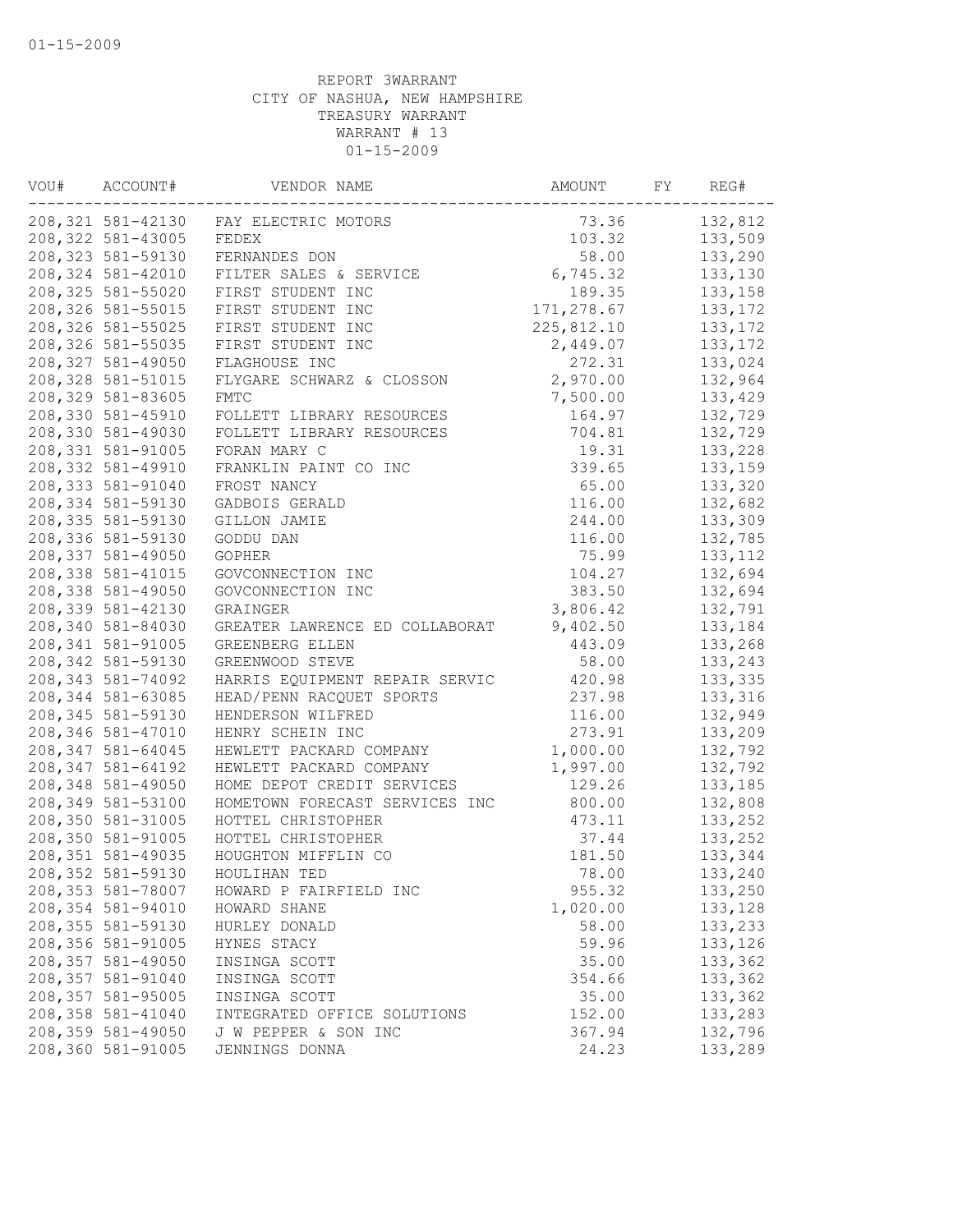REPORT 3WARRANT
CITY OF NASHUA, NEW HAMPSHIRE
TREASURY WARRANT
WARRANT # 13
01-15-2009

| VOU# | ACCOUNT# | VENDOR NAME | AMOUNT | FY | REG# |
|---|---|---|---|---|---|
| 208,321 | 581-42130 | FAY ELECTRIC MOTORS | 73.36 | | 132,812 |
| 208,322 | 581-43005 | FEDEX | 103.32 | | 133,509 |
| 208,323 | 581-59130 | FERNANDES DON | 58.00 | | 133,290 |
| 208,324 | 581-42010 | FILTER SALES & SERVICE | 6,745.32 | | 133,130 |
| 208,325 | 581-55020 | FIRST STUDENT INC | 189.35 | | 133,158 |
| 208,326 | 581-55015 | FIRST STUDENT INC | 171,278.67 | | 133,172 |
| 208,326 | 581-55025 | FIRST STUDENT INC | 225,812.10 | | 133,172 |
| 208,326 | 581-55035 | FIRST STUDENT INC | 2,449.07 | | 133,172 |
| 208,327 | 581-49050 | FLAGHOUSE INC | 272.31 | | 133,024 |
| 208,328 | 581-51015 | FLYGARE SCHWARZ & CLOSSON | 2,970.00 | | 132,964 |
| 208,329 | 581-83605 | FMTC | 7,500.00 | | 133,429 |
| 208,330 | 581-45910 | FOLLETT LIBRARY RESOURCES | 164.97 | | 132,729 |
| 208,330 | 581-49030 | FOLLETT LIBRARY RESOURCES | 704.81 | | 132,729 |
| 208,331 | 581-91005 | FORAN MARY C | 19.31 | | 133,228 |
| 208,332 | 581-49910 | FRANKLIN PAINT CO INC | 339.65 | | 133,159 |
| 208,333 | 581-91040 | FROST NANCY | 65.00 | | 133,320 |
| 208,334 | 581-59130 | GADBOIS GERALD | 116.00 | | 132,682 |
| 208,335 | 581-59130 | GILLON JAMIE | 244.00 | | 133,309 |
| 208,336 | 581-59130 | GODDU DAN | 116.00 | | 132,785 |
| 208,337 | 581-49050 | GOPHER | 75.99 | | 133,112 |
| 208,338 | 581-41015 | GOVCONNECTION INC | 104.27 | | 132,694 |
| 208,338 | 581-49050 | GOVCONNECTION INC | 383.50 | | 132,694 |
| 208,339 | 581-42130 | GRAINGER | 3,806.42 | | 132,791 |
| 208,340 | 581-84030 | GREATER LAWRENCE ED COLLABORAT | 9,402.50 | | 133,184 |
| 208,341 | 581-91005 | GREENBERG ELLEN | 443.09 | | 133,268 |
| 208,342 | 581-59130 | GREENWOOD STEVE | 58.00 | | 133,243 |
| 208,343 | 581-74092 | HARRIS EQUIPMENT REPAIR SERVIC | 420.98 | | 133,335 |
| 208,344 | 581-63085 | HEAD/PENN RACQUET SPORTS | 237.98 | | 133,316 |
| 208,345 | 581-59130 | HENDERSON WILFRED | 116.00 | | 132,949 |
| 208,346 | 581-47010 | HENRY SCHEIN INC | 273.91 | | 133,209 |
| 208,347 | 581-64045 | HEWLETT PACKARD COMPANY | 1,000.00 | | 132,792 |
| 208,347 | 581-64192 | HEWLETT PACKARD COMPANY | 1,997.00 | | 132,792 |
| 208,348 | 581-49050 | HOME DEPOT CREDIT SERVICES | 129.26 | | 133,185 |
| 208,349 | 581-53100 | HOMETOWN FORECAST SERVICES INC | 800.00 | | 132,808 |
| 208,350 | 581-31005 | HOTTEL CHRISTOPHER | 473.11 | | 133,252 |
| 208,350 | 581-91005 | HOTTEL CHRISTOPHER | 37.44 | | 133,252 |
| 208,351 | 581-49035 | HOUGHTON MIFFLIN CO | 181.50 | | 133,344 |
| 208,352 | 581-59130 | HOULIHAN TED | 78.00 | | 133,240 |
| 208,353 | 581-78007 | HOWARD P FAIRFIELD INC | 955.32 | | 133,250 |
| 208,354 | 581-94010 | HOWARD SHANE | 1,020.00 | | 133,128 |
| 208,355 | 581-59130 | HURLEY DONALD | 58.00 | | 133,233 |
| 208,356 | 581-91005 | HYNES STACY | 59.96 | | 133,126 |
| 208,357 | 581-49050 | INSINGA SCOTT | 35.00 | | 133,362 |
| 208,357 | 581-91040 | INSINGA SCOTT | 354.66 | | 133,362 |
| 208,357 | 581-95005 | INSINGA SCOTT | 35.00 | | 133,362 |
| 208,358 | 581-41040 | INTEGRATED OFFICE SOLUTIONS | 152.00 | | 133,283 |
| 208,359 | 581-49050 | J W PEPPER & SON INC | 367.94 | | 132,796 |
| 208,360 | 581-91005 | JENNINGS DONNA | 24.23 | | 133,289 |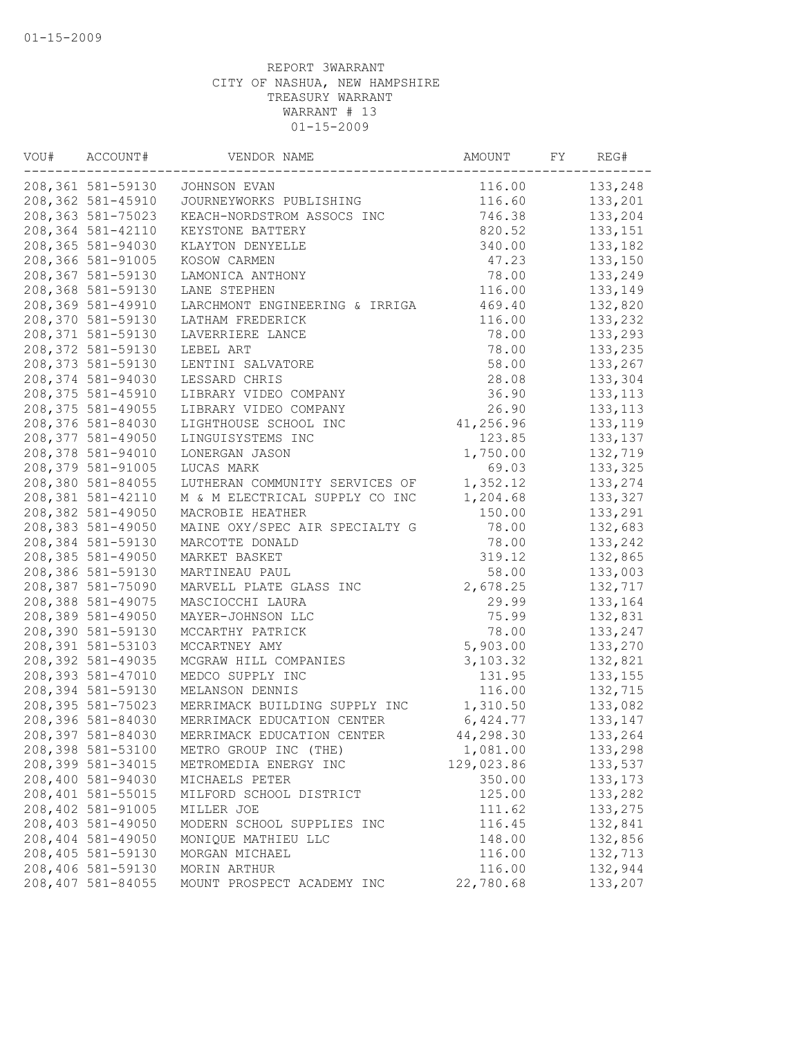REPORT 3WARRANT
CITY OF NASHUA, NEW HAMPSHIRE
TREASURY WARRANT
WARRANT # 13
01-15-2009

| VOU# | ACCOUNT# | VENDOR NAME | AMOUNT | FY | REG# |
|---|---|---|---|---|---|
| 208,361 | 581-59130 | JOHNSON EVAN | 116.00 | | 133,248 |
| 208,362 | 581-45910 | JOURNEYWORKS PUBLISHING | 116.60 | | 133,201 |
| 208,363 | 581-75023 | KEACH-NORDSTROM ASSOCS INC | 746.38 | | 133,204 |
| 208,364 | 581-42110 | KEYSTONE BATTERY | 820.52 | | 133,151 |
| 208,365 | 581-94030 | KLAYTON DENYELLE | 340.00 | | 133,182 |
| 208,366 | 581-91005 | KOSOW CARMEN | 47.23 | | 133,150 |
| 208,367 | 581-59130 | LAMONICA ANTHONY | 78.00 | | 133,249 |
| 208,368 | 581-59130 | LANE STEPHEN | 116.00 | | 133,149 |
| 208,369 | 581-49910 | LARCHMONT ENGINEERING & IRRIGA | 469.40 | | 132,820 |
| 208,370 | 581-59130 | LATHAM FREDERICK | 116.00 | | 133,232 |
| 208,371 | 581-59130 | LAVERRIERE LANCE | 78.00 | | 133,293 |
| 208,372 | 581-59130 | LEBEL ART | 78.00 | | 133,235 |
| 208,373 | 581-59130 | LENTINI SALVATORE | 58.00 | | 133,267 |
| 208,374 | 581-94030 | LESSARD CHRIS | 28.08 | | 133,304 |
| 208,375 | 581-45910 | LIBRARY VIDEO COMPANY | 36.90 | | 133,113 |
| 208,375 | 581-49055 | LIBRARY VIDEO COMPANY | 26.90 | | 133,113 |
| 208,376 | 581-84030 | LIGHTHOUSE SCHOOL INC | 41,256.96 | | 133,119 |
| 208,377 | 581-49050 | LINGUISYSTEMS INC | 123.85 | | 133,137 |
| 208,378 | 581-94010 | LONERGAN JASON | 1,750.00 | | 132,719 |
| 208,379 | 581-91005 | LUCAS MARK | 69.03 | | 133,325 |
| 208,380 | 581-84055 | LUTHERAN COMMUNITY SERVICES OF | 1,352.12 | | 133,274 |
| 208,381 | 581-42110 | M & M ELECTRICAL SUPPLY CO INC | 1,204.68 | | 133,327 |
| 208,382 | 581-49050 | MACROBIE HEATHER | 150.00 | | 133,291 |
| 208,383 | 581-49050 | MAINE OXY/SPEC AIR SPECIALTY G | 78.00 | | 132,683 |
| 208,384 | 581-59130 | MARCOTTE DONALD | 78.00 | | 133,242 |
| 208,385 | 581-49050 | MARKET BASKET | 319.12 | | 132,865 |
| 208,386 | 581-59130 | MARTINEAU PAUL | 58.00 | | 133,003 |
| 208,387 | 581-75090 | MARVELL PLATE GLASS INC | 2,678.25 | | 132,717 |
| 208,388 | 581-49075 | MASCIOCCHI LAURA | 29.99 | | 133,164 |
| 208,389 | 581-49050 | MAYER-JOHNSON LLC | 75.99 | | 132,831 |
| 208,390 | 581-59130 | MCCARTHY PATRICK | 78.00 | | 133,247 |
| 208,391 | 581-53103 | MCCARTNEY AMY | 5,903.00 | | 133,270 |
| 208,392 | 581-49035 | MCGRAW HILL COMPANIES | 3,103.32 | | 132,821 |
| 208,393 | 581-47010 | MEDCO SUPPLY INC | 131.95 | | 133,155 |
| 208,394 | 581-59130 | MELANSON DENNIS | 116.00 | | 132,715 |
| 208,395 | 581-75023 | MERRIMACK BUILDING SUPPLY INC | 1,310.50 | | 133,082 |
| 208,396 | 581-84030 | MERRIMACK EDUCATION CENTER | 6,424.77 | | 133,147 |
| 208,397 | 581-84030 | MERRIMACK EDUCATION CENTER | 44,298.30 | | 133,264 |
| 208,398 | 581-53100 | METRO GROUP INC (THE) | 1,081.00 | | 133,298 |
| 208,399 | 581-34015 | METROMEDIA ENERGY INC | 129,023.86 | | 133,537 |
| 208,400 | 581-94030 | MICHAELS PETER | 350.00 | | 133,173 |
| 208,401 | 581-55015 | MILFORD SCHOOL DISTRICT | 125.00 | | 133,282 |
| 208,402 | 581-91005 | MILLER JOE | 111.62 | | 133,275 |
| 208,403 | 581-49050 | MODERN SCHOOL SUPPLIES INC | 116.45 | | 132,841 |
| 208,404 | 581-49050 | MONIQUE MATHIEU LLC | 148.00 | | 132,856 |
| 208,405 | 581-59130 | MORGAN MICHAEL | 116.00 | | 132,713 |
| 208,406 | 581-59130 | MORIN ARTHUR | 116.00 | | 132,944 |
| 208,407 | 581-84055 | MOUNT PROSPECT ACADEMY INC | 22,780.68 | | 133,207 |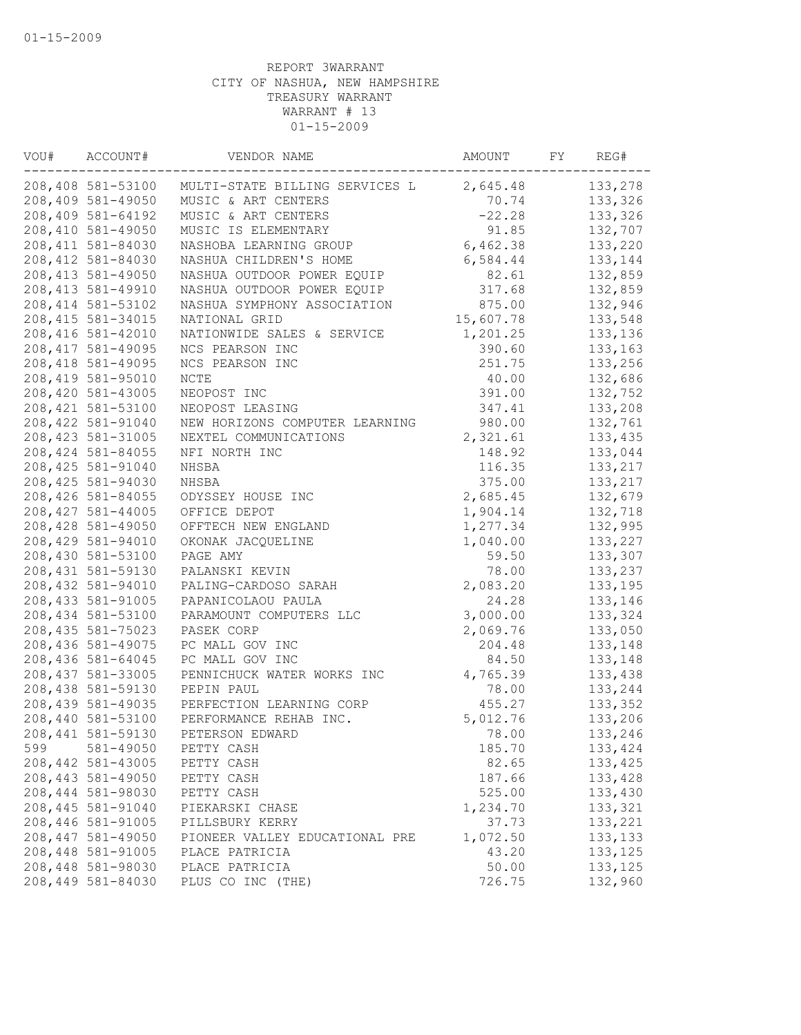01-15-2009

REPORT 3WARRANT
CITY OF NASHUA, NEW HAMPSHIRE
TREASURY WARRANT
WARRANT # 13
01-15-2009

| VOU# | ACCOUNT# | VENDOR NAME | AMOUNT | FY | REG# |
|---|---|---|---|---|---|
| 208,408 | 581-53100 | MULTI-STATE BILLING SERVICES L | 2,645.48 | | 133,278 |
| 208,409 | 581-49050 | MUSIC & ART CENTERS | 70.74 | | 133,326 |
| 208,409 | 581-64192 | MUSIC & ART CENTERS | -22.28 | | 133,326 |
| 208,410 | 581-49050 | MUSIC IS ELEMENTARY | 91.85 | | 132,707 |
| 208,411 | 581-84030 | NASHOBA LEARNING GROUP | 6,462.38 | | 133,220 |
| 208,412 | 581-84030 | NASHUA CHILDREN'S HOME | 6,584.44 | | 133,144 |
| 208,413 | 581-49050 | NASHUA OUTDOOR POWER EQUIP | 82.61 | | 132,859 |
| 208,413 | 581-49910 | NASHUA OUTDOOR POWER EQUIP | 317.68 | | 132,859 |
| 208,414 | 581-53102 | NASHUA SYMPHONY ASSOCIATION | 875.00 | | 132,946 |
| 208,415 | 581-34015 | NATIONAL GRID | 15,607.78 | | 133,548 |
| 208,416 | 581-42010 | NATIONWIDE SALES & SERVICE | 1,201.25 | | 133,136 |
| 208,417 | 581-49095 | NCS PEARSON INC | 390.60 | | 133,163 |
| 208,418 | 581-49095 | NCS PEARSON INC | 251.75 | | 133,256 |
| 208,419 | 581-95010 | NCTE | 40.00 | | 132,686 |
| 208,420 | 581-43005 | NEOPOST INC | 391.00 | | 132,752 |
| 208,421 | 581-53100 | NEOPOST LEASING | 347.41 | | 133,208 |
| 208,422 | 581-91040 | NEW HORIZONS COMPUTER LEARNING | 980.00 | | 132,761 |
| 208,423 | 581-31005 | NEXTEL COMMUNICATIONS | 2,321.61 | | 133,435 |
| 208,424 | 581-84055 | NFI NORTH INC | 148.92 | | 133,044 |
| 208,425 | 581-91040 | NHSBA | 116.35 | | 133,217 |
| 208,425 | 581-94030 | NHSBA | 375.00 | | 133,217 |
| 208,426 | 581-84055 | ODYSSEY HOUSE INC | 2,685.45 | | 132,679 |
| 208,427 | 581-44005 | OFFICE DEPOT | 1,904.14 | | 132,718 |
| 208,428 | 581-49050 | OFFTECH NEW ENGLAND | 1,277.34 | | 132,995 |
| 208,429 | 581-94010 | OKONAK JACQUELINE | 1,040.00 | | 133,227 |
| 208,430 | 581-53100 | PAGE AMY | 59.50 | | 133,307 |
| 208,431 | 581-59130 | PALANSKI KEVIN | 78.00 | | 133,237 |
| 208,432 | 581-94010 | PALING-CARDOSO SARAH | 2,083.20 | | 133,195 |
| 208,433 | 581-91005 | PAPANICOLAOU PAULA | 24.28 | | 133,146 |
| 208,434 | 581-53100 | PARAMOUNT COMPUTERS LLC | 3,000.00 | | 133,324 |
| 208,435 | 581-75023 | PASEK CORP | 2,069.76 | | 133,050 |
| 208,436 | 581-49075 | PC MALL GOV INC | 204.48 | | 133,148 |
| 208,436 | 581-64045 | PC MALL GOV INC | 84.50 | | 133,148 |
| 208,437 | 581-33005 | PENNICHUCK WATER WORKS INC | 4,765.39 | | 133,438 |
| 208,438 | 581-59130 | PEPIN PAUL | 78.00 | | 133,244 |
| 208,439 | 581-49035 | PERFECTION LEARNING CORP | 455.27 | | 133,352 |
| 208,440 | 581-53100 | PERFORMANCE REHAB INC. | 5,012.76 | | 133,206 |
| 208,441 | 581-59130 | PETERSON EDWARD | 78.00 | | 133,246 |
| 599 | 581-49050 | PETTY CASH | 185.70 | | 133,424 |
| 208,442 | 581-43005 | PETTY CASH | 82.65 | | 133,425 |
| 208,443 | 581-49050 | PETTY CASH | 187.66 | | 133,428 |
| 208,444 | 581-98030 | PETTY CASH | 525.00 | | 133,430 |
| 208,445 | 581-91040 | PIEKARSKI CHASE | 1,234.70 | | 133,321 |
| 208,446 | 581-91005 | PILLSBURY KERRY | 37.73 | | 133,221 |
| 208,447 | 581-49050 | PIONEER VALLEY EDUCATIONAL PRE | 1,072.50 | | 133,133 |
| 208,448 | 581-91005 | PLACE PATRICIA | 43.20 | | 133,125 |
| 208,448 | 581-98030 | PLACE PATRICIA | 50.00 | | 133,125 |
| 208,449 | 581-84030 | PLUS CO INC (THE) | 726.75 | | 132,960 |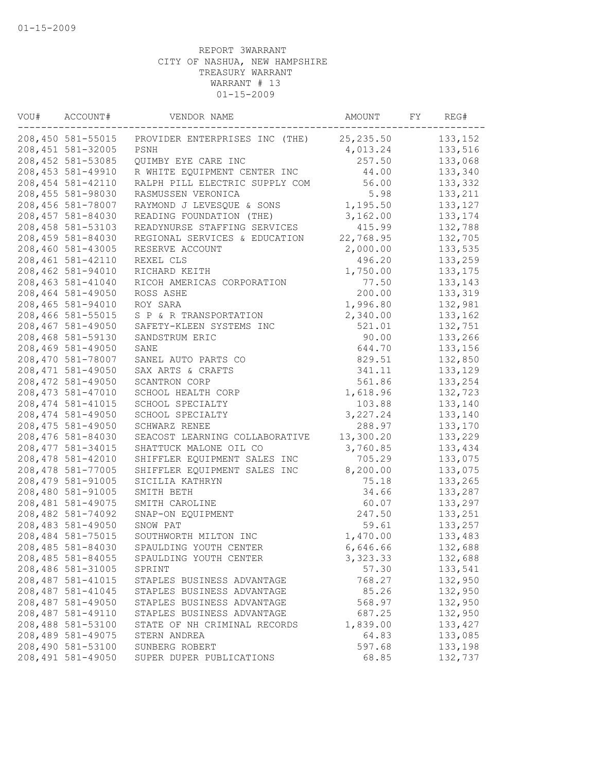01-15-2009

REPORT 3WARRANT
CITY OF NASHUA, NEW HAMPSHIRE
TREASURY WARRANT
WARRANT # 13
01-15-2009

| VOU# | ACCOUNT# | VENDOR NAME | AMOUNT | FY | REG# |
|---|---|---|---|---|---|
| 208,450 | 581-55015 | PROVIDER ENTERPRISES INC (THE) | 25,235.50 | | 133,152 |
| 208,451 | 581-32005 | PSNH | 4,013.24 | | 133,516 |
| 208,452 | 581-53085 | QUIMBY EYE CARE INC | 257.50 | | 133,068 |
| 208,453 | 581-49910 | R WHITE EQUIPMENT CENTER INC | 44.00 | | 133,340 |
| 208,454 | 581-42110 | RALPH PILL ELECTRIC SUPPLY COM | 56.00 | | 133,332 |
| 208,455 | 581-98030 | RASMUSSEN VERONICA | 5.98 | | 133,211 |
| 208,456 | 581-78007 | RAYMOND J LEVESQUE & SONS | 1,195.50 | | 133,127 |
| 208,457 | 581-84030 | READING FOUNDATION (THE) | 3,162.00 | | 133,174 |
| 208,458 | 581-53103 | READYNURSE STAFFING SERVICES | 415.99 | | 132,788 |
| 208,459 | 581-84030 | REGIONAL SERVICES & EDUCATION | 22,768.95 | | 132,705 |
| 208,460 | 581-43005 | RESERVE ACCOUNT | 2,000.00 | | 133,535 |
| 208,461 | 581-42110 | REXEL CLS | 496.20 | | 133,259 |
| 208,462 | 581-94010 | RICHARD KEITH | 1,750.00 | | 133,175 |
| 208,463 | 581-41040 | RICOH AMERICAS CORPORATION | 77.50 | | 133,143 |
| 208,464 | 581-49050 | ROSS ASHE | 200.00 | | 133,319 |
| 208,465 | 581-94010 | ROY SARA | 1,996.80 | | 132,981 |
| 208,466 | 581-55015 | S P & R TRANSPORTATION | 2,340.00 | | 133,162 |
| 208,467 | 581-49050 | SAFETY-KLEEN SYSTEMS INC | 521.01 | | 132,751 |
| 208,468 | 581-59130 | SANDSTRUM ERIC | 90.00 | | 133,266 |
| 208,469 | 581-49050 | SANE | 644.70 | | 133,156 |
| 208,470 | 581-78007 | SANEL AUTO PARTS CO | 829.51 | | 132,850 |
| 208,471 | 581-49050 | SAX ARTS & CRAFTS | 341.11 | | 133,129 |
| 208,472 | 581-49050 | SCANTRON CORP | 561.86 | | 133,254 |
| 208,473 | 581-47010 | SCHOOL HEALTH CORP | 1,618.96 | | 132,723 |
| 208,474 | 581-41015 | SCHOOL SPECIALTY | 103.88 | | 133,140 |
| 208,474 | 581-49050 | SCHOOL SPECIALTY | 3,227.24 | | 133,140 |
| 208,475 | 581-49050 | SCHWARZ RENEE | 288.97 | | 133,170 |
| 208,476 | 581-84030 | SEACOST LEARNING COLLABORATIVE | 13,300.20 | | 133,229 |
| 208,477 | 581-34015 | SHATTUCK MALONE OIL CO | 3,760.85 | | 133,434 |
| 208,478 | 581-42010 | SHIFFLER EQUIPMENT SALES INC | 705.29 | | 133,075 |
| 208,478 | 581-77005 | SHIFFLER EQUIPMENT SALES INC | 8,200.00 | | 133,075 |
| 208,479 | 581-91005 | SICILIA KATHRYN | 75.18 | | 133,265 |
| 208,480 | 581-91005 | SMITH BETH | 34.66 | | 133,287 |
| 208,481 | 581-49075 | SMITH CAROLINE | 60.07 | | 133,297 |
| 208,482 | 581-74092 | SNAP-ON EQUIPMENT | 247.50 | | 133,251 |
| 208,483 | 581-49050 | SNOW PAT | 59.61 | | 133,257 |
| 208,484 | 581-75015 | SOUTHWORTH MILTON INC | 1,470.00 | | 133,483 |
| 208,485 | 581-84030 | SPAULDING YOUTH CENTER | 6,646.66 | | 132,688 |
| 208,485 | 581-84055 | SPAULDING YOUTH CENTER | 3,323.33 | | 132,688 |
| 208,486 | 581-31005 | SPRINT | 57.30 | | 133,541 |
| 208,487 | 581-41015 | STAPLES BUSINESS ADVANTAGE | 768.27 | | 132,950 |
| 208,487 | 581-41045 | STAPLES BUSINESS ADVANTAGE | 85.26 | | 132,950 |
| 208,487 | 581-49050 | STAPLES BUSINESS ADVANTAGE | 568.97 | | 132,950 |
| 208,487 | 581-49110 | STAPLES BUSINESS ADVANTAGE | 687.25 | | 132,950 |
| 208,488 | 581-53100 | STATE OF NH CRIMINAL RECORDS | 1,839.00 | | 133,427 |
| 208,489 | 581-49075 | STERN ANDREA | 64.83 | | 133,085 |
| 208,490 | 581-53100 | SUNBERG ROBERT | 597.68 | | 133,198 |
| 208,491 | 581-49050 | SUPER DUPER PUBLICATIONS | 68.85 | | 132,737 |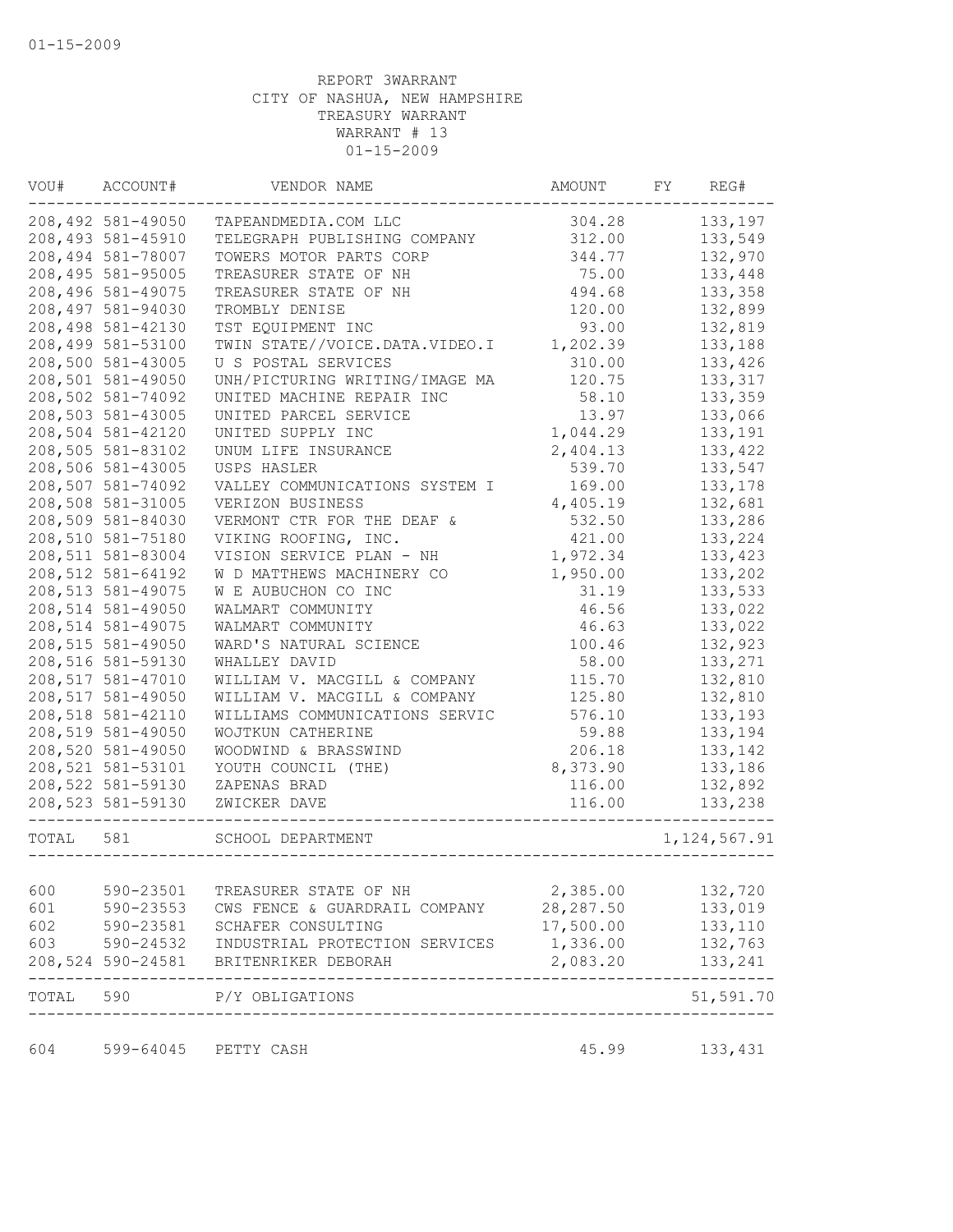01-15-2009

REPORT 3WARRANT
CITY OF NASHUA, NEW HAMPSHIRE
TREASURY WARRANT
WARRANT # 13
01-15-2009

| VOU# | ACCOUNT# | VENDOR NAME | AMOUNT | FY | REG# |
|---|---|---|---|---|---|
| 208,492 | 581-49050 | TAPEANDMEDIA.COM LLC | 304.28 | | 133,197 |
| 208,493 | 581-45910 | TELEGRAPH PUBLISHING COMPANY | 312.00 | | 133,549 |
| 208,494 | 581-78007 | TOWERS MOTOR PARTS CORP | 344.77 | | 132,970 |
| 208,495 | 581-95005 | TREASURER STATE OF NH | 75.00 | | 133,448 |
| 208,496 | 581-49075 | TREASURER STATE OF NH | 494.68 | | 133,358 |
| 208,497 | 581-94030 | TROMBLY DENISE | 120.00 | | 132,899 |
| 208,498 | 581-42130 | TST EQUIPMENT INC | 93.00 | | 132,819 |
| 208,499 | 581-53100 | TWIN STATE//VOICE.DATA.VIDEO.I | 1,202.39 | | 133,188 |
| 208,500 | 581-43005 | U S POSTAL SERVICES | 310.00 | | 133,426 |
| 208,501 | 581-49050 | UNH/PICTURING WRITING/IMAGE MA | 120.75 | | 133,317 |
| 208,502 | 581-74092 | UNITED MACHINE REPAIR INC | 58.10 | | 133,359 |
| 208,503 | 581-43005 | UNITED PARCEL SERVICE | 13.97 | | 133,066 |
| 208,504 | 581-42120 | UNITED SUPPLY INC | 1,044.29 | | 133,191 |
| 208,505 | 581-83102 | UNUM LIFE INSURANCE | 2,404.13 | | 133,422 |
| 208,506 | 581-43005 | USPS HASLER | 539.70 | | 133,547 |
| 208,507 | 581-74092 | VALLEY COMMUNICATIONS SYSTEM I | 169.00 | | 133,178 |
| 208,508 | 581-31005 | VERIZON BUSINESS | 4,405.19 | | 132,681 |
| 208,509 | 581-84030 | VERMONT CTR FOR THE DEAF & | 532.50 | | 133,286 |
| 208,510 | 581-75180 | VIKING ROOFING, INC. | 421.00 | | 133,224 |
| 208,511 | 581-83004 | VISION SERVICE PLAN - NH | 1,972.34 | | 133,423 |
| 208,512 | 581-64192 | W D MATTHEWS MACHINERY CO | 1,950.00 | | 133,202 |
| 208,513 | 581-49075 | W E AUBUCHON CO INC | 31.19 | | 133,533 |
| 208,514 | 581-49050 | WALMART COMMUNITY | 46.56 | | 133,022 |
| 208,514 | 581-49075 | WALMART COMMUNITY | 46.63 | | 133,022 |
| 208,515 | 581-49050 | WARD'S NATURAL SCIENCE | 100.46 | | 132,923 |
| 208,516 | 581-59130 | WHALLEY DAVID | 58.00 | | 133,271 |
| 208,517 | 581-47010 | WILLIAM V. MACGILL & COMPANY | 115.70 | | 132,810 |
| 208,517 | 581-49050 | WILLIAM V. MACGILL & COMPANY | 125.80 | | 132,810 |
| 208,518 | 581-42110 | WILLIAMS COMMUNICATIONS SERVIC | 576.10 | | 133,193 |
| 208,519 | 581-49050 | WOJTKUN CATHERINE | 59.88 | | 133,194 |
| 208,520 | 581-49050 | WOODWIND & BRASSWIND | 206.18 | | 133,142 |
| 208,521 | 581-53101 | YOUTH COUNCIL (THE) | 8,373.90 | | 133,186 |
| 208,522 | 581-59130 | ZAPENAS BRAD | 116.00 | | 132,892 |
| 208,523 | 581-59130 | ZWICKER DAVE | 116.00 | | 133,238 |
| TOTAL | 581 | SCHOOL DEPARTMENT | | | 1,124,567.91 |
| 600 | 590-23501 | TREASURER STATE OF NH | 2,385.00 | | 132,720 |
| 601 | 590-23553 | CWS FENCE & GUARDRAIL COMPANY | 28,287.50 | | 133,019 |
| 602 | 590-23581 | SCHAFER CONSULTING | 17,500.00 | | 133,110 |
| 603 | 590-24532 | INDUSTRIAL PROTECTION SERVICES | 1,336.00 | | 132,763 |
| 208,524 | 590-24581 | BRITENRIKER DEBORAH | 2,083.20 | | 133,241 |
| TOTAL | 590 | P/Y OBLIGATIONS | | | 51,591.70 |
| 604 | 599-64045 | PETTY CASH | 45.99 | | 133,431 |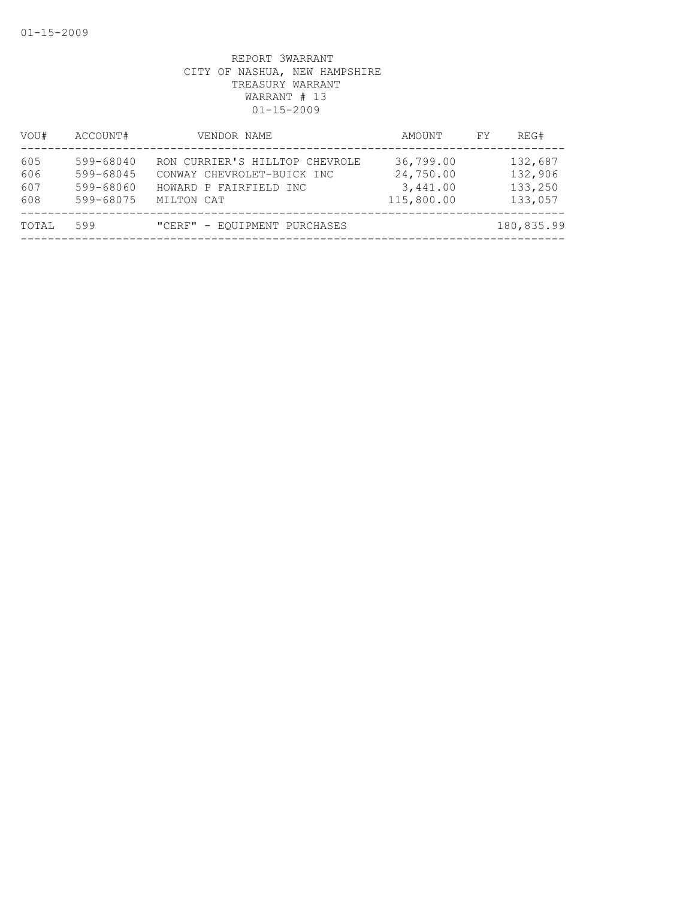REPORT 3WARRANT
CITY OF NASHUA, NEW HAMPSHIRE
TREASURY WARRANT
WARRANT # 13
01-15-2009

| VOU# | ACCOUNT# | VENDOR NAME | AMOUNT | FY | REG# |
|---|---|---|---|---|---|
| 605 | 599-68040 | RON CURRIER'S HILLTOP CHEVROLE | 36,799.00 | | 132,687 |
| 606 | 599-68045 | CONWAY CHEVROLET-BUICK INC | 24,750.00 | | 132,906 |
| 607 | 599-68060 | HOWARD P FAIRFIELD INC | 3,441.00 | | 133,250 |
| 608 | 599-68075 | MILTON CAT | 115,800.00 | | 133,057 |
| TOTAL | 599 | "CERF" - EQUIPMENT PURCHASES | | | 180,835.99 |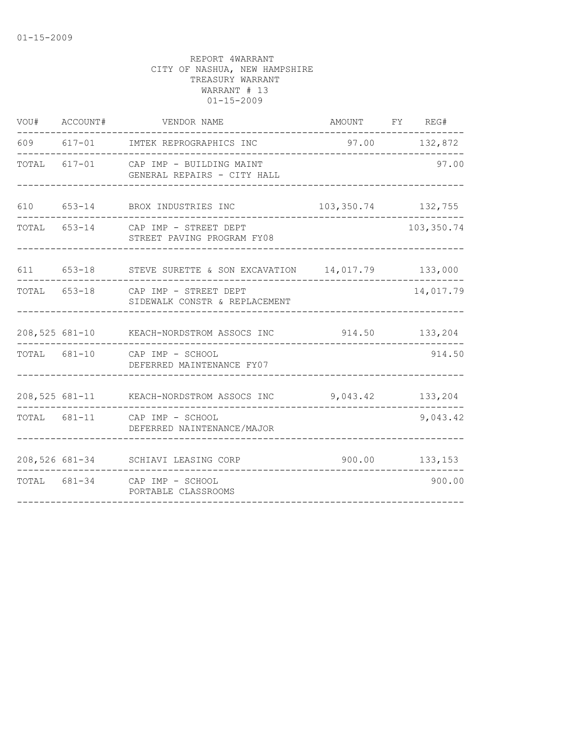01-15-2009

REPORT 4WARRANT
CITY OF NASHUA, NEW HAMPSHIRE
TREASURY WARRANT
WARRANT # 13
01-15-2009

| VOU# | ACCOUNT# | VENDOR NAME | AMOUNT | FY | REG# |
|---|---|---|---|---|---|
| 609 | 617-01 | IMTEK REPROGRAPHICS INC | 97.00 | | 132,872 |
| TOTAL | 617-01 | CAP IMP - BUILDING MAINT<br>GENERAL REPAIRS - CITY HALL | | | 97.00 |
| 610 | 653-14 | BROX INDUSTRIES INC | 103,350.74 | | 132,755 |
| TOTAL | 653-14 | CAP IMP - STREET DEPT<br>STREET PAVING PROGRAM FY08 | | | 103,350.74 |
| 611 | 653-18 | STEVE SURETTE & SON EXCAVATION | 14,017.79 | | 133,000 |
| TOTAL | 653-18 | CAP IMP - STREET DEPT<br>SIDEWALK CONSTR & REPLACEMENT | | | 14,017.79 |
| 208,525 | 681-10 | KEACH-NORDSTROM ASSOCS INC | 914.50 | | 133,204 |
| TOTAL | 681-10 | CAP IMP - SCHOOL<br>DEFERRED MAINTENANCE FY07 | | | 914.50 |
| 208,525 | 681-11 | KEACH-NORDSTROM ASSOCS INC | 9,043.42 | | 133,204 |
| TOTAL | 681-11 | CAP IMP - SCHOOL<br>DEFERRED NAINTENANCE/MAJOR | | | 9,043.42 |
| 208,526 | 681-34 | SCHIAVI LEASING CORP | 900.00 | | 133,153 |
| TOTAL | 681-34 | CAP IMP - SCHOOL<br>PORTABLE CLASSROOMS | | | 900.00 |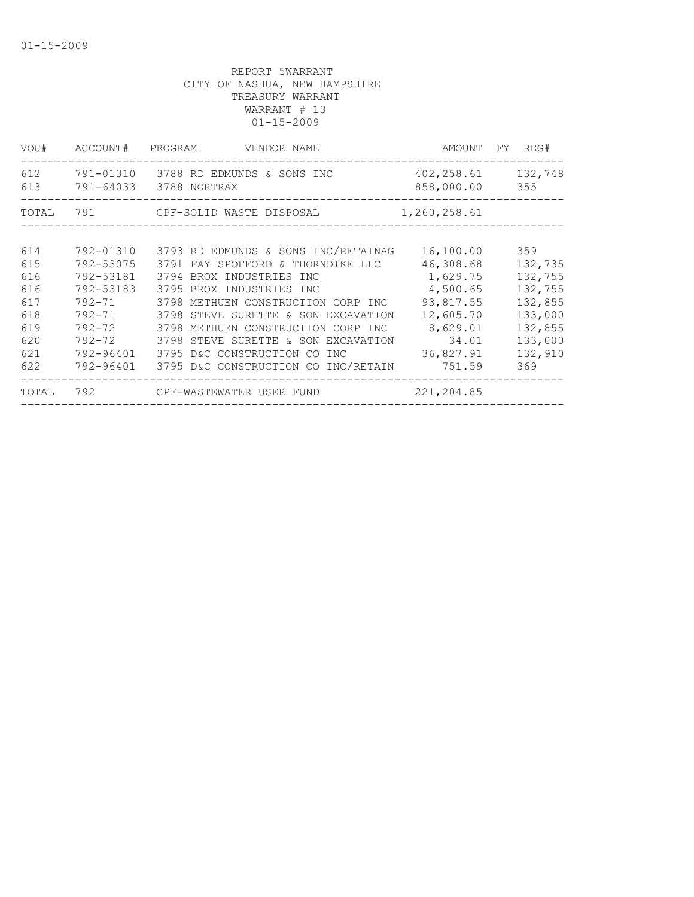01-15-2009

REPORT 5WARRANT
CITY OF NASHUA, NEW HAMPSHIRE
TREASURY WARRANT
WARRANT # 13
01-15-2009

| VOU# | ACCOUNT# | PROGRAM | VENDOR NAME | AMOUNT | FY | REG# |
|---|---|---|---|---|---|---|
| 612 | 791-01310 | 3788 | RD EDMUNDS & SONS INC | 402,258.61 | | 132,748 |
| 613 | 791-64033 | 3788 | NORTRAX | 858,000.00 | | 355 |
| TOTAL | 791 | | CPF-SOLID WASTE DISPOSAL | 1,260,258.61 | | |
| 614 | 792-01310 | 3793 | RD EDMUNDS & SONS INC/RETAINAG | 16,100.00 | | 359 |
| 615 | 792-53075 | 3791 | FAY SPOFFORD & THORNDIKE LLC | 46,308.68 | | 132,735 |
| 616 | 792-53181 | 3794 | BROX INDUSTRIES INC | 1,629.75 | | 132,755 |
| 616 | 792-53183 | 3795 | BROX INDUSTRIES INC | 4,500.65 | | 132,755 |
| 617 | 792-71 | 3798 | METHUEN CONSTRUCTION CORP INC | 93,817.55 | | 132,855 |
| 618 | 792-71 | 3798 | STEVE SURETTE & SON EXCAVATION | 12,605.70 | | 133,000 |
| 619 | 792-72 | 3798 | METHUEN CONSTRUCTION CORP INC | 8,629.01 | | 132,855 |
| 620 | 792-72 | 3798 | STEVE SURETTE & SON EXCAVATION | 34.01 | | 133,000 |
| 621 | 792-96401 | 3795 | D&C CONSTRUCTION CO INC | 36,827.91 | | 132,910 |
| 622 | 792-96401 | 3795 | D&C CONSTRUCTION CO INC/RETAIN | 751.59 | | 369 |
| TOTAL | 792 | | CPF-WASTEWATER USER FUND | 221,204.85 | | |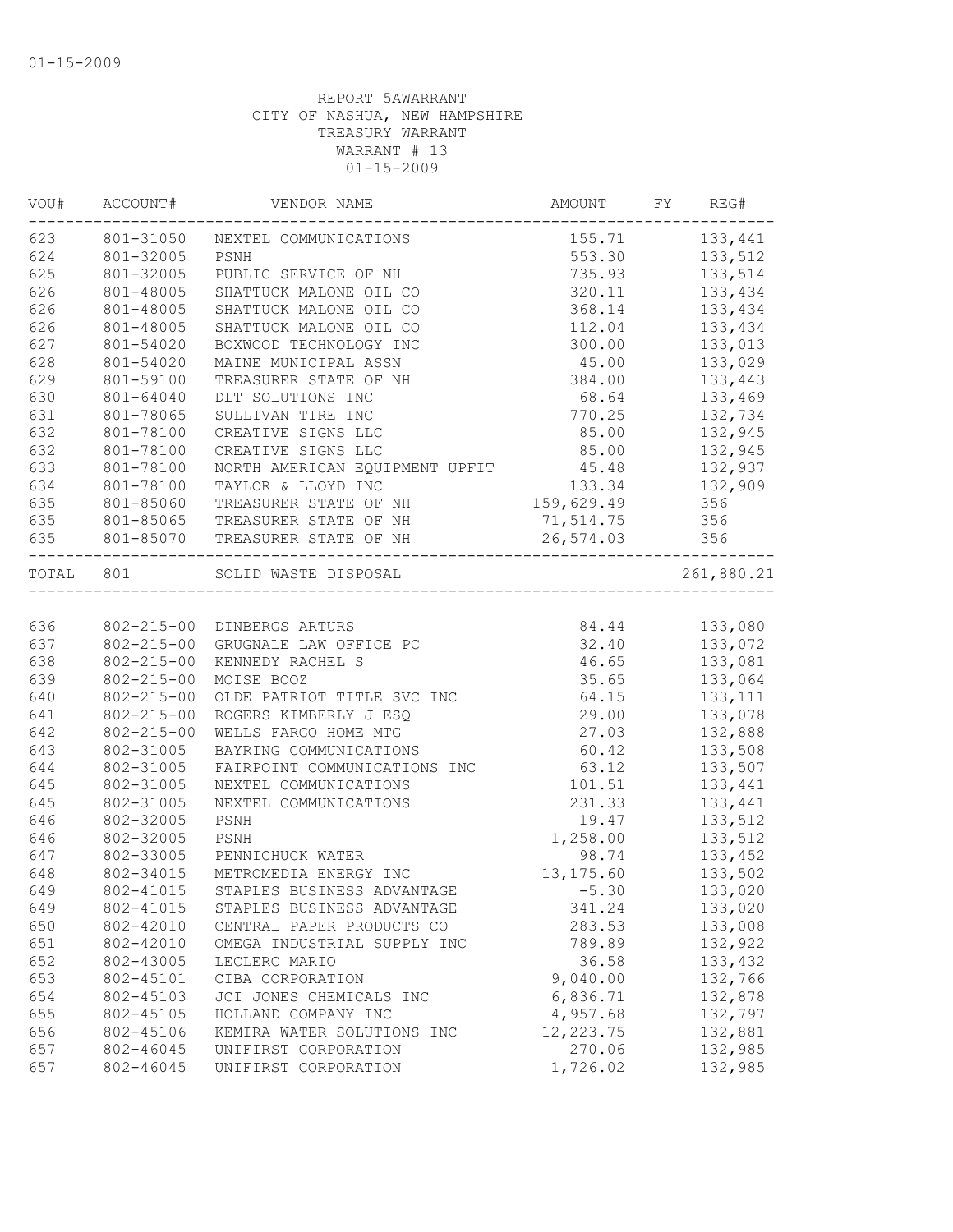01-15-2009

REPORT 5AWARRANT
CITY OF NASHUA, NEW HAMPSHIRE
TREASURY WARRANT
WARRANT # 13
01-15-2009

| VOU# | ACCOUNT# | VENDOR NAME | AMOUNT | FY | REG# |
|---|---|---|---|---|---|
| 623 | 801-31050 | NEXTEL COMMUNICATIONS | 155.71 | | 133,441 |
| 624 | 801-32005 | PSNH | 553.30 | | 133,512 |
| 625 | 801-32005 | PUBLIC SERVICE OF NH | 735.93 | | 133,514 |
| 626 | 801-48005 | SHATTUCK MALONE OIL CO | 320.11 | | 133,434 |
| 626 | 801-48005 | SHATTUCK MALONE OIL CO | 368.14 | | 133,434 |
| 626 | 801-48005 | SHATTUCK MALONE OIL CO | 112.04 | | 133,434 |
| 627 | 801-54020 | BOXWOOD TECHNOLOGY INC | 300.00 | | 133,013 |
| 628 | 801-54020 | MAINE MUNICIPAL ASSN | 45.00 | | 133,029 |
| 629 | 801-59100 | TREASURER STATE OF NH | 384.00 | | 133,443 |
| 630 | 801-64040 | DLT SOLUTIONS INC | 68.64 | | 133,469 |
| 631 | 801-78065 | SULLIVAN TIRE INC | 770.25 | | 132,734 |
| 632 | 801-78100 | CREATIVE SIGNS LLC | 85.00 | | 132,945 |
| 632 | 801-78100 | CREATIVE SIGNS LLC | 85.00 | | 132,945 |
| 633 | 801-78100 | NORTH AMERICAN EQUIPMENT UPFIT | 45.48 | | 132,937 |
| 634 | 801-78100 | TAYLOR & LLOYD INC | 133.34 | | 132,909 |
| 635 | 801-85060 | TREASURER STATE OF NH | 159,629.49 | | 356 |
| 635 | 801-85065 | TREASURER STATE OF NH | 71,514.75 | | 356 |
| 635 | 801-85070 | TREASURER STATE OF NH | 26,574.03 | | 356 |
| TOTAL | 801 | SOLID WASTE DISPOSAL | | | 261,880.21 |
| 636 | 802-215-00 | DINBERGS ARTURS | 84.44 | | 133,080 |
| 637 | 802-215-00 | GRUGNALE LAW OFFICE PC | 32.40 | | 133,072 |
| 638 | 802-215-00 | KENNEDY RACHEL S | 46.65 | | 133,081 |
| 639 | 802-215-00 | MOISE BOOZ | 35.65 | | 133,064 |
| 640 | 802-215-00 | OLDE PATRIOT TITLE SVC INC | 64.15 | | 133,111 |
| 641 | 802-215-00 | ROGERS KIMBERLY J ESQ | 29.00 | | 133,078 |
| 642 | 802-215-00 | WELLS FARGO HOME MTG | 27.03 | | 132,888 |
| 643 | 802-31005 | BAYRING COMMUNICATIONS | 60.42 | | 133,508 |
| 644 | 802-31005 | FAIRPOINT COMMUNICATIONS INC | 63.12 | | 133,507 |
| 645 | 802-31005 | NEXTEL COMMUNICATIONS | 101.51 | | 133,441 |
| 645 | 802-31005 | NEXTEL COMMUNICATIONS | 231.33 | | 133,441 |
| 646 | 802-32005 | PSNH | 19.47 | | 133,512 |
| 646 | 802-32005 | PSNH | 1,258.00 | | 133,512 |
| 647 | 802-33005 | PENNICHUCK WATER | 98.74 | | 133,452 |
| 648 | 802-34015 | METROMEDIA ENERGY INC | 13,175.60 | | 133,502 |
| 649 | 802-41015 | STAPLES BUSINESS ADVANTAGE | -5.30 | | 133,020 |
| 649 | 802-41015 | STAPLES BUSINESS ADVANTAGE | 341.24 | | 133,020 |
| 650 | 802-42010 | CENTRAL PAPER PRODUCTS CO | 283.53 | | 133,008 |
| 651 | 802-42010 | OMEGA INDUSTRIAL SUPPLY INC | 789.89 | | 132,922 |
| 652 | 802-43005 | LECLERC MARIO | 36.58 | | 133,432 |
| 653 | 802-45101 | CIBA CORPORATION | 9,040.00 | | 132,766 |
| 654 | 802-45103 | JCI JONES CHEMICALS INC | 6,836.71 | | 132,878 |
| 655 | 802-45105 | HOLLAND COMPANY INC | 4,957.68 | | 132,797 |
| 656 | 802-45106 | KEMIRA WATER SOLUTIONS INC | 12,223.75 | | 132,881 |
| 657 | 802-46045 | UNIFIRST CORPORATION | 270.06 | | 132,985 |
| 657 | 802-46045 | UNIFIRST CORPORATION | 1,726.02 | | 132,985 |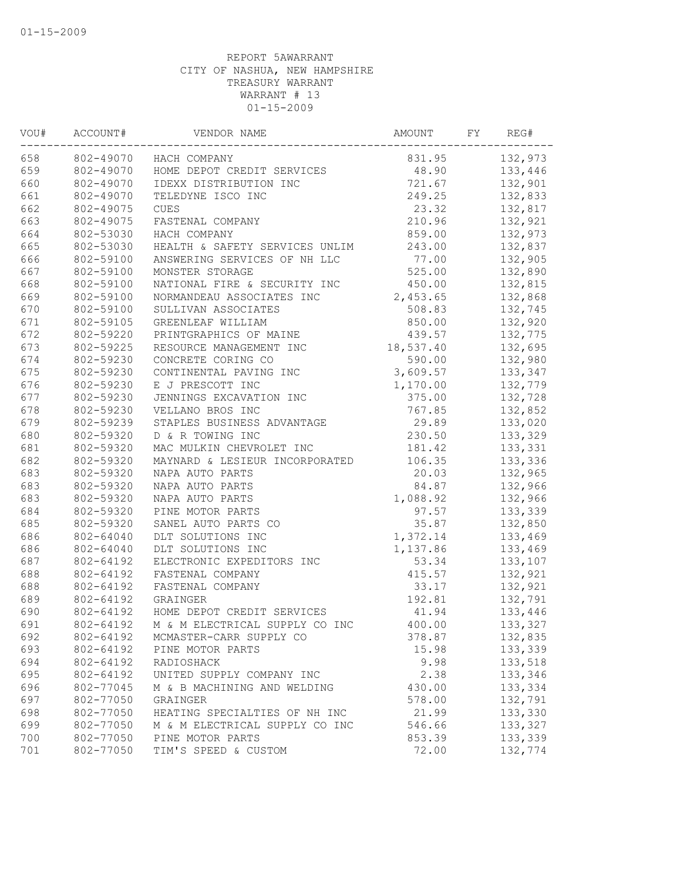REPORT 5AWARRANT
CITY OF NASHUA, NEW HAMPSHIRE
TREASURY WARRANT
WARRANT # 13
01-15-2009

| VOU# | ACCOUNT# | VENDOR NAME | AMOUNT | FY | REG# |
|---|---|---|---|---|---|
| 658 | 802-49070 | HACH COMPANY | 831.95 | | 132,973 |
| 659 | 802-49070 | HOME DEPOT CREDIT SERVICES | 48.90 | | 133,446 |
| 660 | 802-49070 | IDEXX DISTRIBUTION INC | 721.67 | | 132,901 |
| 661 | 802-49070 | TELEDYNE ISCO INC | 249.25 | | 132,833 |
| 662 | 802-49075 | CUES | 23.32 | | 132,817 |
| 663 | 802-49075 | FASTENAL COMPANY | 210.96 | | 132,921 |
| 664 | 802-53030 | HACH COMPANY | 859.00 | | 132,973 |
| 665 | 802-53030 | HEALTH & SAFETY SERVICES UNLIM | 243.00 | | 132,837 |
| 666 | 802-59100 | ANSWERING SERVICES OF NH LLC | 77.00 | | 132,905 |
| 667 | 802-59100 | MONSTER STORAGE | 525.00 | | 132,890 |
| 668 | 802-59100 | NATIONAL FIRE & SECURITY INC | 450.00 | | 132,815 |
| 669 | 802-59100 | NORMANDEAU ASSOCIATES INC | 2,453.65 | | 132,868 |
| 670 | 802-59100 | SULLIVAN ASSOCIATES | 508.83 | | 132,745 |
| 671 | 802-59105 | GREENLEAF WILLIAM | 850.00 | | 132,920 |
| 672 | 802-59220 | PRINTGRAPHICS OF MAINE | 439.57 | | 132,775 |
| 673 | 802-59225 | RESOURCE MANAGEMENT INC | 18,537.40 | | 132,695 |
| 674 | 802-59230 | CONCRETE CORING CO | 590.00 | | 132,980 |
| 675 | 802-59230 | CONTINENTAL PAVING INC | 3,609.57 | | 133,347 |
| 676 | 802-59230 | E J PRESCOTT INC | 1,170.00 | | 132,779 |
| 677 | 802-59230 | JENNINGS EXCAVATION INC | 375.00 | | 132,728 |
| 678 | 802-59230 | VELLANO BROS INC | 767.85 | | 132,852 |
| 679 | 802-59239 | STAPLES BUSINESS ADVANTAGE | 29.89 | | 133,020 |
| 680 | 802-59320 | D & R TOWING INC | 230.50 | | 133,329 |
| 681 | 802-59320 | MAC MULKIN CHEVROLET INC | 181.42 | | 133,331 |
| 682 | 802-59320 | MAYNARD & LESIEUR INCORPORATED | 106.35 | | 133,336 |
| 683 | 802-59320 | NAPA AUTO PARTS | 20.03 | | 132,965 |
| 683 | 802-59320 | NAPA AUTO PARTS | 84.87 | | 132,966 |
| 683 | 802-59320 | NAPA AUTO PARTS | 1,088.92 | | 132,966 |
| 684 | 802-59320 | PINE MOTOR PARTS | 97.57 | | 133,339 |
| 685 | 802-59320 | SANEL AUTO PARTS CO | 35.87 | | 132,850 |
| 686 | 802-64040 | DLT SOLUTIONS INC | 1,372.14 | | 133,469 |
| 686 | 802-64040 | DLT SOLUTIONS INC | 1,137.86 | | 133,469 |
| 687 | 802-64192 | ELECTRONIC EXPEDITORS INC | 53.34 | | 133,107 |
| 688 | 802-64192 | FASTENAL COMPANY | 415.57 | | 132,921 |
| 688 | 802-64192 | FASTENAL COMPANY | 33.17 | | 132,921 |
| 689 | 802-64192 | GRAINGER | 192.81 | | 132,791 |
| 690 | 802-64192 | HOME DEPOT CREDIT SERVICES | 41.94 | | 133,446 |
| 691 | 802-64192 | M & M ELECTRICAL SUPPLY CO INC | 400.00 | | 133,327 |
| 692 | 802-64192 | MCMASTER-CARR SUPPLY CO | 378.87 | | 132,835 |
| 693 | 802-64192 | PINE MOTOR PARTS | 15.98 | | 133,339 |
| 694 | 802-64192 | RADIOSHACK | 9.98 | | 133,518 |
| 695 | 802-64192 | UNITED SUPPLY COMPANY INC | 2.38 | | 133,346 |
| 696 | 802-77045 | M & B MACHINING AND WELDING | 430.00 | | 133,334 |
| 697 | 802-77050 | GRAINGER | 578.00 | | 132,791 |
| 698 | 802-77050 | HEATING SPECIALTIES OF NH INC | 21.99 | | 133,330 |
| 699 | 802-77050 | M & M ELECTRICAL SUPPLY CO INC | 546.66 | | 133,327 |
| 700 | 802-77050 | PINE MOTOR PARTS | 853.39 | | 133,339 |
| 701 | 802-77050 | TIM'S SPEED & CUSTOM | 72.00 | | 132,774 |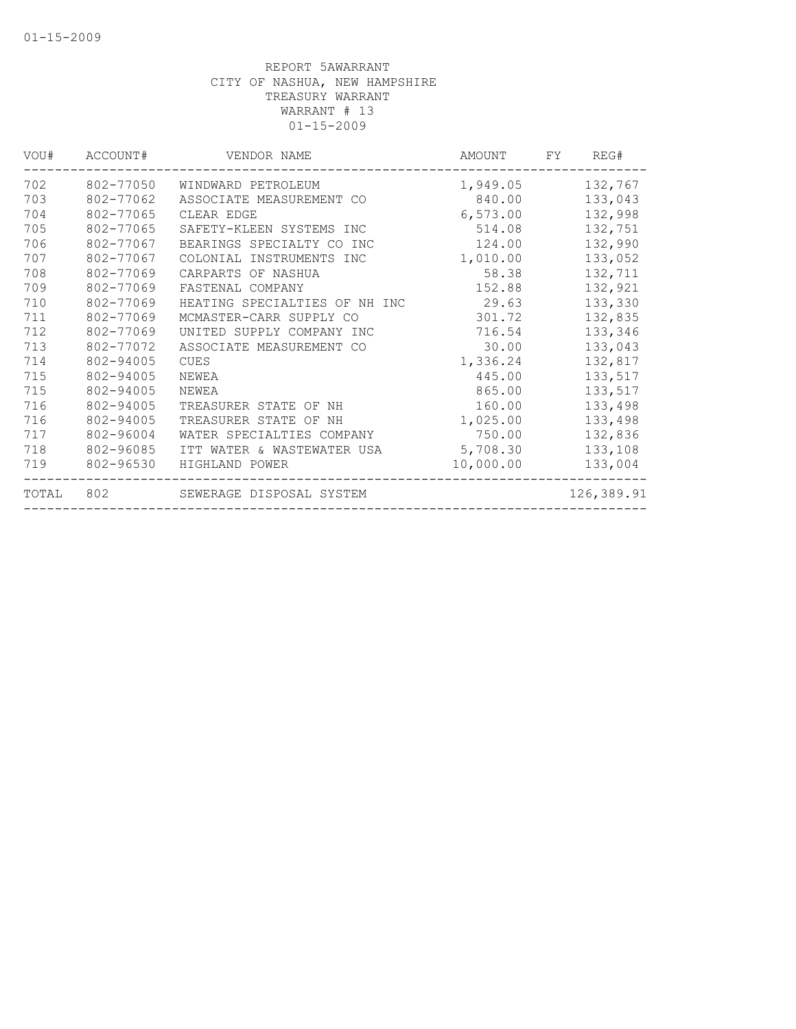01-15-2009

REPORT 5AWARRANT
CITY OF NASHUA, NEW HAMPSHIRE
TREASURY WARRANT
WARRANT # 13
01-15-2009

| VOU# | ACCOUNT# | VENDOR NAME | AMOUNT | FY | REG# |
|---|---|---|---|---|---|
| 702 | 802-77050 | WINDWARD PETROLEUM | 1,949.05 | | 132,767 |
| 703 | 802-77062 | ASSOCIATE MEASUREMENT CO | 840.00 | | 133,043 |
| 704 | 802-77065 | CLEAR EDGE | 6,573.00 | | 132,998 |
| 705 | 802-77065 | SAFETY-KLEEN SYSTEMS INC | 514.08 | | 132,751 |
| 706 | 802-77067 | BEARINGS SPECIALTY CO INC | 124.00 | | 132,990 |
| 707 | 802-77067 | COLONIAL INSTRUMENTS INC | 1,010.00 | | 133,052 |
| 708 | 802-77069 | CARPARTS OF NASHUA | 58.38 | | 132,711 |
| 709 | 802-77069 | FASTENAL COMPANY | 152.88 | | 132,921 |
| 710 | 802-77069 | HEATING SPECIALTIES OF NH INC | 29.63 | | 133,330 |
| 711 | 802-77069 | MCMASTER-CARR SUPPLY CO | 301.72 | | 132,835 |
| 712 | 802-77069 | UNITED SUPPLY COMPANY INC | 716.54 | | 133,346 |
| 713 | 802-77072 | ASSOCIATE MEASUREMENT CO | 30.00 | | 133,043 |
| 714 | 802-94005 | CUES | 1,336.24 | | 132,817 |
| 715 | 802-94005 | NEWEA | 445.00 | | 133,517 |
| 715 | 802-94005 | NEWEA | 865.00 | | 133,517 |
| 716 | 802-94005 | TREASURER STATE OF NH | 160.00 | | 133,498 |
| 716 | 802-94005 | TREASURER STATE OF NH | 1,025.00 | | 133,498 |
| 717 | 802-96004 | WATER SPECIALTIES COMPANY | 750.00 | | 132,836 |
| 718 | 802-96085 | ITT WATER & WASTEWATER USA | 5,708.30 | | 133,108 |
| 719 | 802-96530 | HIGHLAND POWER | 10,000.00 | | 133,004 |
| TOTAL | 802 | SEWERAGE DISPOSAL SYSTEM | | | 126,389.91 |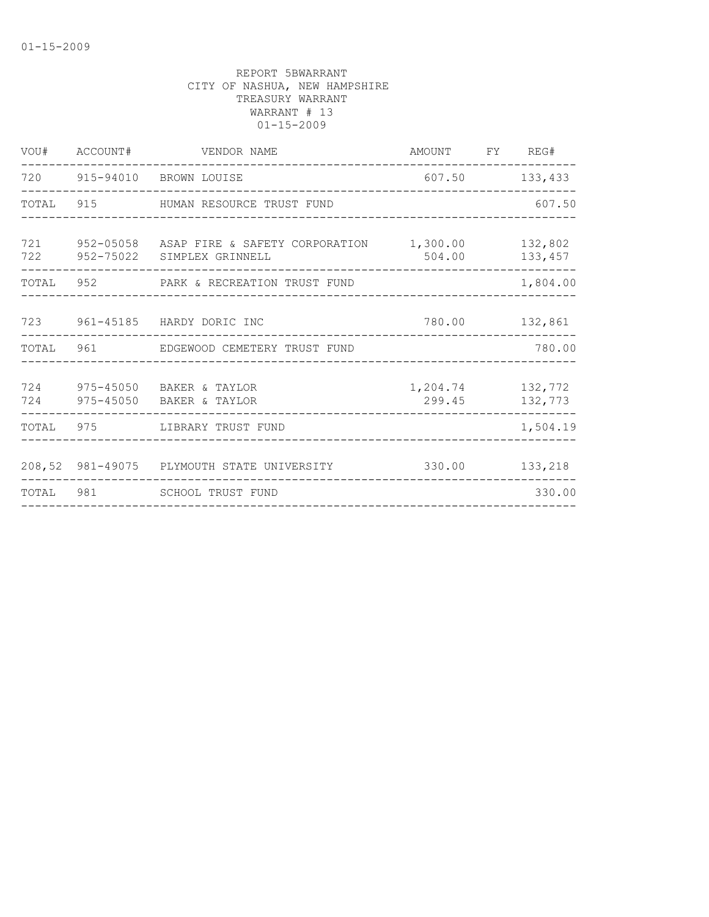REPORT 5BWARRANT
CITY OF NASHUA, NEW HAMPSHIRE
TREASURY WARRANT
WARRANT # 13
01-15-2009

| VOU# | ACCOUNT# | VENDOR NAME | AMOUNT | FY | REG# |
|---|---|---|---|---|---|
| 720 | 915-94010 | BROWN LOUISE | 607.50 | | 133,433 |
| TOTAL | 915 | HUMAN RESOURCE TRUST FUND | | | 607.50 |
| 721 | 952-05058 | ASAP FIRE & SAFETY CORPORATION | 1,300.00 | | 132,802 |
| 722 | 952-75022 | SIMPLEX GRINNELL | 504.00 | | 133,457 |
| TOTAL | 952 | PARK & RECREATION TRUST FUND | | | 1,804.00 |
| 723 | 961-45185 | HARDY DORIC INC | 780.00 | | 132,861 |
| TOTAL | 961 | EDGEWOOD CEMETERY TRUST FUND | | | 780.00 |
| 724 | 975-45050 | BAKER & TAYLOR | 1,204.74 | | 132,772 |
| 724 | 975-45050 | BAKER & TAYLOR | 299.45 | | 132,773 |
| TOTAL | 975 | LIBRARY TRUST FUND | | | 1,504.19 |
| 208,52 | 981-49075 | PLYMOUTH STATE UNIVERSITY | 330.00 | | 133,218 |
| TOTAL | 981 | SCHOOL TRUST FUND | | | 330.00 |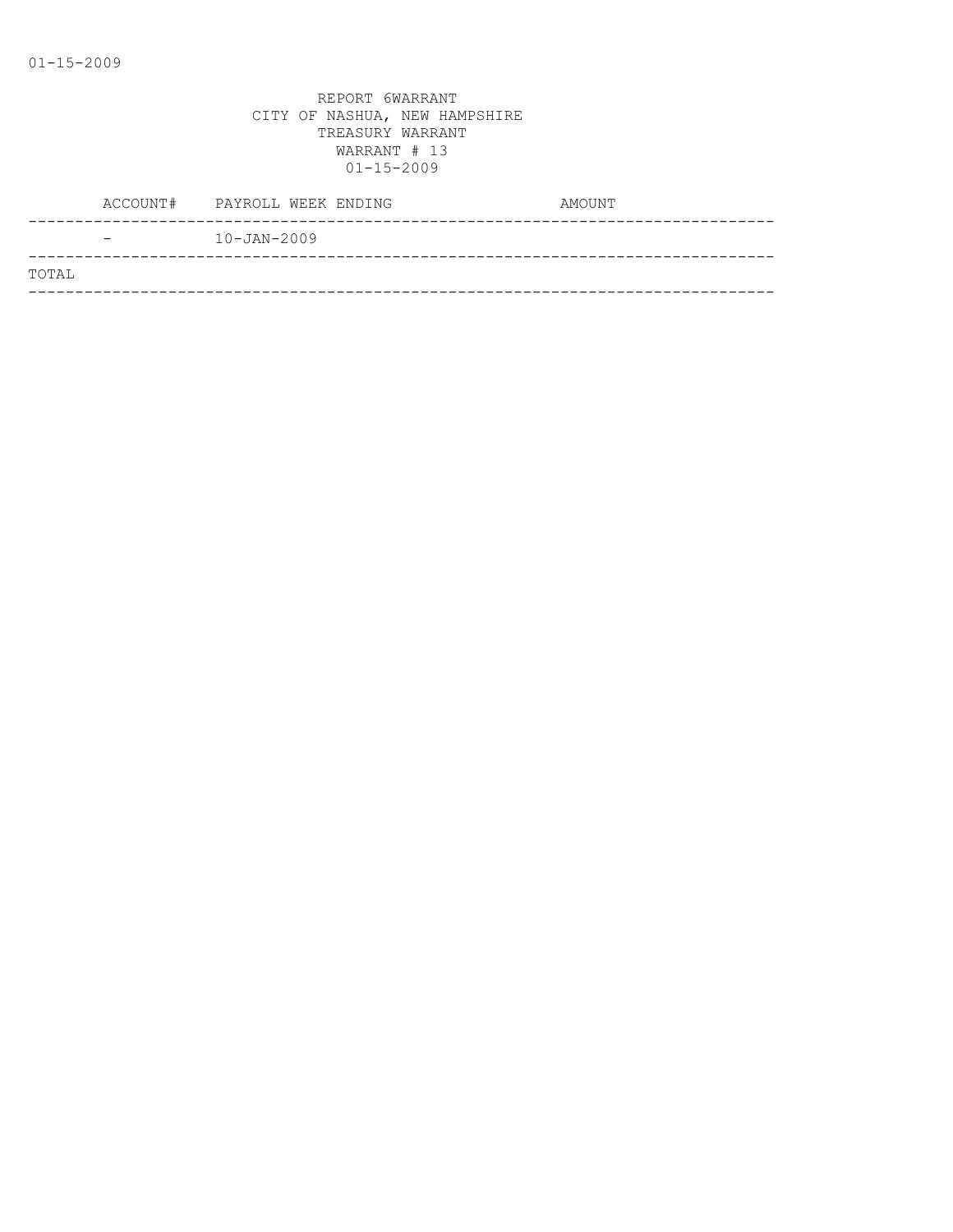REPORT 6WARRANT
CITY OF NASHUA, NEW HAMPSHIRE
TREASURY WARRANT
WARRANT # 13
01-15-2009

| ACCOUNT# | PAYROLL WEEK ENDING | AMOUNT |
|---|---|---|
| - | 10-JAN-2009 | |
| TOTAL | | |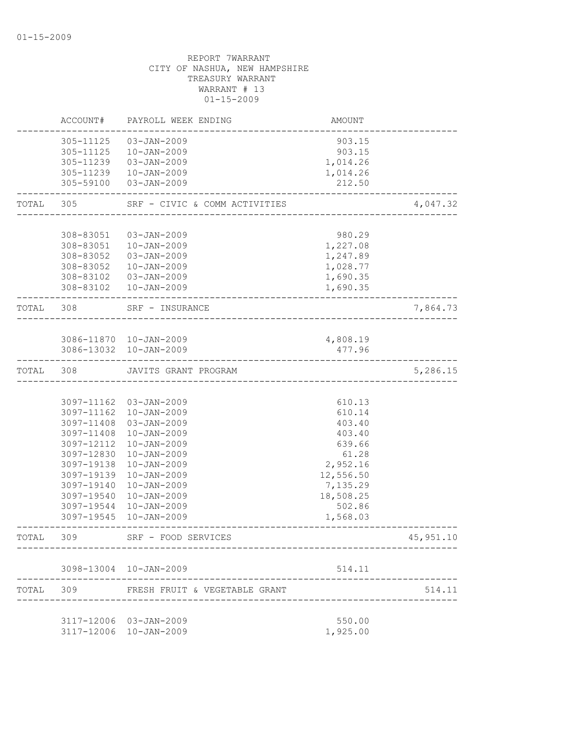01-15-2009

REPORT 7WARRANT
CITY OF NASHUA, NEW HAMPSHIRE
TREASURY WARRANT
WARRANT # 13
01-15-2009

| | ACCOUNT# | PAYROLL WEEK ENDING | AMOUNT | |
|---|---|---|---|---|
| | 305-11125 | 03-JAN-2009 | 903.15 | |
| | 305-11125 | 10-JAN-2009 | 903.15 | |
| | 305-11239 | 03-JAN-2009 | 1,014.26 | |
| | 305-11239 | 10-JAN-2009 | 1,014.26 | |
| | 305-59100 | 03-JAN-2009 | 212.50 | |
| TOTAL | 305 | SRF - CIVIC & COMM ACTIVITIES | | 4,047.32 |
| | 308-83051 | 03-JAN-2009 | 980.29 | |
| | 308-83051 | 10-JAN-2009 | 1,227.08 | |
| | 308-83052 | 03-JAN-2009 | 1,247.89 | |
| | 308-83052 | 10-JAN-2009 | 1,028.77 | |
| | 308-83102 | 03-JAN-2009 | 1,690.35 | |
| | 308-83102 | 10-JAN-2009 | 1,690.35 | |
| TOTAL | 308 | SRF - INSURANCE | | 7,864.73 |
| | 3086-11870 | 10-JAN-2009 | 4,808.19 | |
| | 3086-13032 | 10-JAN-2009 | 477.96 | |
| TOTAL | 308 | JAVITS GRANT PROGRAM | | 5,286.15 |
| | 3097-11162 | 03-JAN-2009 | 610.13 | |
| | 3097-11162 | 10-JAN-2009 | 610.14 | |
| | 3097-11408 | 03-JAN-2009 | 403.40 | |
| | 3097-11408 | 10-JAN-2009 | 403.40 | |
| | 3097-12112 | 10-JAN-2009 | 639.66 | |
| | 3097-12830 | 10-JAN-2009 | 61.28 | |
| | 3097-19138 | 10-JAN-2009 | 2,952.16 | |
| | 3097-19139 | 10-JAN-2009 | 12,556.50 | |
| | 3097-19140 | 10-JAN-2009 | 7,135.29 | |
| | 3097-19540 | 10-JAN-2009 | 18,508.25 | |
| | 3097-19544 | 10-JAN-2009 | 502.86 | |
| | 3097-19545 | 10-JAN-2009 | 1,568.03 | |
| TOTAL | 309 | SRF - FOOD SERVICES | | 45,951.10 |
| | 3098-13004 | 10-JAN-2009 | 514.11 | |
| TOTAL | 309 | FRESH FRUIT & VEGETABLE GRANT | | 514.11 |
| | 3117-12006 | 03-JAN-2009 | 550.00 | |
| | 3117-12006 | 10-JAN-2009 | 1,925.00 | |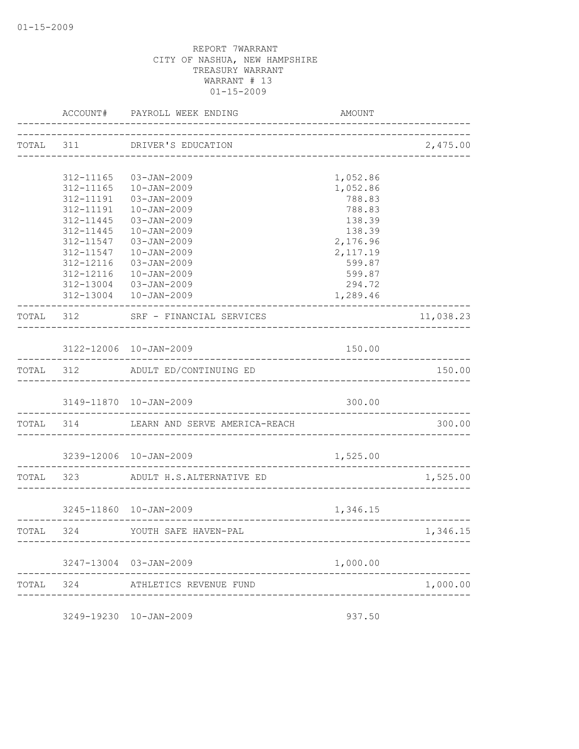REPORT 7WARRANT
CITY OF NASHUA, NEW HAMPSHIRE
TREASURY WARRANT
WARRANT # 13
01-15-2009

| | ACCOUNT# | PAYROLL WEEK ENDING | AMOUNT | |
|---|---|---|---|---|
| TOTAL | 311 | DRIVER'S EDUCATION | | 2,475.00 |
| | 312-11165 | 03-JAN-2009 | 1,052.86 | |
| | 312-11165 | 10-JAN-2009 | 1,052.86 | |
| | 312-11191 | 03-JAN-2009 | 788.83 | |
| | 312-11191 | 10-JAN-2009 | 788.83 | |
| | 312-11445 | 03-JAN-2009 | 138.39 | |
| | 312-11445 | 10-JAN-2009 | 138.39 | |
| | 312-11547 | 03-JAN-2009 | 2,176.96 | |
| | 312-11547 | 10-JAN-2009 | 2,117.19 | |
| | 312-12116 | 03-JAN-2009 | 599.87 | |
| | 312-12116 | 10-JAN-2009 | 599.87 | |
| | 312-13004 | 03-JAN-2009 | 294.72 | |
| | 312-13004 | 10-JAN-2009 | 1,289.46 | |
| TOTAL | 312 | SRF - FINANCIAL SERVICES | | 11,038.23 |
| | 3122-12006 | 10-JAN-2009 | 150.00 | |
| TOTAL | 312 | ADULT ED/CONTINUING ED | | 150.00 |
| | 3149-11870 | 10-JAN-2009 | 300.00 | |
| TOTAL | 314 | LEARN AND SERVE AMERICA-REACH | | 300.00 |
| | 3239-12006 | 10-JAN-2009 | 1,525.00 | |
| TOTAL | 323 | ADULT H.S.ALTERNATIVE ED | | 1,525.00 |
| | 3245-11860 | 10-JAN-2009 | 1,346.15 | |
| TOTAL | 324 | YOUTH SAFE HAVEN-PAL | | 1,346.15 |
| | 3247-13004 | 03-JAN-2009 | 1,000.00 | |
| TOTAL | 324 | ATHLETICS REVENUE FUND | | 1,000.00 |
| | 3249-19230 | 10-JAN-2009 | 937.50 | |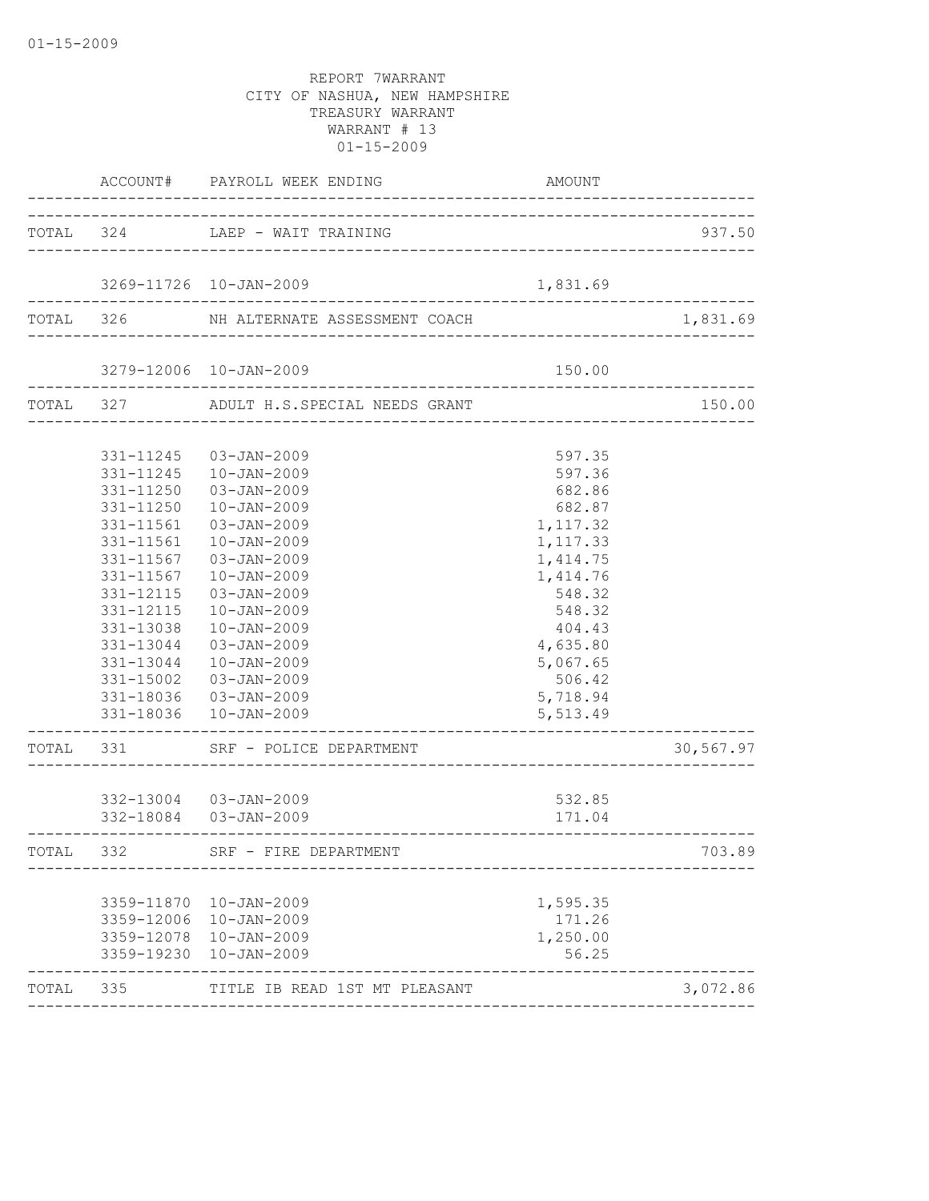01-15-2009

REPORT 7WARRANT
CITY OF NASHUA, NEW HAMPSHIRE
TREASURY WARRANT
WARRANT # 13
01-15-2009

| | ACCOUNT# | PAYROLL WEEK ENDING | AMOUNT | |
|---|---|---|---|---|
| TOTAL | 324 | LAEP - WAIT TRAINING | | 937.50 |
| | 3269-11726 | 10-JAN-2009 | 1,831.69 | |
| TOTAL | 326 | NH ALTERNATE ASSESSMENT COACH | | 1,831.69 |
| | 3279-12006 | 10-JAN-2009 | 150.00 | |
| TOTAL | 327 | ADULT H.S.SPECIAL NEEDS GRANT | | 150.00 |
| | 331-11245 | 03-JAN-2009 | 597.35 | |
| | 331-11245 | 10-JAN-2009 | 597.36 | |
| | 331-11250 | 03-JAN-2009 | 682.86 | |
| | 331-11250 | 10-JAN-2009 | 682.87 | |
| | 331-11561 | 03-JAN-2009 | 1,117.32 | |
| | 331-11561 | 10-JAN-2009 | 1,117.33 | |
| | 331-11567 | 03-JAN-2009 | 1,414.75 | |
| | 331-11567 | 10-JAN-2009 | 1,414.76 | |
| | 331-12115 | 03-JAN-2009 | 548.32 | |
| | 331-12115 | 10-JAN-2009 | 548.32 | |
| | 331-13038 | 10-JAN-2009 | 404.43 | |
| | 331-13044 | 03-JAN-2009 | 4,635.80 | |
| | 331-13044 | 10-JAN-2009 | 5,067.65 | |
| | 331-15002 | 03-JAN-2009 | 506.42 | |
| | 331-18036 | 03-JAN-2009 | 5,718.94 | |
| | 331-18036 | 10-JAN-2009 | 5,513.49 | |
| TOTAL | 331 | SRF - POLICE DEPARTMENT | | 30,567.97 |
| | 332-13004 | 03-JAN-2009 | 532.85 | |
| | 332-18084 | 03-JAN-2009 | 171.04 | |
| TOTAL | 332 | SRF - FIRE DEPARTMENT | | 703.89 |
| | 3359-11870 | 10-JAN-2009 | 1,595.35 | |
| | 3359-12006 | 10-JAN-2009 | 171.26 | |
| | 3359-12078 | 10-JAN-2009 | 1,250.00 | |
| | 3359-19230 | 10-JAN-2009 | 56.25 | |
| TOTAL | 335 | TITLE IB READ 1ST MT PLEASANT | | 3,072.86 |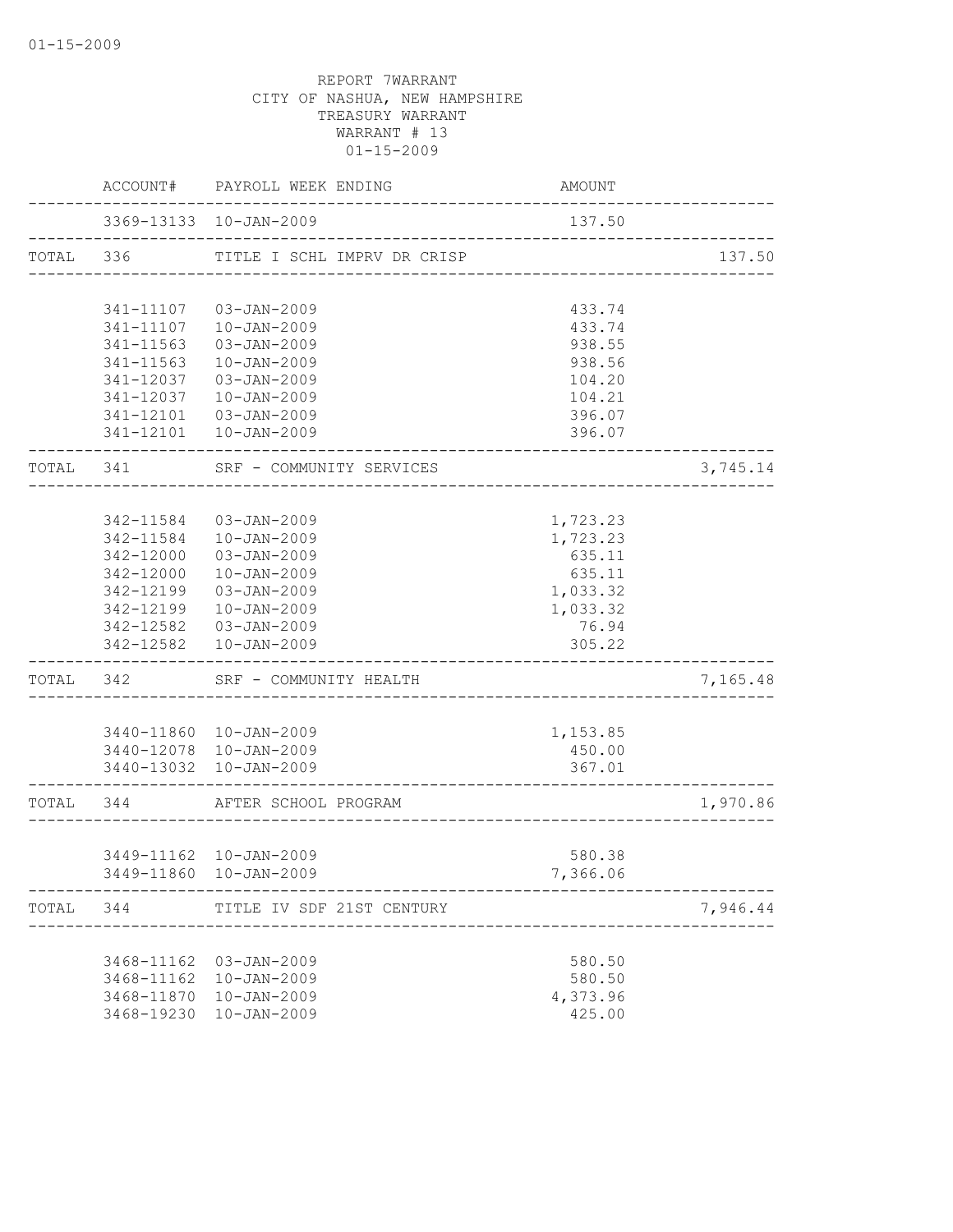01-15-2009

REPORT 7WARRANT
CITY OF NASHUA, NEW HAMPSHIRE
TREASURY WARRANT
WARRANT # 13
01-15-2009

| | ACCOUNT# | PAYROLL WEEK ENDING | AMOUNT | |
|---|---|---|---|---|
| | 3369-13133 | 10-JAN-2009 | 137.50 | |
| TOTAL | 336 | TITLE I SCHL IMPRV DR CRISP | | 137.50 |
| | 341-11107 | 03-JAN-2009 | 433.74 | |
| | 341-11107 | 10-JAN-2009 | 433.74 | |
| | 341-11563 | 03-JAN-2009 | 938.55 | |
| | 341-11563 | 10-JAN-2009 | 938.56 | |
| | 341-12037 | 03-JAN-2009 | 104.20 | |
| | 341-12037 | 10-JAN-2009 | 104.21 | |
| | 341-12101 | 03-JAN-2009 | 396.07 | |
| | 341-12101 | 10-JAN-2009 | 396.07 | |
| TOTAL | 341 | SRF - COMMUNITY SERVICES | | 3,745.14 |
| | 342-11584 | 03-JAN-2009 | 1,723.23 | |
| | 342-11584 | 10-JAN-2009 | 1,723.23 | |
| | 342-12000 | 03-JAN-2009 | 635.11 | |
| | 342-12000 | 10-JAN-2009 | 635.11 | |
| | 342-12199 | 03-JAN-2009 | 1,033.32 | |
| | 342-12199 | 10-JAN-2009 | 1,033.32 | |
| | 342-12582 | 03-JAN-2009 | 76.94 | |
| | 342-12582 | 10-JAN-2009 | 305.22 | |
| TOTAL | 342 | SRF - COMMUNITY HEALTH | | 7,165.48 |
| | 3440-11860 | 10-JAN-2009 | 1,153.85 | |
| | 3440-12078 | 10-JAN-2009 | 450.00 | |
| | 3440-13032 | 10-JAN-2009 | 367.01 | |
| TOTAL | 344 | AFTER SCHOOL PROGRAM | | 1,970.86 |
| | 3449-11162 | 10-JAN-2009 | 580.38 | |
| | 3449-11860 | 10-JAN-2009 | 7,366.06 | |
| TOTAL | 344 | TITLE IV SDF 21ST CENTURY | | 7,946.44 |
| | 3468-11162 | 03-JAN-2009 | 580.50 | |
| | 3468-11162 | 10-JAN-2009 | 580.50 | |
| | 3468-11870 | 10-JAN-2009 | 4,373.96 | |
| | 3468-19230 | 10-JAN-2009 | 425.00 | |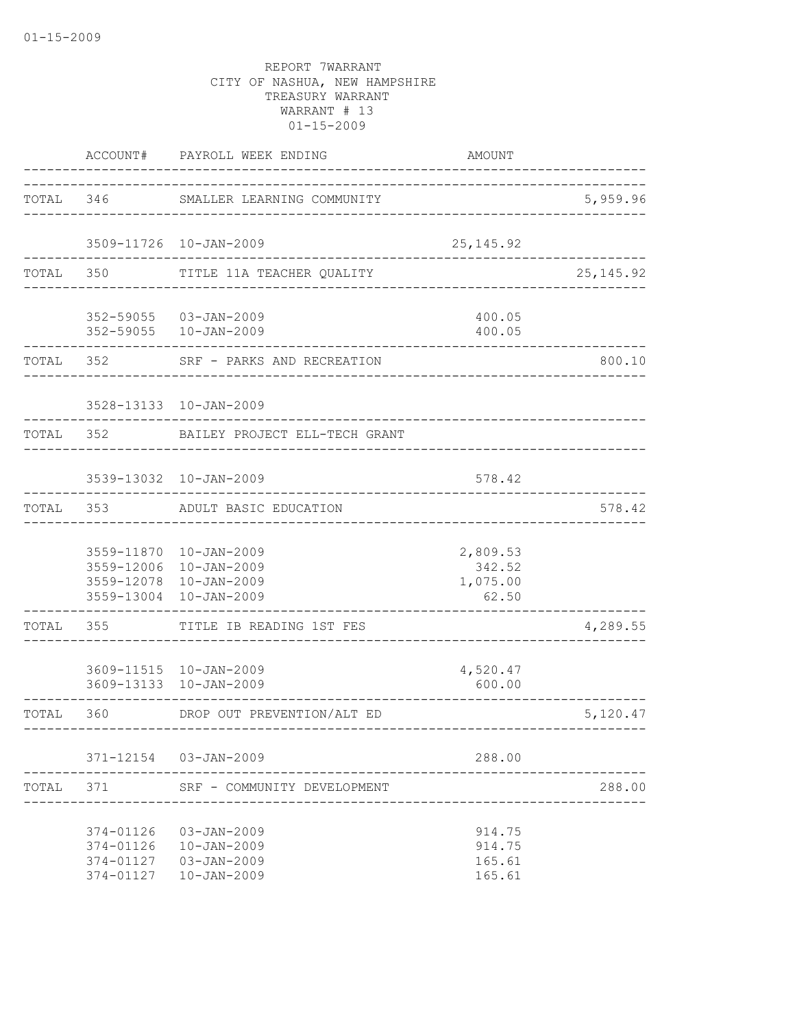01-15-2009

REPORT 7WARRANT
CITY OF NASHUA, NEW HAMPSHIRE
TREASURY WARRANT
WARRANT # 13
01-15-2009

| | ACCOUNT# | PAYROLL WEEK ENDING | AMOUNT | |
|---|---|---|---|---|
| TOTAL | 346 | SMALLER LEARNING COMMUNITY | | 5,959.96 |
| | 3509-11726 | 10-JAN-2009 | 25,145.92 | |
| TOTAL | 350 | TITLE 11A TEACHER QUALITY | | 25,145.92 |
| | 352-59055 | 03-JAN-2009 | 400.05 | |
| | 352-59055 | 10-JAN-2009 | 400.05 | |
| TOTAL | 352 | SRF - PARKS AND RECREATION | | 800.10 |
| | 3528-13133 | 10-JAN-2009 | | |
| TOTAL | 352 | BAILEY PROJECT ELL-TECH GRANT | | |
| | 3539-13032 | 10-JAN-2009 | 578.42 | |
| TOTAL | 353 | ADULT BASIC EDUCATION | | 578.42 |
| | 3559-11870 | 10-JAN-2009 | 2,809.53 | |
| | 3559-12006 | 10-JAN-2009 | 342.52 | |
| | 3559-12078 | 10-JAN-2009 | 1,075.00 | |
| | 3559-13004 | 10-JAN-2009 | 62.50 | |
| TOTAL | 355 | TITLE IB READING 1ST FES | | 4,289.55 |
| | 3609-11515 | 10-JAN-2009 | 4,520.47 | |
| | 3609-13133 | 10-JAN-2009 | 600.00 | |
| TOTAL | 360 | DROP OUT PREVENTION/ALT ED | | 5,120.47 |
| | 371-12154 | 03-JAN-2009 | 288.00 | |
| TOTAL | 371 | SRF - COMMUNITY DEVELOPMENT | | 288.00 |
| | 374-01126 | 03-JAN-2009 | 914.75 | |
| | 374-01126 | 10-JAN-2009 | 914.75 | |
| | 374-01127 | 03-JAN-2009 | 165.61 | |
| | 374-01127 | 10-JAN-2009 | 165.61 | |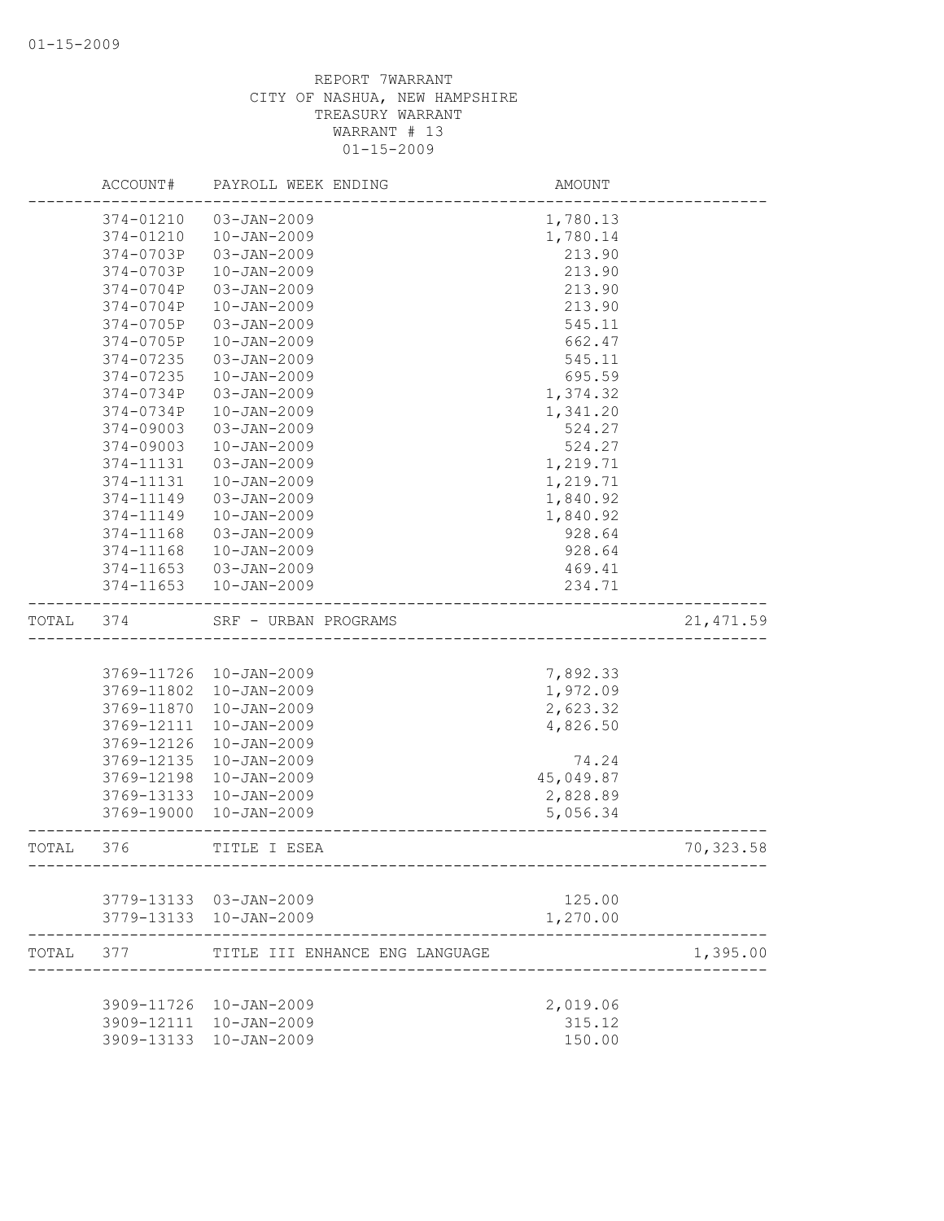01-15-2009

REPORT 7WARRANT
CITY OF NASHUA, NEW HAMPSHIRE
TREASURY WARRANT
WARRANT # 13
01-15-2009

| | ACCOUNT# | PAYROLL WEEK ENDING | AMOUNT | |
|---|---|---|---|---|
| | 374-01210 | 03-JAN-2009 | 1,780.13 | |
| | 374-01210 | 10-JAN-2009 | 1,780.14 | |
| | 374-0703P | 03-JAN-2009 | 213.90 | |
| | 374-0703P | 10-JAN-2009 | 213.90 | |
| | 374-0704P | 03-JAN-2009 | 213.90 | |
| | 374-0704P | 10-JAN-2009 | 213.90 | |
| | 374-0705P | 03-JAN-2009 | 545.11 | |
| | 374-0705P | 10-JAN-2009 | 662.47 | |
| | 374-07235 | 03-JAN-2009 | 545.11 | |
| | 374-07235 | 10-JAN-2009 | 695.59 | |
| | 374-0734P | 03-JAN-2009 | 1,374.32 | |
| | 374-0734P | 10-JAN-2009 | 1,341.20 | |
| | 374-09003 | 03-JAN-2009 | 524.27 | |
| | 374-09003 | 10-JAN-2009 | 524.27 | |
| | 374-11131 | 03-JAN-2009 | 1,219.71 | |
| | 374-11131 | 10-JAN-2009 | 1,219.71 | |
| | 374-11149 | 03-JAN-2009 | 1,840.92 | |
| | 374-11149 | 10-JAN-2009 | 1,840.92 | |
| | 374-11168 | 03-JAN-2009 | 928.64 | |
| | 374-11168 | 10-JAN-2009 | 928.64 | |
| | 374-11653 | 03-JAN-2009 | 469.41 | |
| | 374-11653 | 10-JAN-2009 | 234.71 | |
| TOTAL | 374 | SRF - URBAN PROGRAMS | | 21,471.59 |
| | 3769-11726 | 10-JAN-2009 | 7,892.33 | |
| | 3769-11802 | 10-JAN-2009 | 1,972.09 | |
| | 3769-11870 | 10-JAN-2009 | 2,623.32 | |
| | 3769-12111 | 10-JAN-2009 | 4,826.50 | |
| | 3769-12126 | 10-JAN-2009 | | |
| | 3769-12135 | 10-JAN-2009 | 74.24 | |
| | 3769-12198 | 10-JAN-2009 | 45,049.87 | |
| | 3769-13133 | 10-JAN-2009 | 2,828.89 | |
| | 3769-19000 | 10-JAN-2009 | 5,056.34 | |
| TOTAL | 376 | TITLE I ESEA | | 70,323.58 |
| | 3779-13133 | 03-JAN-2009 | 125.00 | |
| | 3779-13133 | 10-JAN-2009 | 1,270.00 | |
| TOTAL | 377 | TITLE III ENHANCE ENG LANGUAGE | | 1,395.00 |
| | 3909-11726 | 10-JAN-2009 | 2,019.06 | |
| | 3909-12111 | 10-JAN-2009 | 315.12 | |
| | 3909-13133 | 10-JAN-2009 | 150.00 | |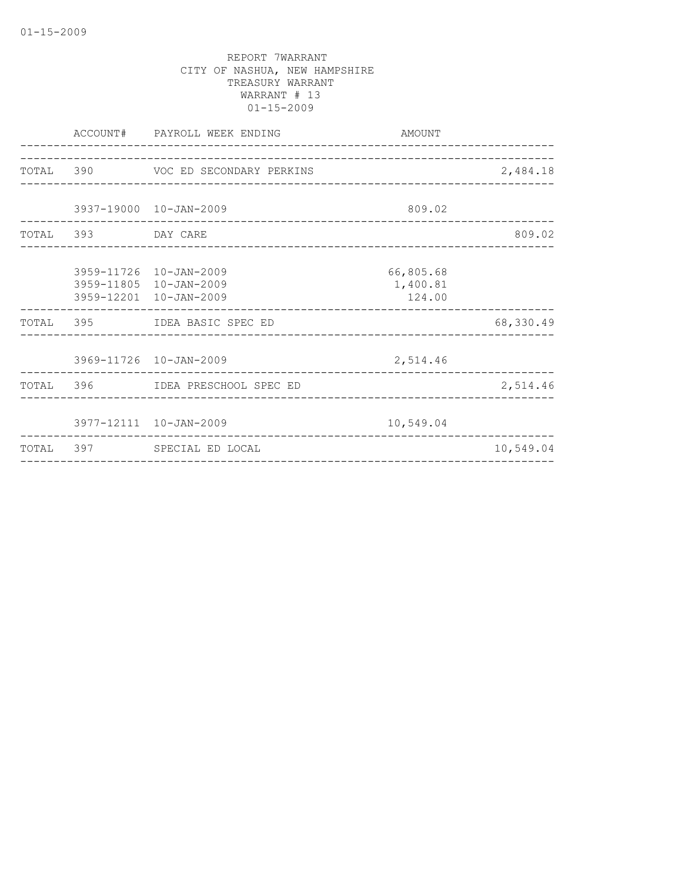REPORT 7WARRANT
CITY OF NASHUA, NEW HAMPSHIRE
TREASURY WARRANT
WARRANT # 13
01-15-2009

| | ACCOUNT# | PAYROLL WEEK ENDING | AMOUNT | |
|---|---|---|---|---|
| TOTAL | 390 | VOC ED SECONDARY PERKINS | | 2,484.18 |
| | 3937-19000 | 10-JAN-2009 | 809.02 | |
| TOTAL | 393 | DAY CARE | | 809.02 |
| | 3959-11726 | 10-JAN-2009 | 66,805.68 | |
| | 3959-11805 | 10-JAN-2009 | 1,400.81 | |
| | 3959-12201 | 10-JAN-2009 | 124.00 | |
| TOTAL | 395 | IDEA BASIC SPEC ED | | 68,330.49 |
| | 3969-11726 | 10-JAN-2009 | 2,514.46 | |
| TOTAL | 396 | IDEA PRESCHOOL SPEC ED | | 2,514.46 |
| | 3977-12111 | 10-JAN-2009 | 10,549.04 | |
| TOTAL | 397 | SPECIAL ED LOCAL | | 10,549.04 |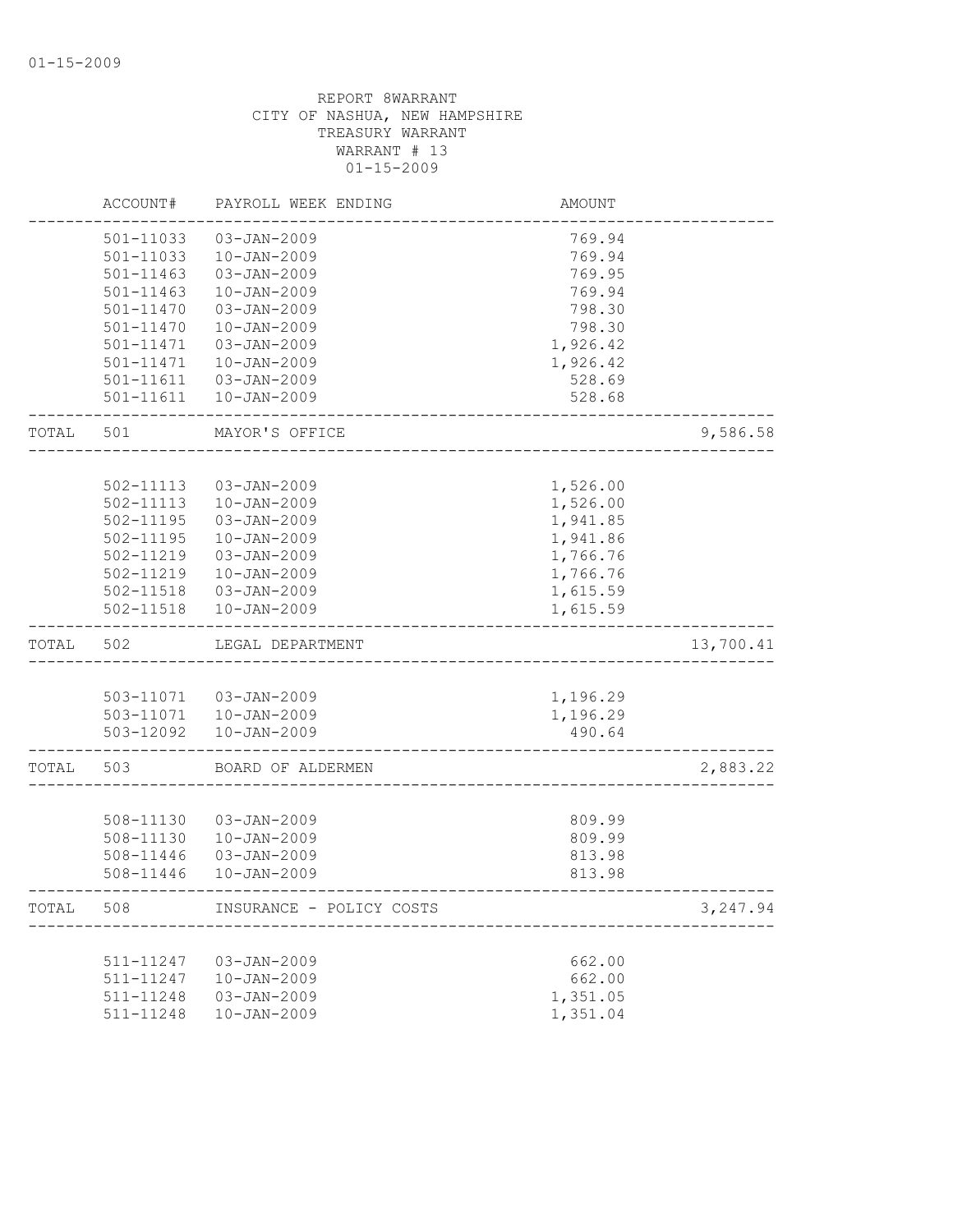REPORT 8WARRANT
CITY OF NASHUA, NEW HAMPSHIRE
TREASURY WARRANT
WARRANT # 13
01-15-2009

| | ACCOUNT# | PAYROLL WEEK ENDING | AMOUNT | |
|---|---|---|---|---|
| | 501-11033 | 03-JAN-2009 | 769.94 | |
| | 501-11033 | 10-JAN-2009 | 769.94 | |
| | 501-11463 | 03-JAN-2009 | 769.95 | |
| | 501-11463 | 10-JAN-2009 | 769.94 | |
| | 501-11470 | 03-JAN-2009 | 798.30 | |
| | 501-11470 | 10-JAN-2009 | 798.30 | |
| | 501-11471 | 03-JAN-2009 | 1,926.42 | |
| | 501-11471 | 10-JAN-2009 | 1,926.42 | |
| | 501-11611 | 03-JAN-2009 | 528.69 | |
| | 501-11611 | 10-JAN-2009 | 528.68 | |
| TOTAL | 501 | MAYOR'S OFFICE | | 9,586.58 |
| | 502-11113 | 03-JAN-2009 | 1,526.00 | |
| | 502-11113 | 10-JAN-2009 | 1,526.00 | |
| | 502-11195 | 03-JAN-2009 | 1,941.85 | |
| | 502-11195 | 10-JAN-2009 | 1,941.86 | |
| | 502-11219 | 03-JAN-2009 | 1,766.76 | |
| | 502-11219 | 10-JAN-2009 | 1,766.76 | |
| | 502-11518 | 03-JAN-2009 | 1,615.59 | |
| | 502-11518 | 10-JAN-2009 | 1,615.59 | |
| TOTAL | 502 | LEGAL DEPARTMENT | | 13,700.41 |
| | 503-11071 | 03-JAN-2009 | 1,196.29 | |
| | 503-11071 | 10-JAN-2009 | 1,196.29 | |
| | 503-12092 | 10-JAN-2009 | 490.64 | |
| TOTAL | 503 | BOARD OF ALDERMEN | | 2,883.22 |
| | 508-11130 | 03-JAN-2009 | 809.99 | |
| | 508-11130 | 10-JAN-2009 | 809.99 | |
| | 508-11446 | 03-JAN-2009 | 813.98 | |
| | 508-11446 | 10-JAN-2009 | 813.98 | |
| TOTAL | 508 | INSURANCE - POLICY COSTS | | 3,247.94 |
| | 511-11247 | 03-JAN-2009 | 662.00 | |
| | 511-11247 | 10-JAN-2009 | 662.00 | |
| | 511-11248 | 03-JAN-2009 | 1,351.05 | |
| | 511-11248 | 10-JAN-2009 | 1,351.04 | |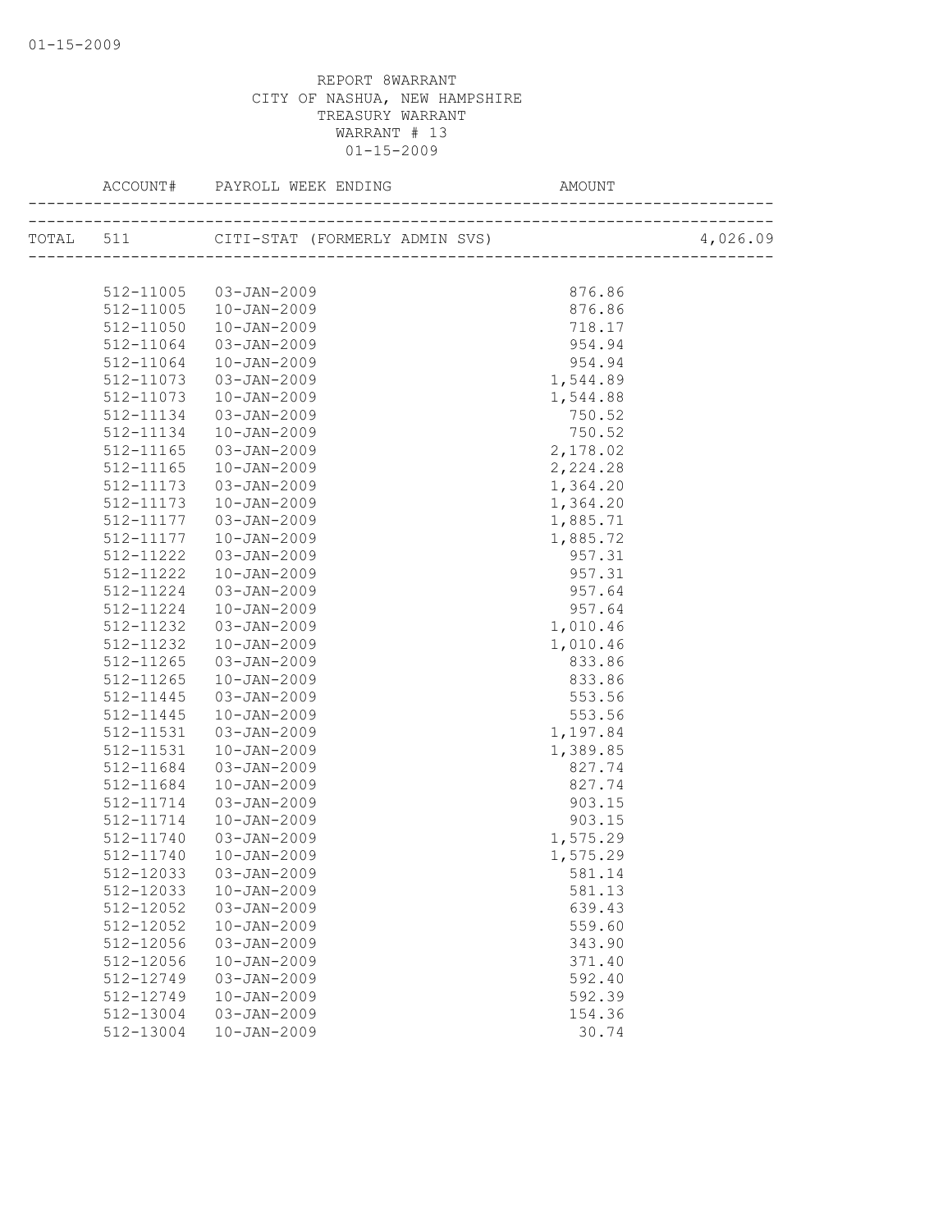REPORT 8WARRANT
CITY OF NASHUA, NEW HAMPSHIRE
TREASURY WARRANT
WARRANT # 13
01-15-2009

| ACCOUNT# | PAYROLL WEEK ENDING | AMOUNT | |
|---|---|---|---|
| TOTAL 511 | CITI-STAT (FORMERLY ADMIN SVS) | | 4,026.09 |
| 512-11005 | 03-JAN-2009 | 876.86 | |
| 512-11005 | 10-JAN-2009 | 876.86 | |
| 512-11050 | 10-JAN-2009 | 718.17 | |
| 512-11064 | 03-JAN-2009 | 954.94 | |
| 512-11064 | 10-JAN-2009 | 954.94 | |
| 512-11073 | 03-JAN-2009 | 1,544.89 | |
| 512-11073 | 10-JAN-2009 | 1,544.88 | |
| 512-11134 | 03-JAN-2009 | 750.52 | |
| 512-11134 | 10-JAN-2009 | 750.52 | |
| 512-11165 | 03-JAN-2009 | 2,178.02 | |
| 512-11165 | 10-JAN-2009 | 2,224.28 | |
| 512-11173 | 03-JAN-2009 | 1,364.20 | |
| 512-11173 | 10-JAN-2009 | 1,364.20 | |
| 512-11177 | 03-JAN-2009 | 1,885.71 | |
| 512-11177 | 10-JAN-2009 | 1,885.72 | |
| 512-11222 | 03-JAN-2009 | 957.31 | |
| 512-11222 | 10-JAN-2009 | 957.31 | |
| 512-11224 | 03-JAN-2009 | 957.64 | |
| 512-11224 | 10-JAN-2009 | 957.64 | |
| 512-11232 | 03-JAN-2009 | 1,010.46 | |
| 512-11232 | 10-JAN-2009 | 1,010.46 | |
| 512-11265 | 03-JAN-2009 | 833.86 | |
| 512-11265 | 10-JAN-2009 | 833.86 | |
| 512-11445 | 03-JAN-2009 | 553.56 | |
| 512-11445 | 10-JAN-2009 | 553.56 | |
| 512-11531 | 03-JAN-2009 | 1,197.84 | |
| 512-11531 | 10-JAN-2009 | 1,389.85 | |
| 512-11684 | 03-JAN-2009 | 827.74 | |
| 512-11684 | 10-JAN-2009 | 827.74 | |
| 512-11714 | 03-JAN-2009 | 903.15 | |
| 512-11714 | 10-JAN-2009 | 903.15 | |
| 512-11740 | 03-JAN-2009 | 1,575.29 | |
| 512-11740 | 10-JAN-2009 | 1,575.29 | |
| 512-12033 | 03-JAN-2009 | 581.14 | |
| 512-12033 | 10-JAN-2009 | 581.13 | |
| 512-12052 | 03-JAN-2009 | 639.43 | |
| 512-12052 | 10-JAN-2009 | 559.60 | |
| 512-12056 | 03-JAN-2009 | 343.90 | |
| 512-12056 | 10-JAN-2009 | 371.40 | |
| 512-12749 | 03-JAN-2009 | 592.40 | |
| 512-12749 | 10-JAN-2009 | 592.39 | |
| 512-13004 | 03-JAN-2009 | 154.36 | |
| 512-13004 | 10-JAN-2009 | 30.74 | |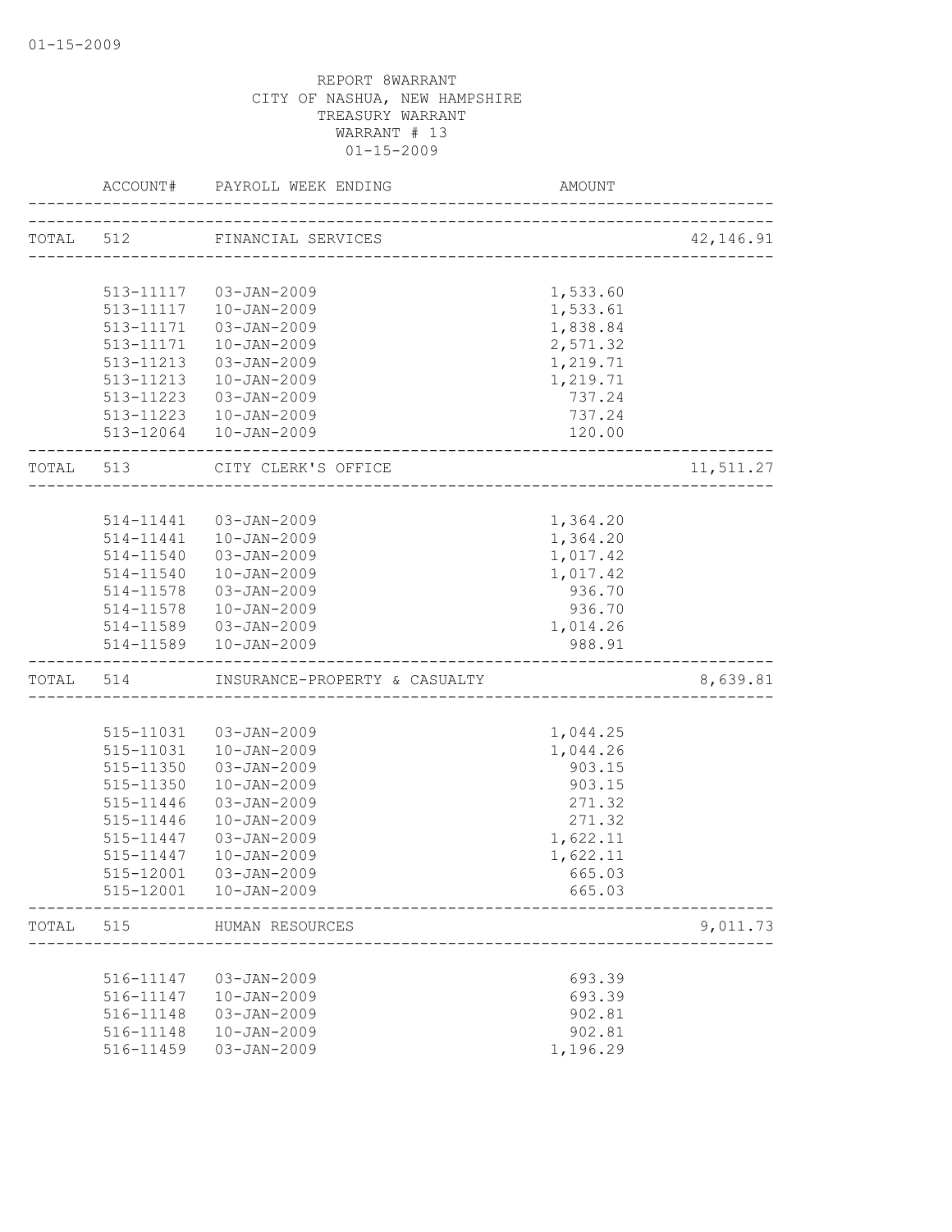REPORT 8WARRANT
CITY OF NASHUA, NEW HAMPSHIRE
TREASURY WARRANT
WARRANT # 13
01-15-2009

| | ACCOUNT# | PAYROLL WEEK ENDING | AMOUNT | |
|---|---|---|---|---|
| TOTAL | 512 | FINANCIAL SERVICES | | 42,146.91 |
| | 513-11117 | 03-JAN-2009 | 1,533.60 | |
| | 513-11117 | 10-JAN-2009 | 1,533.61 | |
| | 513-11171 | 03-JAN-2009 | 1,838.84 | |
| | 513-11171 | 10-JAN-2009 | 2,571.32 | |
| | 513-11213 | 03-JAN-2009 | 1,219.71 | |
| | 513-11213 | 10-JAN-2009 | 1,219.71 | |
| | 513-11223 | 03-JAN-2009 | 737.24 | |
| | 513-11223 | 10-JAN-2009 | 737.24 | |
| | 513-12064 | 10-JAN-2009 | 120.00 | |
| TOTAL | 513 | CITY CLERK'S OFFICE | | 11,511.27 |
| | 514-11441 | 03-JAN-2009 | 1,364.20 | |
| | 514-11441 | 10-JAN-2009 | 1,364.20 | |
| | 514-11540 | 03-JAN-2009 | 1,017.42 | |
| | 514-11540 | 10-JAN-2009 | 1,017.42 | |
| | 514-11578 | 03-JAN-2009 | 936.70 | |
| | 514-11578 | 10-JAN-2009 | 936.70 | |
| | 514-11589 | 03-JAN-2009 | 1,014.26 | |
| | 514-11589 | 10-JAN-2009 | 988.91 | |
| TOTAL | 514 | INSURANCE-PROPERTY & CASUALTY | | 8,639.81 |
| | 515-11031 | 03-JAN-2009 | 1,044.25 | |
| | 515-11031 | 10-JAN-2009 | 1,044.26 | |
| | 515-11350 | 03-JAN-2009 | 903.15 | |
| | 515-11350 | 10-JAN-2009 | 903.15 | |
| | 515-11446 | 03-JAN-2009 | 271.32 | |
| | 515-11446 | 10-JAN-2009 | 271.32 | |
| | 515-11447 | 03-JAN-2009 | 1,622.11 | |
| | 515-11447 | 10-JAN-2009 | 1,622.11 | |
| | 515-12001 | 03-JAN-2009 | 665.03 | |
| | 515-12001 | 10-JAN-2009 | 665.03 | |
| TOTAL | 515 | HUMAN RESOURCES | | 9,011.73 |
| | 516-11147 | 03-JAN-2009 | 693.39 | |
| | 516-11147 | 10-JAN-2009 | 693.39 | |
| | 516-11148 | 03-JAN-2009 | 902.81 | |
| | 516-11148 | 10-JAN-2009 | 902.81 | |
| | 516-11459 | 03-JAN-2009 | 1,196.29 | |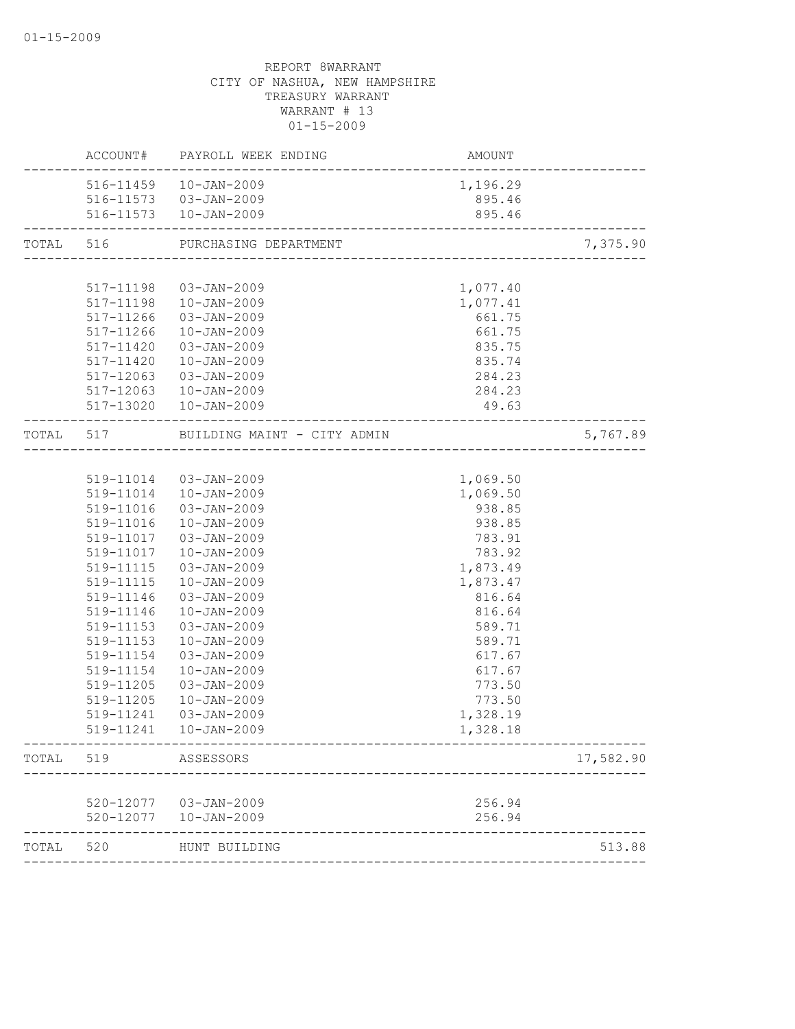REPORT 8WARRANT
CITY OF NASHUA, NEW HAMPSHIRE
TREASURY WARRANT
WARRANT # 13
01-15-2009

| | ACCOUNT# | PAYROLL WEEK ENDING | AMOUNT | |
|---|---|---|---|---|
| | 516-11459 | 10-JAN-2009 | 1,196.29 | |
| | 516-11573 | 03-JAN-2009 | 895.46 | |
| | 516-11573 | 10-JAN-2009 | 895.46 | |
| TOTAL | 516 | PURCHASING DEPARTMENT | | 7,375.90 |
| | 517-11198 | 03-JAN-2009 | 1,077.40 | |
| | 517-11198 | 10-JAN-2009 | 1,077.41 | |
| | 517-11266 | 03-JAN-2009 | 661.75 | |
| | 517-11266 | 10-JAN-2009 | 661.75 | |
| | 517-11420 | 03-JAN-2009 | 835.75 | |
| | 517-11420 | 10-JAN-2009 | 835.74 | |
| | 517-12063 | 03-JAN-2009 | 284.23 | |
| | 517-12063 | 10-JAN-2009 | 284.23 | |
| | 517-13020 | 10-JAN-2009 | 49.63 | |
| TOTAL | 517 | BUILDING MAINT - CITY ADMIN | | 5,767.89 |
| | 519-11014 | 03-JAN-2009 | 1,069.50 | |
| | 519-11014 | 10-JAN-2009 | 1,069.50 | |
| | 519-11016 | 03-JAN-2009 | 938.85 | |
| | 519-11016 | 10-JAN-2009 | 938.85 | |
| | 519-11017 | 03-JAN-2009 | 783.91 | |
| | 519-11017 | 10-JAN-2009 | 783.92 | |
| | 519-11115 | 03-JAN-2009 | 1,873.49 | |
| | 519-11115 | 10-JAN-2009 | 1,873.47 | |
| | 519-11146 | 03-JAN-2009 | 816.64 | |
| | 519-11146 | 10-JAN-2009 | 816.64 | |
| | 519-11153 | 03-JAN-2009 | 589.71 | |
| | 519-11153 | 10-JAN-2009 | 589.71 | |
| | 519-11154 | 03-JAN-2009 | 617.67 | |
| | 519-11154 | 10-JAN-2009 | 617.67 | |
| | 519-11205 | 03-JAN-2009 | 773.50 | |
| | 519-11205 | 10-JAN-2009 | 773.50 | |
| | 519-11241 | 03-JAN-2009 | 1,328.19 | |
| | 519-11241 | 10-JAN-2009 | 1,328.18 | |
| TOTAL | 519 | ASSESSORS | | 17,582.90 |
| | 520-12077 | 03-JAN-2009 | 256.94 | |
| | 520-12077 | 10-JAN-2009 | 256.94 | |
| TOTAL | 520 | HUNT BUILDING | | 513.88 |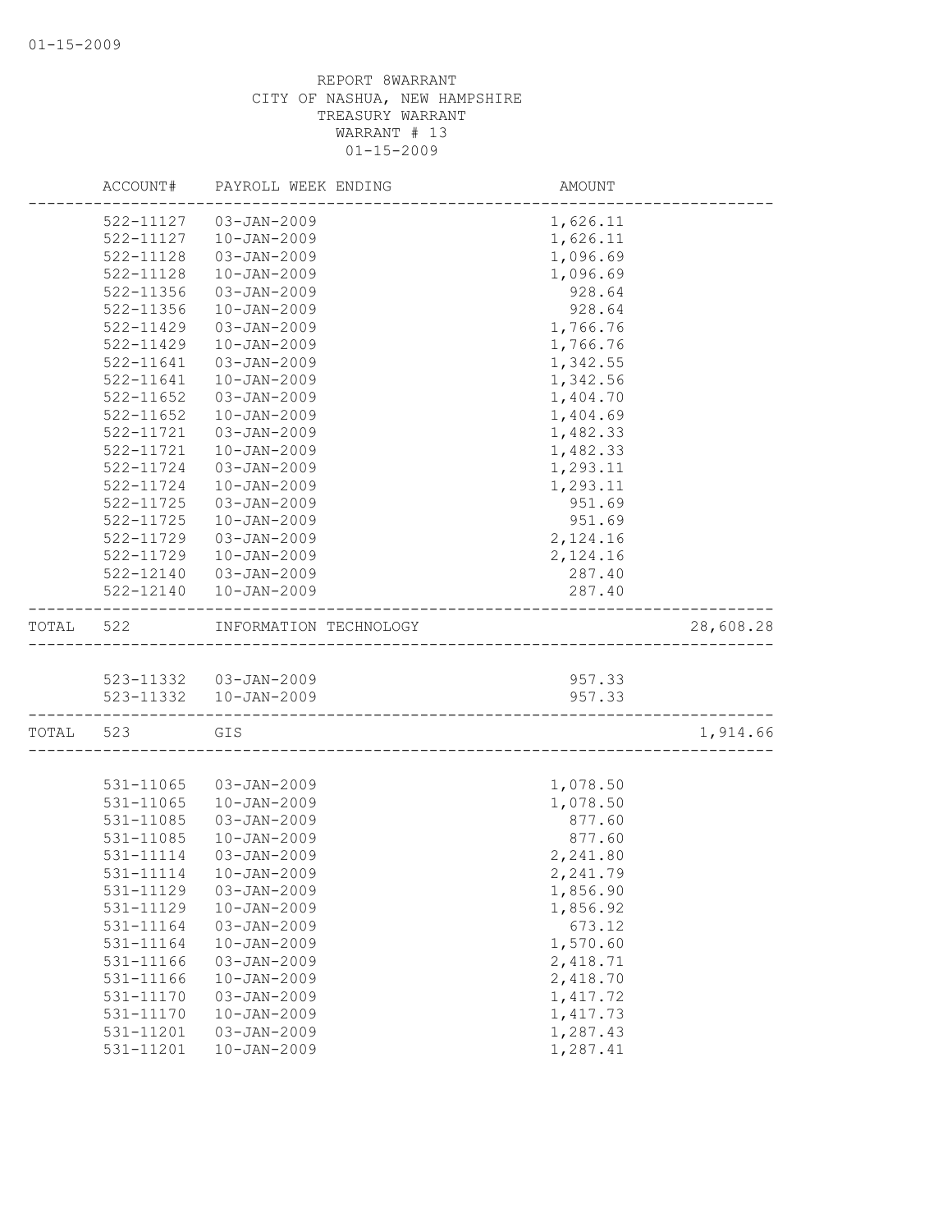REPORT 8WARRANT
CITY OF NASHUA, NEW HAMPSHIRE
TREASURY WARRANT
WARRANT # 13
01-15-2009

| ACCOUNT# | PAYROLL WEEK ENDING | AMOUNT | |
|---|---|---|---|
| 522-11127 | 03-JAN-2009 | 1,626.11 | |
| 522-11127 | 10-JAN-2009 | 1,626.11 | |
| 522-11128 | 03-JAN-2009 | 1,096.69 | |
| 522-11128 | 10-JAN-2009 | 1,096.69 | |
| 522-11356 | 03-JAN-2009 | 928.64 | |
| 522-11356 | 10-JAN-2009 | 928.64 | |
| 522-11429 | 03-JAN-2009 | 1,766.76 | |
| 522-11429 | 10-JAN-2009 | 1,766.76 | |
| 522-11641 | 03-JAN-2009 | 1,342.55 | |
| 522-11641 | 10-JAN-2009 | 1,342.56 | |
| 522-11652 | 03-JAN-2009 | 1,404.70 | |
| 522-11652 | 10-JAN-2009 | 1,404.69 | |
| 522-11721 | 03-JAN-2009 | 1,482.33 | |
| 522-11721 | 10-JAN-2009 | 1,482.33 | |
| 522-11724 | 03-JAN-2009 | 1,293.11 | |
| 522-11724 | 10-JAN-2009 | 1,293.11 | |
| 522-11725 | 03-JAN-2009 | 951.69 | |
| 522-11725 | 10-JAN-2009 | 951.69 | |
| 522-11729 | 03-JAN-2009 | 2,124.16 | |
| 522-11729 | 10-JAN-2009 | 2,124.16 | |
| 522-12140 | 03-JAN-2009 | 287.40 | |
| 522-12140 | 10-JAN-2009 | 287.40 | |
| TOTAL 522 | INFORMATION TECHNOLOGY | | 28,608.28 |
| 523-11332 | 03-JAN-2009 | 957.33 | |
| 523-11332 | 10-JAN-2009 | 957.33 | |
| TOTAL 523 | GIS | | 1,914.66 |
| 531-11065 | 03-JAN-2009 | 1,078.50 | |
| 531-11065 | 10-JAN-2009 | 1,078.50 | |
| 531-11085 | 03-JAN-2009 | 877.60 | |
| 531-11085 | 10-JAN-2009 | 877.60 | |
| 531-11114 | 03-JAN-2009 | 2,241.80 | |
| 531-11114 | 10-JAN-2009 | 2,241.79 | |
| 531-11129 | 03-JAN-2009 | 1,856.90 | |
| 531-11129 | 10-JAN-2009 | 1,856.92 | |
| 531-11164 | 03-JAN-2009 | 673.12 | |
| 531-11164 | 10-JAN-2009 | 1,570.60 | |
| 531-11166 | 03-JAN-2009 | 2,418.71 | |
| 531-11166 | 10-JAN-2009 | 2,418.70 | |
| 531-11170 | 03-JAN-2009 | 1,417.72 | |
| 531-11170 | 10-JAN-2009 | 1,417.73 | |
| 531-11201 | 03-JAN-2009 | 1,287.43 | |
| 531-11201 | 10-JAN-2009 | 1,287.41 | |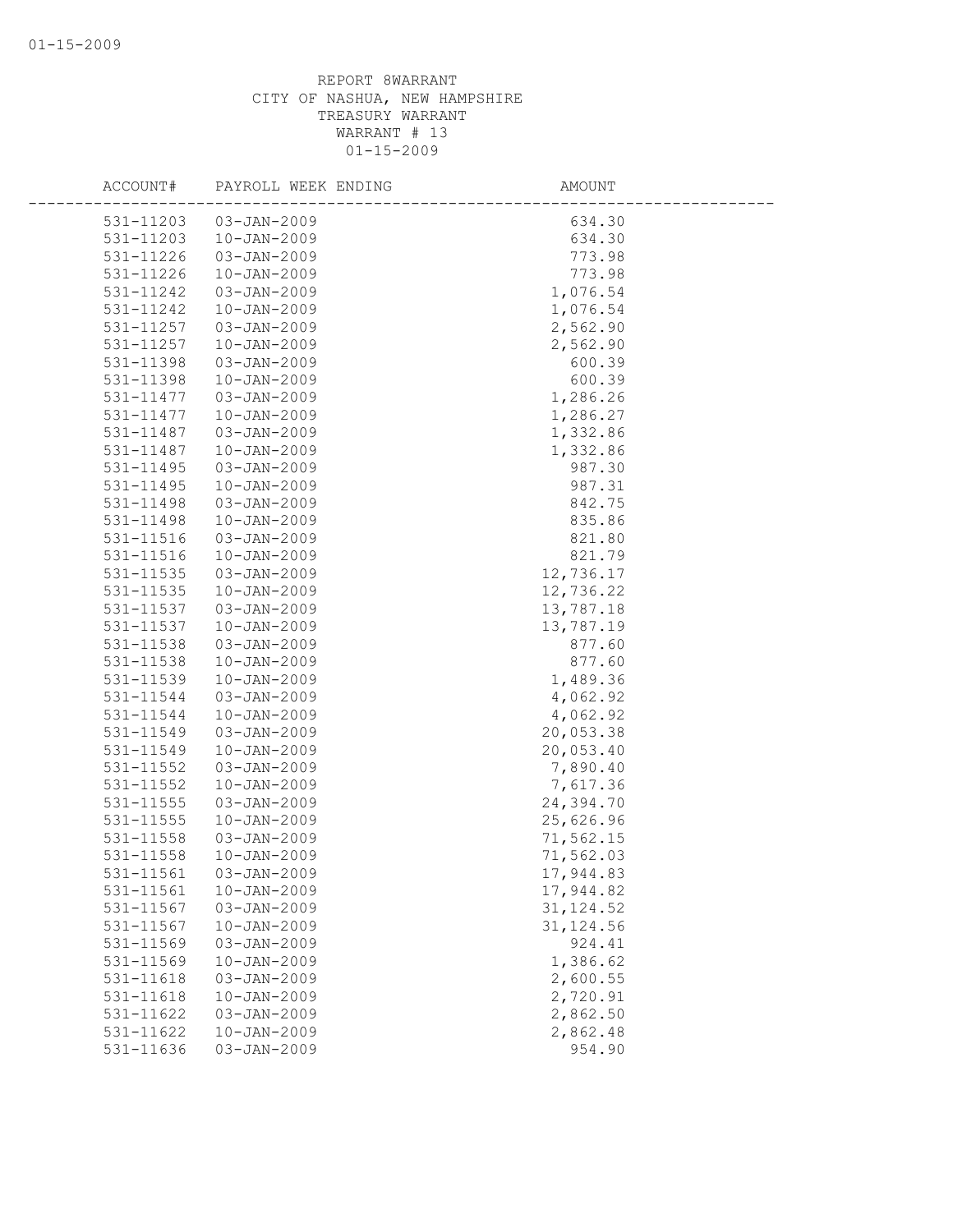REPORT 8WARRANT
CITY OF NASHUA, NEW HAMPSHIRE
TREASURY WARRANT
WARRANT # 13
01-15-2009

| ACCOUNT# | PAYROLL WEEK ENDING | AMOUNT |
|---|---|---|
| 531-11203 | 03-JAN-2009 | 634.30 |
| 531-11203 | 10-JAN-2009 | 634.30 |
| 531-11226 | 03-JAN-2009 | 773.98 |
| 531-11226 | 10-JAN-2009 | 773.98 |
| 531-11242 | 03-JAN-2009 | 1,076.54 |
| 531-11242 | 10-JAN-2009 | 1,076.54 |
| 531-11257 | 03-JAN-2009 | 2,562.90 |
| 531-11257 | 10-JAN-2009 | 2,562.90 |
| 531-11398 | 03-JAN-2009 | 600.39 |
| 531-11398 | 10-JAN-2009 | 600.39 |
| 531-11477 | 03-JAN-2009 | 1,286.26 |
| 531-11477 | 10-JAN-2009 | 1,286.27 |
| 531-11487 | 03-JAN-2009 | 1,332.86 |
| 531-11487 | 10-JAN-2009 | 1,332.86 |
| 531-11495 | 03-JAN-2009 | 987.30 |
| 531-11495 | 10-JAN-2009 | 987.31 |
| 531-11498 | 03-JAN-2009 | 842.75 |
| 531-11498 | 10-JAN-2009 | 835.86 |
| 531-11516 | 03-JAN-2009 | 821.80 |
| 531-11516 | 10-JAN-2009 | 821.79 |
| 531-11535 | 03-JAN-2009 | 12,736.17 |
| 531-11535 | 10-JAN-2009 | 12,736.22 |
| 531-11537 | 03-JAN-2009 | 13,787.18 |
| 531-11537 | 10-JAN-2009 | 13,787.19 |
| 531-11538 | 03-JAN-2009 | 877.60 |
| 531-11538 | 10-JAN-2009 | 877.60 |
| 531-11539 | 10-JAN-2009 | 1,489.36 |
| 531-11544 | 03-JAN-2009 | 4,062.92 |
| 531-11544 | 10-JAN-2009 | 4,062.92 |
| 531-11549 | 03-JAN-2009 | 20,053.38 |
| 531-11549 | 10-JAN-2009 | 20,053.40 |
| 531-11552 | 03-JAN-2009 | 7,890.40 |
| 531-11552 | 10-JAN-2009 | 7,617.36 |
| 531-11555 | 03-JAN-2009 | 24,394.70 |
| 531-11555 | 10-JAN-2009 | 25,626.96 |
| 531-11558 | 03-JAN-2009 | 71,562.15 |
| 531-11558 | 10-JAN-2009 | 71,562.03 |
| 531-11561 | 03-JAN-2009 | 17,944.83 |
| 531-11561 | 10-JAN-2009 | 17,944.82 |
| 531-11567 | 03-JAN-2009 | 31,124.52 |
| 531-11567 | 10-JAN-2009 | 31,124.56 |
| 531-11569 | 03-JAN-2009 | 924.41 |
| 531-11569 | 10-JAN-2009 | 1,386.62 |
| 531-11618 | 03-JAN-2009 | 2,600.55 |
| 531-11618 | 10-JAN-2009 | 2,720.91 |
| 531-11622 | 03-JAN-2009 | 2,862.50 |
| 531-11622 | 10-JAN-2009 | 2,862.48 |
| 531-11636 | 03-JAN-2009 | 954.90 |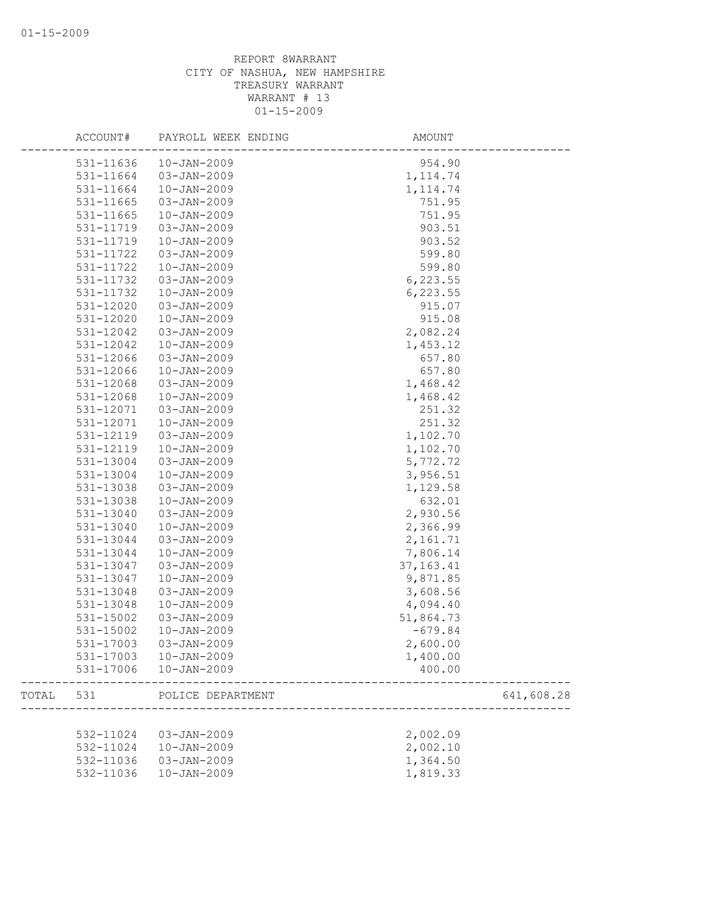REPORT 8WARRANT
CITY OF NASHUA, NEW HAMPSHIRE
TREASURY WARRANT
WARRANT # 13
01-15-2009

| | ACCOUNT# | PAYROLL WEEK ENDING | AMOUNT | |
|---|---|---|---|---|
| | 531-11636 | 10-JAN-2009 | 954.90 | |
| | 531-11664 | 03-JAN-2009 | 1,114.74 | |
| | 531-11664 | 10-JAN-2009 | 1,114.74 | |
| | 531-11665 | 03-JAN-2009 | 751.95 | |
| | 531-11665 | 10-JAN-2009 | 751.95 | |
| | 531-11719 | 03-JAN-2009 | 903.51 | |
| | 531-11719 | 10-JAN-2009 | 903.52 | |
| | 531-11722 | 03-JAN-2009 | 599.80 | |
| | 531-11722 | 10-JAN-2009 | 599.80 | |
| | 531-11732 | 03-JAN-2009 | 6,223.55 | |
| | 531-11732 | 10-JAN-2009 | 6,223.55 | |
| | 531-12020 | 03-JAN-2009 | 915.07 | |
| | 531-12020 | 10-JAN-2009 | 915.08 | |
| | 531-12042 | 03-JAN-2009 | 2,082.24 | |
| | 531-12042 | 10-JAN-2009 | 1,453.12 | |
| | 531-12066 | 03-JAN-2009 | 657.80 | |
| | 531-12066 | 10-JAN-2009 | 657.80 | |
| | 531-12068 | 03-JAN-2009 | 1,468.42 | |
| | 531-12068 | 10-JAN-2009 | 1,468.42 | |
| | 531-12071 | 03-JAN-2009 | 251.32 | |
| | 531-12071 | 10-JAN-2009 | 251.32 | |
| | 531-12119 | 03-JAN-2009 | 1,102.70 | |
| | 531-12119 | 10-JAN-2009 | 1,102.70 | |
| | 531-13004 | 03-JAN-2009 | 5,772.72 | |
| | 531-13004 | 10-JAN-2009 | 3,956.51 | |
| | 531-13038 | 03-JAN-2009 | 1,129.58 | |
| | 531-13038 | 10-JAN-2009 | 632.01 | |
| | 531-13040 | 03-JAN-2009 | 2,930.56 | |
| | 531-13040 | 10-JAN-2009 | 2,366.99 | |
| | 531-13044 | 03-JAN-2009 | 2,161.71 | |
| | 531-13044 | 10-JAN-2009 | 7,806.14 | |
| | 531-13047 | 03-JAN-2009 | 37,163.41 | |
| | 531-13047 | 10-JAN-2009 | 9,871.85 | |
| | 531-13048 | 03-JAN-2009 | 3,608.56 | |
| | 531-13048 | 10-JAN-2009 | 4,094.40 | |
| | 531-15002 | 03-JAN-2009 | 51,864.73 | |
| | 531-15002 | 10-JAN-2009 | -679.84 | |
| | 531-17003 | 03-JAN-2009 | 2,600.00 | |
| | 531-17003 | 10-JAN-2009 | 1,400.00 | |
| | 531-17006 | 10-JAN-2009 | 400.00 | |
| TOTAL | 531 | POLICE DEPARTMENT | | 641,608.28 |
| | 532-11024 | 03-JAN-2009 | 2,002.09 | |
| | 532-11024 | 10-JAN-2009 | 2,002.10 | |
| | 532-11036 | 03-JAN-2009 | 1,364.50 | |
| | 532-11036 | 10-JAN-2009 | 1,819.33 | |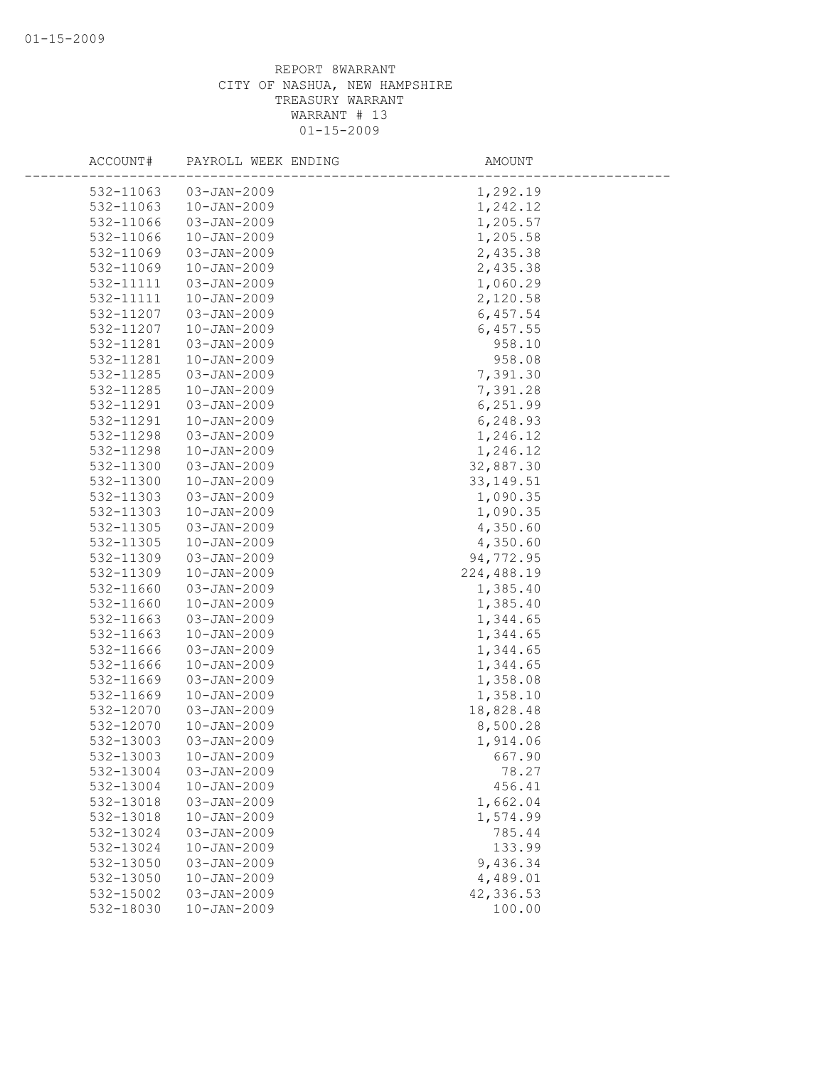REPORT 8WARRANT
CITY OF NASHUA, NEW HAMPSHIRE
TREASURY WARRANT
WARRANT # 13
01-15-2009

| ACCOUNT# | PAYROLL WEEK ENDING | AMOUNT |
|---|---|---|
| 532-11063 | 03-JAN-2009 | 1,292.19 |
| 532-11063 | 10-JAN-2009 | 1,242.12 |
| 532-11066 | 03-JAN-2009 | 1,205.57 |
| 532-11066 | 10-JAN-2009 | 1,205.58 |
| 532-11069 | 03-JAN-2009 | 2,435.38 |
| 532-11069 | 10-JAN-2009 | 2,435.38 |
| 532-11111 | 03-JAN-2009 | 1,060.29 |
| 532-11111 | 10-JAN-2009 | 2,120.58 |
| 532-11207 | 03-JAN-2009 | 6,457.54 |
| 532-11207 | 10-JAN-2009 | 6,457.55 |
| 532-11281 | 03-JAN-2009 | 958.10 |
| 532-11281 | 10-JAN-2009 | 958.08 |
| 532-11285 | 03-JAN-2009 | 7,391.30 |
| 532-11285 | 10-JAN-2009 | 7,391.28 |
| 532-11291 | 03-JAN-2009 | 6,251.99 |
| 532-11291 | 10-JAN-2009 | 6,248.93 |
| 532-11298 | 03-JAN-2009 | 1,246.12 |
| 532-11298 | 10-JAN-2009 | 1,246.12 |
| 532-11300 | 03-JAN-2009 | 32,887.30 |
| 532-11300 | 10-JAN-2009 | 33,149.51 |
| 532-11303 | 03-JAN-2009 | 1,090.35 |
| 532-11303 | 10-JAN-2009 | 1,090.35 |
| 532-11305 | 03-JAN-2009 | 4,350.60 |
| 532-11305 | 10-JAN-2009 | 4,350.60 |
| 532-11309 | 03-JAN-2009 | 94,772.95 |
| 532-11309 | 10-JAN-2009 | 224,488.19 |
| 532-11660 | 03-JAN-2009 | 1,385.40 |
| 532-11660 | 10-JAN-2009 | 1,385.40 |
| 532-11663 | 03-JAN-2009 | 1,344.65 |
| 532-11663 | 10-JAN-2009 | 1,344.65 |
| 532-11666 | 03-JAN-2009 | 1,344.65 |
| 532-11666 | 10-JAN-2009 | 1,344.65 |
| 532-11669 | 03-JAN-2009 | 1,358.08 |
| 532-11669 | 10-JAN-2009 | 1,358.10 |
| 532-12070 | 03-JAN-2009 | 18,828.48 |
| 532-12070 | 10-JAN-2009 | 8,500.28 |
| 532-13003 | 03-JAN-2009 | 1,914.06 |
| 532-13003 | 10-JAN-2009 | 667.90 |
| 532-13004 | 03-JAN-2009 | 78.27 |
| 532-13004 | 10-JAN-2009 | 456.41 |
| 532-13018 | 03-JAN-2009 | 1,662.04 |
| 532-13018 | 10-JAN-2009 | 1,574.99 |
| 532-13024 | 03-JAN-2009 | 785.44 |
| 532-13024 | 10-JAN-2009 | 133.99 |
| 532-13050 | 03-JAN-2009 | 9,436.34 |
| 532-13050 | 10-JAN-2009 | 4,489.01 |
| 532-15002 | 03-JAN-2009 | 42,336.53 |
| 532-18030 | 10-JAN-2009 | 100.00 |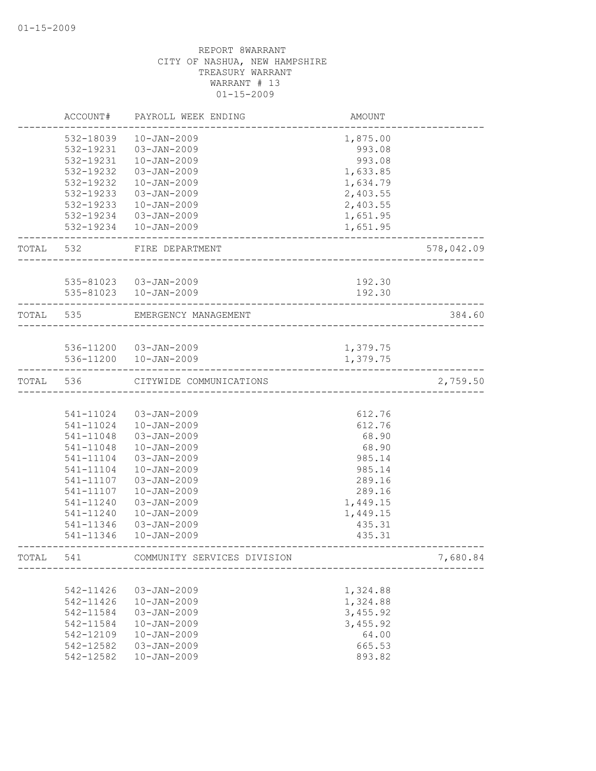REPORT 8WARRANT
CITY OF NASHUA, NEW HAMPSHIRE
TREASURY WARRANT
WARRANT # 13
01-15-2009

| | ACCOUNT# | PAYROLL WEEK ENDING | AMOUNT | |
|---|---|---|---|---|
| | 532-18039 | 10-JAN-2009 | 1,875.00 | |
| | 532-19231 | 03-JAN-2009 | 993.08 | |
| | 532-19231 | 10-JAN-2009 | 993.08 | |
| | 532-19232 | 03-JAN-2009 | 1,633.85 | |
| | 532-19232 | 10-JAN-2009 | 1,634.79 | |
| | 532-19233 | 03-JAN-2009 | 2,403.55 | |
| | 532-19233 | 10-JAN-2009 | 2,403.55 | |
| | 532-19234 | 03-JAN-2009 | 1,651.95 | |
| | 532-19234 | 10-JAN-2009 | 1,651.95 | |
| TOTAL | 532 | FIRE DEPARTMENT | | 578,042.09 |
| | 535-81023 | 03-JAN-2009 | 192.30 | |
| | 535-81023 | 10-JAN-2009 | 192.30 | |
| TOTAL | 535 | EMERGENCY MANAGEMENT | | 384.60 |
| | 536-11200 | 03-JAN-2009 | 1,379.75 | |
| | 536-11200 | 10-JAN-2009 | 1,379.75 | |
| TOTAL | 536 | CITYWIDE COMMUNICATIONS | | 2,759.50 |
| | 541-11024 | 03-JAN-2009 | 612.76 | |
| | 541-11024 | 10-JAN-2009 | 612.76 | |
| | 541-11048 | 03-JAN-2009 | 68.90 | |
| | 541-11048 | 10-JAN-2009 | 68.90 | |
| | 541-11104 | 03-JAN-2009 | 985.14 | |
| | 541-11104 | 10-JAN-2009 | 985.14 | |
| | 541-11107 | 03-JAN-2009 | 289.16 | |
| | 541-11107 | 10-JAN-2009 | 289.16 | |
| | 541-11240 | 03-JAN-2009 | 1,449.15 | |
| | 541-11240 | 10-JAN-2009 | 1,449.15 | |
| | 541-11346 | 03-JAN-2009 | 435.31 | |
| | 541-11346 | 10-JAN-2009 | 435.31 | |
| TOTAL | 541 | COMMUNITY SERVICES DIVISION | | 7,680.84 |
| | 542-11426 | 03-JAN-2009 | 1,324.88 | |
| | 542-11426 | 10-JAN-2009 | 1,324.88 | |
| | 542-11584 | 03-JAN-2009 | 3,455.92 | |
| | 542-11584 | 10-JAN-2009 | 3,455.92 | |
| | 542-12109 | 10-JAN-2009 | 64.00 | |
| | 542-12582 | 03-JAN-2009 | 665.53 | |
| | 542-12582 | 10-JAN-2009 | 893.82 | |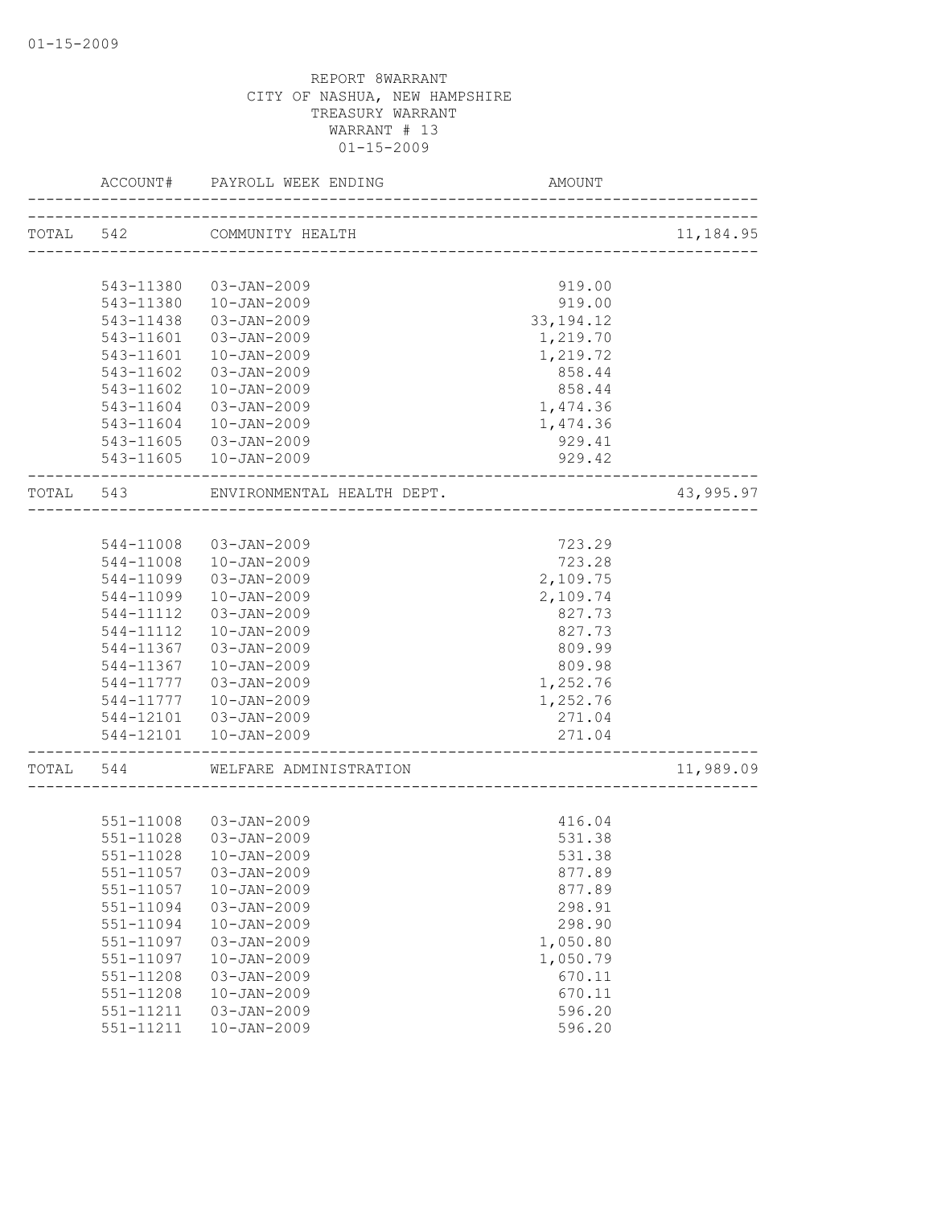REPORT 8WARRANT
CITY OF NASHUA, NEW HAMPSHIRE
TREASURY WARRANT
WARRANT # 13
01-15-2009

| | ACCOUNT# | PAYROLL WEEK ENDING | AMOUNT | |
|---|---|---|---|---|
| TOTAL | 542 | COMMUNITY HEALTH | | 11,184.95 |
| | 543-11380 | 03-JAN-2009 | 919.00 | |
| | 543-11380 | 10-JAN-2009 | 919.00 | |
| | 543-11438 | 03-JAN-2009 | 33,194.12 | |
| | 543-11601 | 03-JAN-2009 | 1,219.70 | |
| | 543-11601 | 10-JAN-2009 | 1,219.72 | |
| | 543-11602 | 03-JAN-2009 | 858.44 | |
| | 543-11602 | 10-JAN-2009 | 858.44 | |
| | 543-11604 | 03-JAN-2009 | 1,474.36 | |
| | 543-11604 | 10-JAN-2009 | 1,474.36 | |
| | 543-11605 | 03-JAN-2009 | 929.41 | |
| | 543-11605 | 10-JAN-2009 | 929.42 | |
| TOTAL | 543 | ENVIRONMENTAL HEALTH DEPT. | | 43,995.97 |
| | 544-11008 | 03-JAN-2009 | 723.29 | |
| | 544-11008 | 10-JAN-2009 | 723.28 | |
| | 544-11099 | 03-JAN-2009 | 2,109.75 | |
| | 544-11099 | 10-JAN-2009 | 2,109.74 | |
| | 544-11112 | 03-JAN-2009 | 827.73 | |
| | 544-11112 | 10-JAN-2009 | 827.73 | |
| | 544-11367 | 03-JAN-2009 | 809.99 | |
| | 544-11367 | 10-JAN-2009 | 809.98 | |
| | 544-11777 | 03-JAN-2009 | 1,252.76 | |
| | 544-11777 | 10-JAN-2009 | 1,252.76 | |
| | 544-12101 | 03-JAN-2009 | 271.04 | |
| | 544-12101 | 10-JAN-2009 | 271.04 | |
| TOTAL | 544 | WELFARE ADMINISTRATION | | 11,989.09 |
| | 551-11008 | 03-JAN-2009 | 416.04 | |
| | 551-11028 | 03-JAN-2009 | 531.38 | |
| | 551-11028 | 10-JAN-2009 | 531.38 | |
| | 551-11057 | 03-JAN-2009 | 877.89 | |
| | 551-11057 | 10-JAN-2009 | 877.89 | |
| | 551-11094 | 03-JAN-2009 | 298.91 | |
| | 551-11094 | 10-JAN-2009 | 298.90 | |
| | 551-11097 | 03-JAN-2009 | 1,050.80 | |
| | 551-11097 | 10-JAN-2009 | 1,050.79 | |
| | 551-11208 | 03-JAN-2009 | 670.11 | |
| | 551-11208 | 10-JAN-2009 | 670.11 | |
| | 551-11211 | 03-JAN-2009 | 596.20 | |
| | 551-11211 | 10-JAN-2009 | 596.20 | |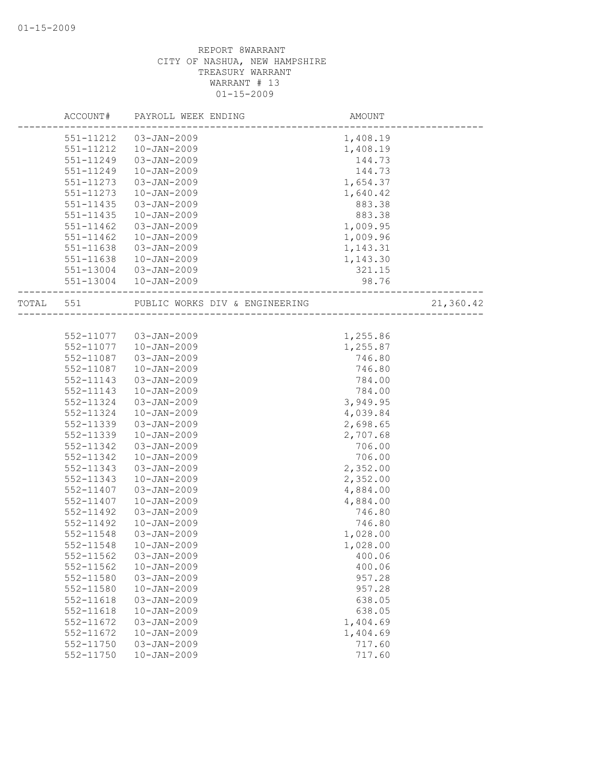REPORT 8WARRANT
CITY OF NASHUA, NEW HAMPSHIRE
TREASURY WARRANT
WARRANT # 13
01-15-2009

| ACCOUNT# | PAYROLL WEEK ENDING | AMOUNT | |
|---|---|---|---|
| 551-11212 | 03-JAN-2009 | 1,408.19 | |
| 551-11212 | 10-JAN-2009 | 1,408.19 | |
| 551-11249 | 03-JAN-2009 | 144.73 | |
| 551-11249 | 10-JAN-2009 | 144.73 | |
| 551-11273 | 03-JAN-2009 | 1,654.37 | |
| 551-11273 | 10-JAN-2009 | 1,640.42 | |
| 551-11435 | 03-JAN-2009 | 883.38 | |
| 551-11435 | 10-JAN-2009 | 883.38 | |
| 551-11462 | 03-JAN-2009 | 1,009.95 | |
| 551-11462 | 10-JAN-2009 | 1,009.96 | |
| 551-11638 | 03-JAN-2009 | 1,143.31 | |
| 551-11638 | 10-JAN-2009 | 1,143.30 | |
| 551-13004 | 03-JAN-2009 | 321.15 | |
| 551-13004 | 10-JAN-2009 | 98.76 | |
| TOTAL 551 | PUBLIC WORKS DIV & ENGINEERING | | 21,360.42 |
| 552-11077 | 03-JAN-2009 | 1,255.86 | |
| 552-11077 | 10-JAN-2009 | 1,255.87 | |
| 552-11087 | 03-JAN-2009 | 746.80 | |
| 552-11087 | 10-JAN-2009 | 746.80 | |
| 552-11143 | 03-JAN-2009 | 784.00 | |
| 552-11143 | 10-JAN-2009 | 784.00 | |
| 552-11324 | 03-JAN-2009 | 3,949.95 | |
| 552-11324 | 10-JAN-2009 | 4,039.84 | |
| 552-11339 | 03-JAN-2009 | 2,698.65 | |
| 552-11339 | 10-JAN-2009 | 2,707.68 | |
| 552-11342 | 03-JAN-2009 | 706.00 | |
| 552-11342 | 10-JAN-2009 | 706.00 | |
| 552-11343 | 03-JAN-2009 | 2,352.00 | |
| 552-11343 | 10-JAN-2009 | 2,352.00 | |
| 552-11407 | 03-JAN-2009 | 4,884.00 | |
| 552-11407 | 10-JAN-2009 | 4,884.00 | |
| 552-11492 | 03-JAN-2009 | 746.80 | |
| 552-11492 | 10-JAN-2009 | 746.80 | |
| 552-11548 | 03-JAN-2009 | 1,028.00 | |
| 552-11548 | 10-JAN-2009 | 1,028.00 | |
| 552-11562 | 03-JAN-2009 | 400.06 | |
| 552-11562 | 10-JAN-2009 | 400.06 | |
| 552-11580 | 03-JAN-2009 | 957.28 | |
| 552-11580 | 10-JAN-2009 | 957.28 | |
| 552-11618 | 03-JAN-2009 | 638.05 | |
| 552-11618 | 10-JAN-2009 | 638.05 | |
| 552-11672 | 03-JAN-2009 | 1,404.69 | |
| 552-11672 | 10-JAN-2009 | 1,404.69 | |
| 552-11750 | 03-JAN-2009 | 717.60 | |
| 552-11750 | 10-JAN-2009 | 717.60 | |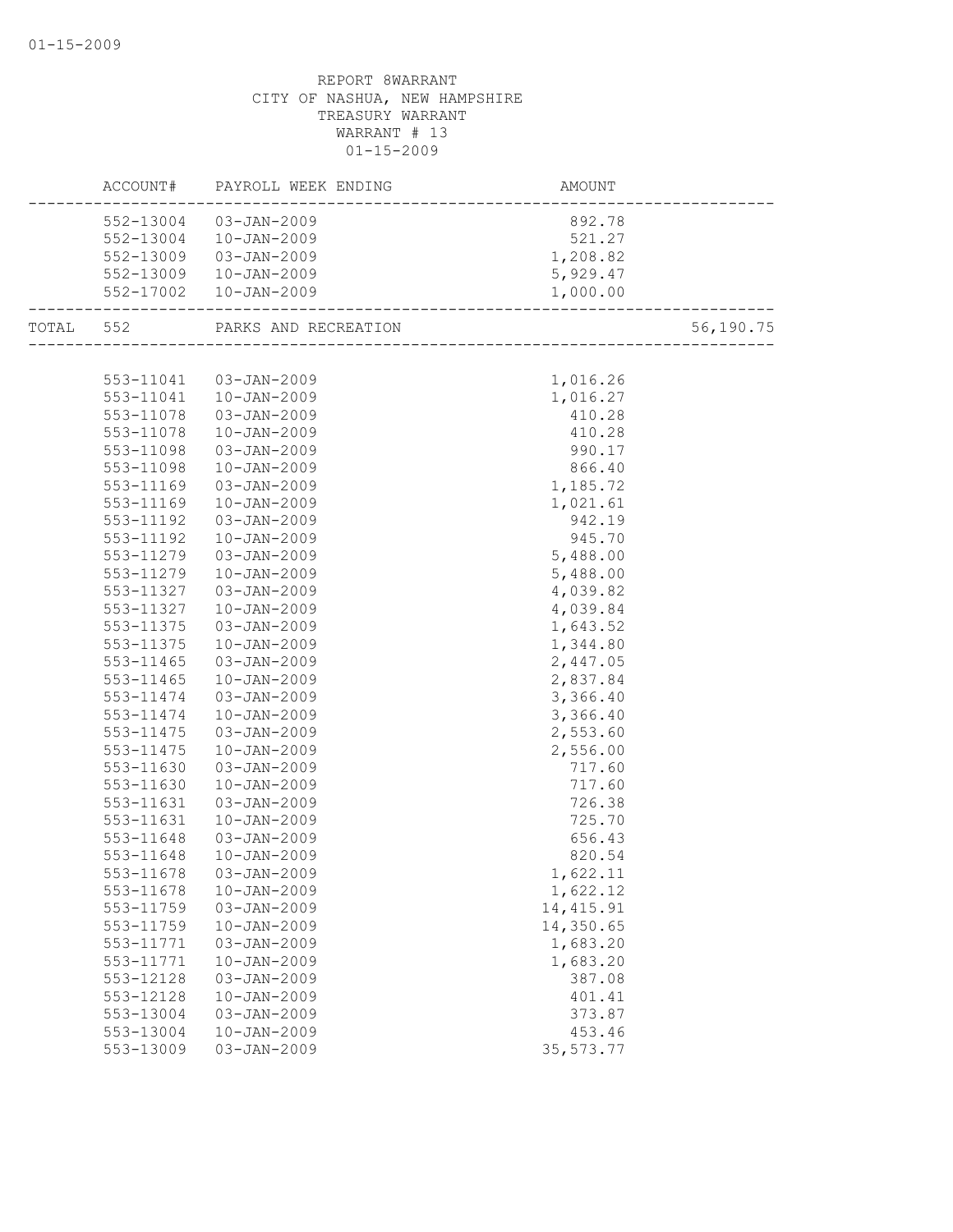REPORT 8WARRANT
CITY OF NASHUA, NEW HAMPSHIRE
TREASURY WARRANT
WARRANT # 13
01-15-2009

| ACCOUNT# | PAYROLL WEEK ENDING | AMOUNT | |
|---|---|---|---|
| 552-13004 | 03-JAN-2009 | 892.78 | |
| 552-13004 | 10-JAN-2009 | 521.27 | |
| 552-13009 | 03-JAN-2009 | 1,208.82 | |
| 552-13009 | 10-JAN-2009 | 5,929.47 | |
| 552-17002 | 10-JAN-2009 | 1,000.00 | |
| TOTAL 552 | PARKS AND RECREATION | | 56,190.75 |
| 553-11041 | 03-JAN-2009 | 1,016.26 | |
| 553-11041 | 10-JAN-2009 | 1,016.27 | |
| 553-11078 | 03-JAN-2009 | 410.28 | |
| 553-11078 | 10-JAN-2009 | 410.28 | |
| 553-11098 | 03-JAN-2009 | 990.17 | |
| 553-11098 | 10-JAN-2009 | 866.40 | |
| 553-11169 | 03-JAN-2009 | 1,185.72 | |
| 553-11169 | 10-JAN-2009 | 1,021.61 | |
| 553-11192 | 03-JAN-2009 | 942.19 | |
| 553-11192 | 10-JAN-2009 | 945.70 | |
| 553-11279 | 03-JAN-2009 | 5,488.00 | |
| 553-11279 | 10-JAN-2009 | 5,488.00 | |
| 553-11327 | 03-JAN-2009 | 4,039.82 | |
| 553-11327 | 10-JAN-2009 | 4,039.84 | |
| 553-11375 | 03-JAN-2009 | 1,643.52 | |
| 553-11375 | 10-JAN-2009 | 1,344.80 | |
| 553-11465 | 03-JAN-2009 | 2,447.05 | |
| 553-11465 | 10-JAN-2009 | 2,837.84 | |
| 553-11474 | 03-JAN-2009 | 3,366.40 | |
| 553-11474 | 10-JAN-2009 | 3,366.40 | |
| 553-11475 | 03-JAN-2009 | 2,553.60 | |
| 553-11475 | 10-JAN-2009 | 2,556.00 | |
| 553-11630 | 03-JAN-2009 | 717.60 | |
| 553-11630 | 10-JAN-2009 | 717.60 | |
| 553-11631 | 03-JAN-2009 | 726.38 | |
| 553-11631 | 10-JAN-2009 | 725.70 | |
| 553-11648 | 03-JAN-2009 | 656.43 | |
| 553-11648 | 10-JAN-2009 | 820.54 | |
| 553-11678 | 03-JAN-2009 | 1,622.11 | |
| 553-11678 | 10-JAN-2009 | 1,622.12 | |
| 553-11759 | 03-JAN-2009 | 14,415.91 | |
| 553-11759 | 10-JAN-2009 | 14,350.65 | |
| 553-11771 | 03-JAN-2009 | 1,683.20 | |
| 553-11771 | 10-JAN-2009 | 1,683.20 | |
| 553-12128 | 03-JAN-2009 | 387.08 | |
| 553-12128 | 10-JAN-2009 | 401.41 | |
| 553-13004 | 03-JAN-2009 | 373.87 | |
| 553-13004 | 10-JAN-2009 | 453.46 | |
| 553-13009 | 03-JAN-2009 | 35,573.77 | |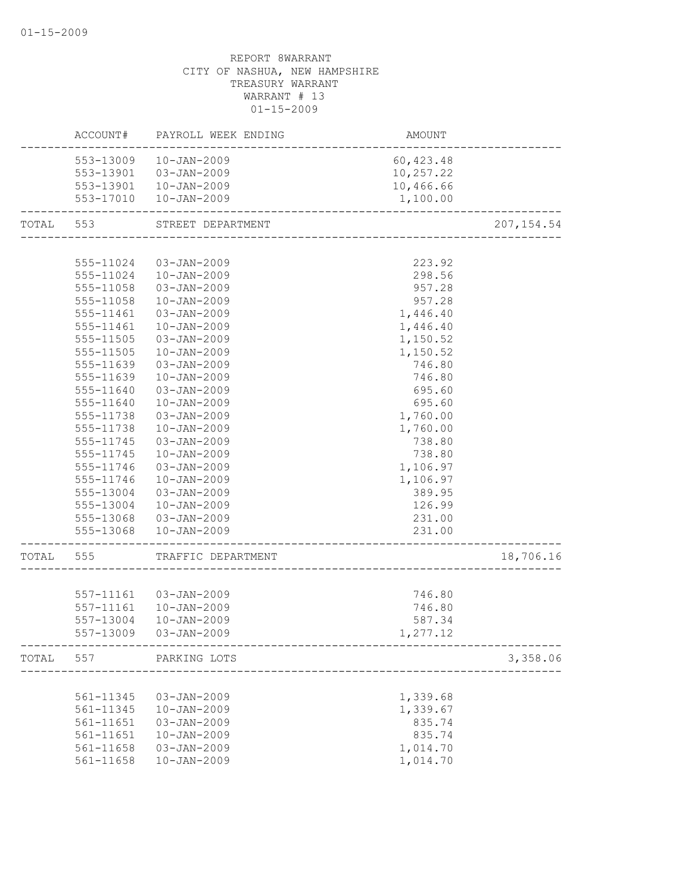REPORT 8WARRANT
CITY OF NASHUA, NEW HAMPSHIRE
TREASURY WARRANT
WARRANT # 13
01-15-2009

| | ACCOUNT# | PAYROLL WEEK ENDING | AMOUNT | |
|---|---|---|---|---|
| | 553-13009 | 10-JAN-2009 | 60,423.48 | |
| | 553-13901 | 03-JAN-2009 | 10,257.22 | |
| | 553-13901 | 10-JAN-2009 | 10,466.66 | |
| | 553-17010 | 10-JAN-2009 | 1,100.00 | |
| TOTAL | 553 | STREET DEPARTMENT | | 207,154.54 |
| | 555-11024 | 03-JAN-2009 | 223.92 | |
| | 555-11024 | 10-JAN-2009 | 298.56 | |
| | 555-11058 | 03-JAN-2009 | 957.28 | |
| | 555-11058 | 10-JAN-2009 | 957.28 | |
| | 555-11461 | 03-JAN-2009 | 1,446.40 | |
| | 555-11461 | 10-JAN-2009 | 1,446.40 | |
| | 555-11505 | 03-JAN-2009 | 1,150.52 | |
| | 555-11505 | 10-JAN-2009 | 1,150.52 | |
| | 555-11639 | 03-JAN-2009 | 746.80 | |
| | 555-11639 | 10-JAN-2009 | 746.80 | |
| | 555-11640 | 03-JAN-2009 | 695.60 | |
| | 555-11640 | 10-JAN-2009 | 695.60 | |
| | 555-11738 | 03-JAN-2009 | 1,760.00 | |
| | 555-11738 | 10-JAN-2009 | 1,760.00 | |
| | 555-11745 | 03-JAN-2009 | 738.80 | |
| | 555-11745 | 10-JAN-2009 | 738.80 | |
| | 555-11746 | 03-JAN-2009 | 1,106.97 | |
| | 555-11746 | 10-JAN-2009 | 1,106.97 | |
| | 555-13004 | 03-JAN-2009 | 389.95 | |
| | 555-13004 | 10-JAN-2009 | 126.99 | |
| | 555-13068 | 03-JAN-2009 | 231.00 | |
| | 555-13068 | 10-JAN-2009 | 231.00 | |
| TOTAL | 555 | TRAFFIC DEPARTMENT | | 18,706.16 |
| | 557-11161 | 03-JAN-2009 | 746.80 | |
| | 557-11161 | 10-JAN-2009 | 746.80 | |
| | 557-13004 | 10-JAN-2009 | 587.34 | |
| | 557-13009 | 03-JAN-2009 | 1,277.12 | |
| TOTAL | 557 | PARKING LOTS | | 3,358.06 |
| | 561-11345 | 03-JAN-2009 | 1,339.68 | |
| | 561-11345 | 10-JAN-2009 | 1,339.67 | |
| | 561-11651 | 03-JAN-2009 | 835.74 | |
| | 561-11651 | 10-JAN-2009 | 835.74 | |
| | 561-11658 | 03-JAN-2009 | 1,014.70 | |
| | 561-11658 | 10-JAN-2009 | 1,014.70 | |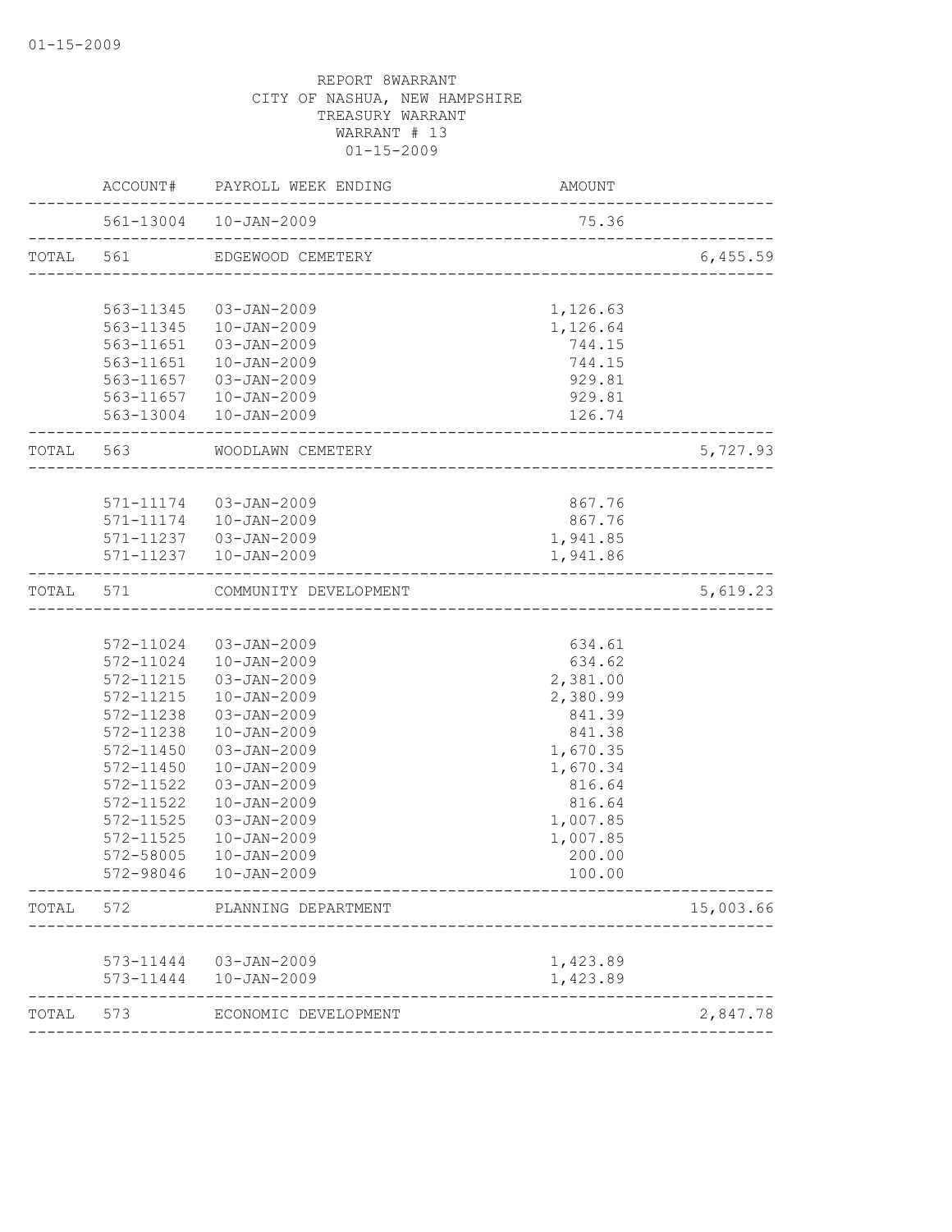01-15-2009

REPORT 8WARRANT
CITY OF NASHUA, NEW HAMPSHIRE
TREASURY WARRANT
WARRANT # 13
01-15-2009

| | ACCOUNT# | PAYROLL WEEK ENDING | AMOUNT | |
|---|---|---|---|---|
| | 561-13004 | 10-JAN-2009 | 75.36 | |
| TOTAL | 561 | EDGEWOOD CEMETERY | | 6,455.59 |
| | 563-11345 | 03-JAN-2009 | 1,126.63 | |
| | 563-11345 | 10-JAN-2009 | 1,126.64 | |
| | 563-11651 | 03-JAN-2009 | 744.15 | |
| | 563-11651 | 10-JAN-2009 | 744.15 | |
| | 563-11657 | 03-JAN-2009 | 929.81 | |
| | 563-11657 | 10-JAN-2009 | 929.81 | |
| | 563-13004 | 10-JAN-2009 | 126.74 | |
| TOTAL | 563 | WOODLAWN CEMETERY | | 5,727.93 |
| | 571-11174 | 03-JAN-2009 | 867.76 | |
| | 571-11174 | 10-JAN-2009 | 867.76 | |
| | 571-11237 | 03-JAN-2009 | 1,941.85 | |
| | 571-11237 | 10-JAN-2009 | 1,941.86 | |
| TOTAL | 571 | COMMUNITY DEVELOPMENT | | 5,619.23 |
| | 572-11024 | 03-JAN-2009 | 634.61 | |
| | 572-11024 | 10-JAN-2009 | 634.62 | |
| | 572-11215 | 03-JAN-2009 | 2,381.00 | |
| | 572-11215 | 10-JAN-2009 | 2,380.99 | |
| | 572-11238 | 03-JAN-2009 | 841.39 | |
| | 572-11238 | 10-JAN-2009 | 841.38 | |
| | 572-11450 | 03-JAN-2009 | 1,670.35 | |
| | 572-11450 | 10-JAN-2009 | 1,670.34 | |
| | 572-11522 | 03-JAN-2009 | 816.64 | |
| | 572-11522 | 10-JAN-2009 | 816.64 | |
| | 572-11525 | 03-JAN-2009 | 1,007.85 | |
| | 572-11525 | 10-JAN-2009 | 1,007.85 | |
| | 572-58005 | 10-JAN-2009 | 200.00 | |
| | 572-98046 | 10-JAN-2009 | 100.00 | |
| TOTAL | 572 | PLANNING DEPARTMENT | | 15,003.66 |
| | 573-11444 | 03-JAN-2009 | 1,423.89 | |
| | 573-11444 | 10-JAN-2009 | 1,423.89 | |
| TOTAL | 573 | ECONOMIC DEVELOPMENT | | 2,847.78 |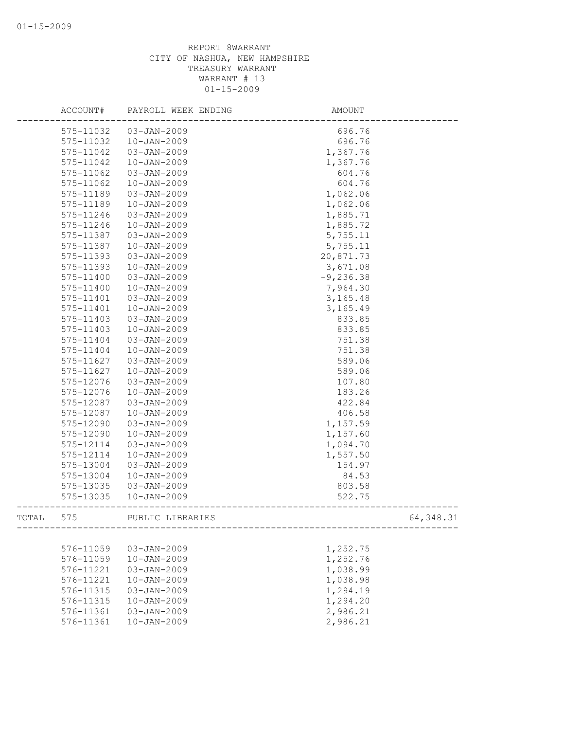REPORT 8WARRANT
CITY OF NASHUA, NEW HAMPSHIRE
TREASURY WARRANT
WARRANT # 13
01-15-2009

| | ACCOUNT# | PAYROLL WEEK ENDING | AMOUNT | |
|---|---|---|---|---|
| | 575-11032 | 03-JAN-2009 | 696.76 | |
| | 575-11032 | 10-JAN-2009 | 696.76 | |
| | 575-11042 | 03-JAN-2009 | 1,367.76 | |
| | 575-11042 | 10-JAN-2009 | 1,367.76 | |
| | 575-11062 | 03-JAN-2009 | 604.76 | |
| | 575-11062 | 10-JAN-2009 | 604.76 | |
| | 575-11189 | 03-JAN-2009 | 1,062.06 | |
| | 575-11189 | 10-JAN-2009 | 1,062.06 | |
| | 575-11246 | 03-JAN-2009 | 1,885.71 | |
| | 575-11246 | 10-JAN-2009 | 1,885.72 | |
| | 575-11387 | 03-JAN-2009 | 5,755.11 | |
| | 575-11387 | 10-JAN-2009 | 5,755.11 | |
| | 575-11393 | 03-JAN-2009 | 20,871.73 | |
| | 575-11393 | 10-JAN-2009 | 3,671.08 | |
| | 575-11400 | 03-JAN-2009 | -9,236.38 | |
| | 575-11400 | 10-JAN-2009 | 7,964.30 | |
| | 575-11401 | 03-JAN-2009 | 3,165.48 | |
| | 575-11401 | 10-JAN-2009 | 3,165.49 | |
| | 575-11403 | 03-JAN-2009 | 833.85 | |
| | 575-11403 | 10-JAN-2009 | 833.85 | |
| | 575-11404 | 03-JAN-2009 | 751.38 | |
| | 575-11404 | 10-JAN-2009 | 751.38 | |
| | 575-11627 | 03-JAN-2009 | 589.06 | |
| | 575-11627 | 10-JAN-2009 | 589.06 | |
| | 575-12076 | 03-JAN-2009 | 107.80 | |
| | 575-12076 | 10-JAN-2009 | 183.26 | |
| | 575-12087 | 03-JAN-2009 | 422.84 | |
| | 575-12087 | 10-JAN-2009 | 406.58 | |
| | 575-12090 | 03-JAN-2009 | 1,157.59 | |
| | 575-12090 | 10-JAN-2009 | 1,157.60 | |
| | 575-12114 | 03-JAN-2009 | 1,094.70 | |
| | 575-12114 | 10-JAN-2009 | 1,557.50 | |
| | 575-13004 | 03-JAN-2009 | 154.97 | |
| | 575-13004 | 10-JAN-2009 | 84.53 | |
| | 575-13035 | 03-JAN-2009 | 803.58 | |
| | 575-13035 | 10-JAN-2009 | 522.75 | |
| TOTAL | 575 | PUBLIC LIBRARIES | | 64,348.31 |
| | 576-11059 | 03-JAN-2009 | 1,252.75 | |
| | 576-11059 | 10-JAN-2009 | 1,252.76 | |
| | 576-11221 | 03-JAN-2009 | 1,038.99 | |
| | 576-11221 | 10-JAN-2009 | 1,038.98 | |
| | 576-11315 | 03-JAN-2009 | 1,294.19 | |
| | 576-11315 | 10-JAN-2009 | 1,294.20 | |
| | 576-11361 | 03-JAN-2009 | 2,986.21 | |
| | 576-11361 | 10-JAN-2009 | 2,986.21 | |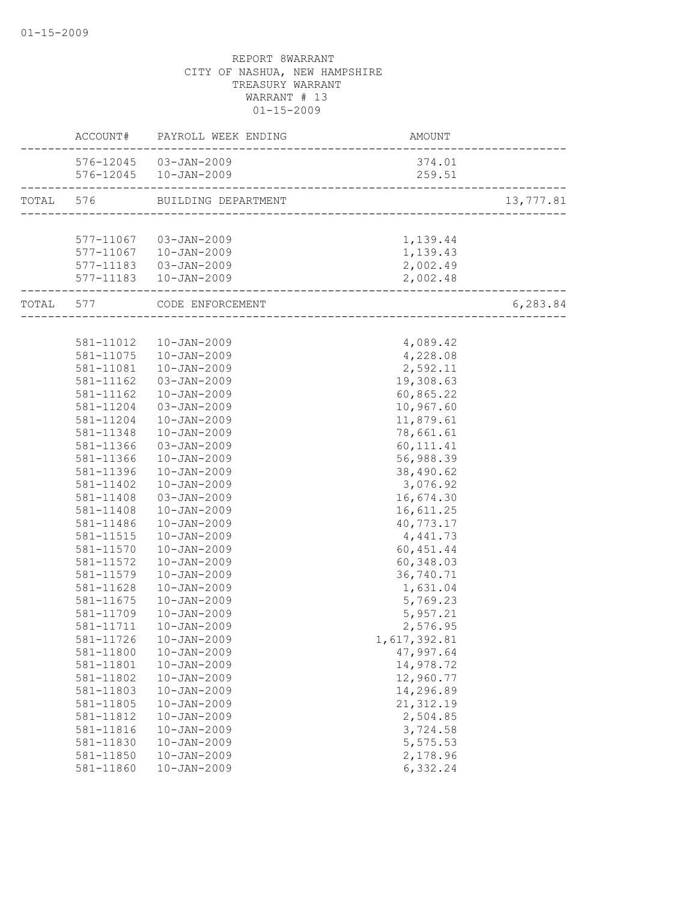REPORT 8WARRANT
CITY OF NASHUA, NEW HAMPSHIRE
TREASURY WARRANT
WARRANT # 13
01-15-2009

| | ACCOUNT# | PAYROLL WEEK ENDING | AMOUNT | |
|---|---|---|---|---|
| | 576-12045 | 03-JAN-2009 | 374.01 | |
| | 576-12045 | 10-JAN-2009 | 259.51 | |
| TOTAL | 576 | BUILDING DEPARTMENT | | 13,777.81 |
| | 577-11067 | 03-JAN-2009 | 1,139.44 | |
| | 577-11067 | 10-JAN-2009 | 1,139.43 | |
| | 577-11183 | 03-JAN-2009 | 2,002.49 | |
| | 577-11183 | 10-JAN-2009 | 2,002.48 | |
| TOTAL | 577 | CODE ENFORCEMENT | | 6,283.84 |
| | 581-11012 | 10-JAN-2009 | 4,089.42 | |
| | 581-11075 | 10-JAN-2009 | 4,228.08 | |
| | 581-11081 | 10-JAN-2009 | 2,592.11 | |
| | 581-11162 | 03-JAN-2009 | 19,308.63 | |
| | 581-11162 | 10-JAN-2009 | 60,865.22 | |
| | 581-11204 | 03-JAN-2009 | 10,967.60 | |
| | 581-11204 | 10-JAN-2009 | 11,879.61 | |
| | 581-11348 | 10-JAN-2009 | 78,661.61 | |
| | 581-11366 | 03-JAN-2009 | 60,111.41 | |
| | 581-11366 | 10-JAN-2009 | 56,988.39 | |
| | 581-11396 | 10-JAN-2009 | 38,490.62 | |
| | 581-11402 | 10-JAN-2009 | 3,076.92 | |
| | 581-11408 | 03-JAN-2009 | 16,674.30 | |
| | 581-11408 | 10-JAN-2009 | 16,611.25 | |
| | 581-11486 | 10-JAN-2009 | 40,773.17 | |
| | 581-11515 | 10-JAN-2009 | 4,441.73 | |
| | 581-11570 | 10-JAN-2009 | 60,451.44 | |
| | 581-11572 | 10-JAN-2009 | 60,348.03 | |
| | 581-11579 | 10-JAN-2009 | 36,740.71 | |
| | 581-11628 | 10-JAN-2009 | 1,631.04 | |
| | 581-11675 | 10-JAN-2009 | 5,769.23 | |
| | 581-11709 | 10-JAN-2009 | 5,957.21 | |
| | 581-11711 | 10-JAN-2009 | 2,576.95 | |
| | 581-11726 | 10-JAN-2009 | 1,617,392.81 | |
| | 581-11800 | 10-JAN-2009 | 47,997.64 | |
| | 581-11801 | 10-JAN-2009 | 14,978.72 | |
| | 581-11802 | 10-JAN-2009 | 12,960.77 | |
| | 581-11803 | 10-JAN-2009 | 14,296.89 | |
| | 581-11805 | 10-JAN-2009 | 21,312.19 | |
| | 581-11812 | 10-JAN-2009 | 2,504.85 | |
| | 581-11816 | 10-JAN-2009 | 3,724.58 | |
| | 581-11830 | 10-JAN-2009 | 5,575.53 | |
| | 581-11850 | 10-JAN-2009 | 2,178.96 | |
| | 581-11860 | 10-JAN-2009 | 6,332.24 | |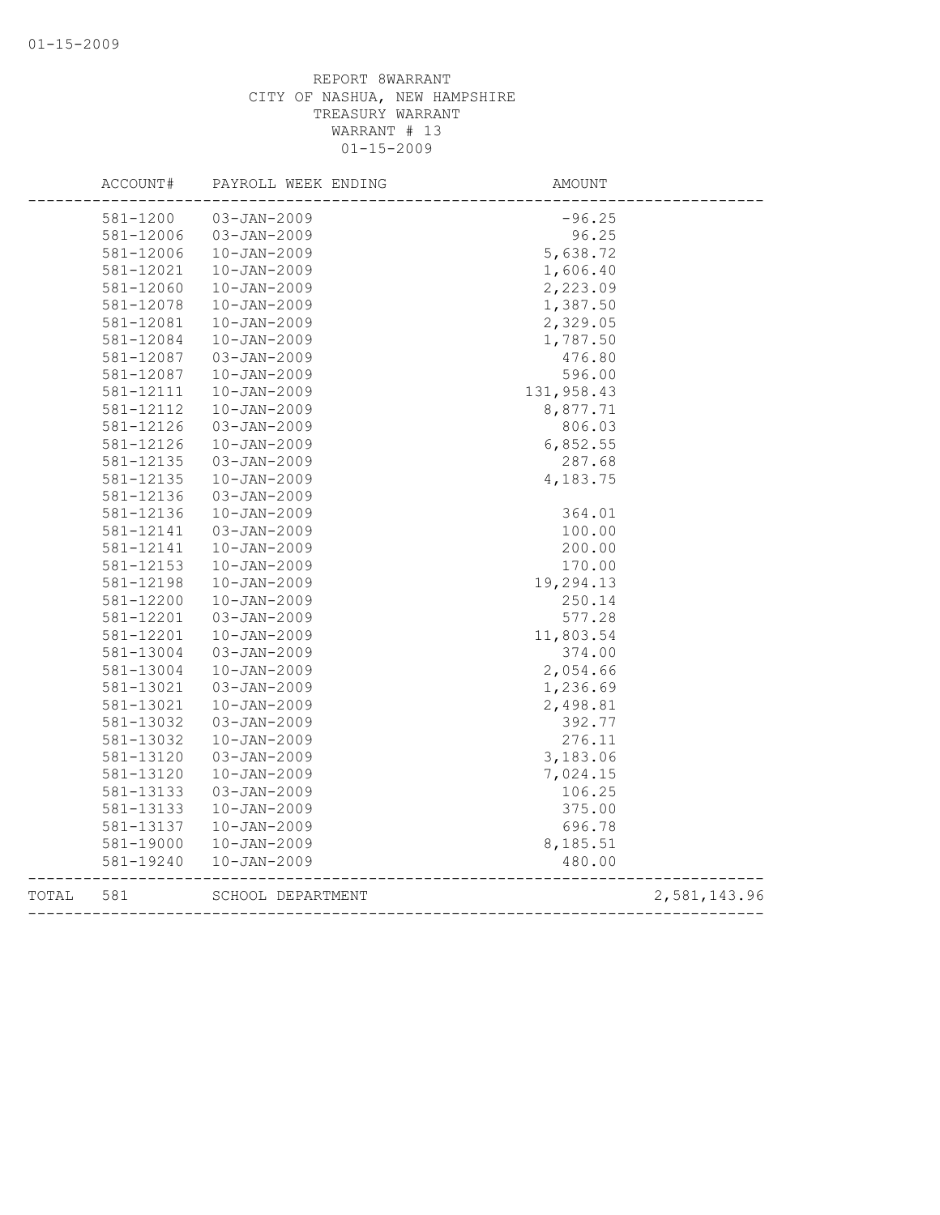REPORT 8WARRANT
CITY OF NASHUA, NEW HAMPSHIRE
TREASURY WARRANT
WARRANT # 13
01-15-2009

| ACCOUNT# | PAYROLL WEEK ENDING | AMOUNT | |
|---|---|---|---|
| 581-1200 | 03-JAN-2009 | -96.25 | |
| 581-12006 | 03-JAN-2009 | 96.25 | |
| 581-12006 | 10-JAN-2009 | 5,638.72 | |
| 581-12021 | 10-JAN-2009 | 1,606.40 | |
| 581-12060 | 10-JAN-2009 | 2,223.09 | |
| 581-12078 | 10-JAN-2009 | 1,387.50 | |
| 581-12081 | 10-JAN-2009 | 2,329.05 | |
| 581-12084 | 10-JAN-2009 | 1,787.50 | |
| 581-12087 | 03-JAN-2009 | 476.80 | |
| 581-12087 | 10-JAN-2009 | 596.00 | |
| 581-12111 | 10-JAN-2009 | 131,958.43 | |
| 581-12112 | 10-JAN-2009 | 8,877.71 | |
| 581-12126 | 03-JAN-2009 | 806.03 | |
| 581-12126 | 10-JAN-2009 | 6,852.55 | |
| 581-12135 | 03-JAN-2009 | 287.68 | |
| 581-12135 | 10-JAN-2009 | 4,183.75 | |
| 581-12136 | 03-JAN-2009 | | |
| 581-12136 | 10-JAN-2009 | 364.01 | |
| 581-12141 | 03-JAN-2009 | 100.00 | |
| 581-12141 | 10-JAN-2009 | 200.00 | |
| 581-12153 | 10-JAN-2009 | 170.00 | |
| 581-12198 | 10-JAN-2009 | 19,294.13 | |
| 581-12200 | 10-JAN-2009 | 250.14 | |
| 581-12201 | 03-JAN-2009 | 577.28 | |
| 581-12201 | 10-JAN-2009 | 11,803.54 | |
| 581-13004 | 03-JAN-2009 | 374.00 | |
| 581-13004 | 10-JAN-2009 | 2,054.66 | |
| 581-13021 | 03-JAN-2009 | 1,236.69 | |
| 581-13021 | 10-JAN-2009 | 2,498.81 | |
| 581-13032 | 03-JAN-2009 | 392.77 | |
| 581-13032 | 10-JAN-2009 | 276.11 | |
| 581-13120 | 03-JAN-2009 | 3,183.06 | |
| 581-13120 | 10-JAN-2009 | 7,024.15 | |
| 581-13133 | 03-JAN-2009 | 106.25 | |
| 581-13133 | 10-JAN-2009 | 375.00 | |
| 581-13137 | 10-JAN-2009 | 696.78 | |
| 581-19000 | 10-JAN-2009 | 8,185.51 | |
| 581-19240 | 10-JAN-2009 | 480.00 | |
| TOTAL 581 | SCHOOL DEPARTMENT | | 2,581,143.96 |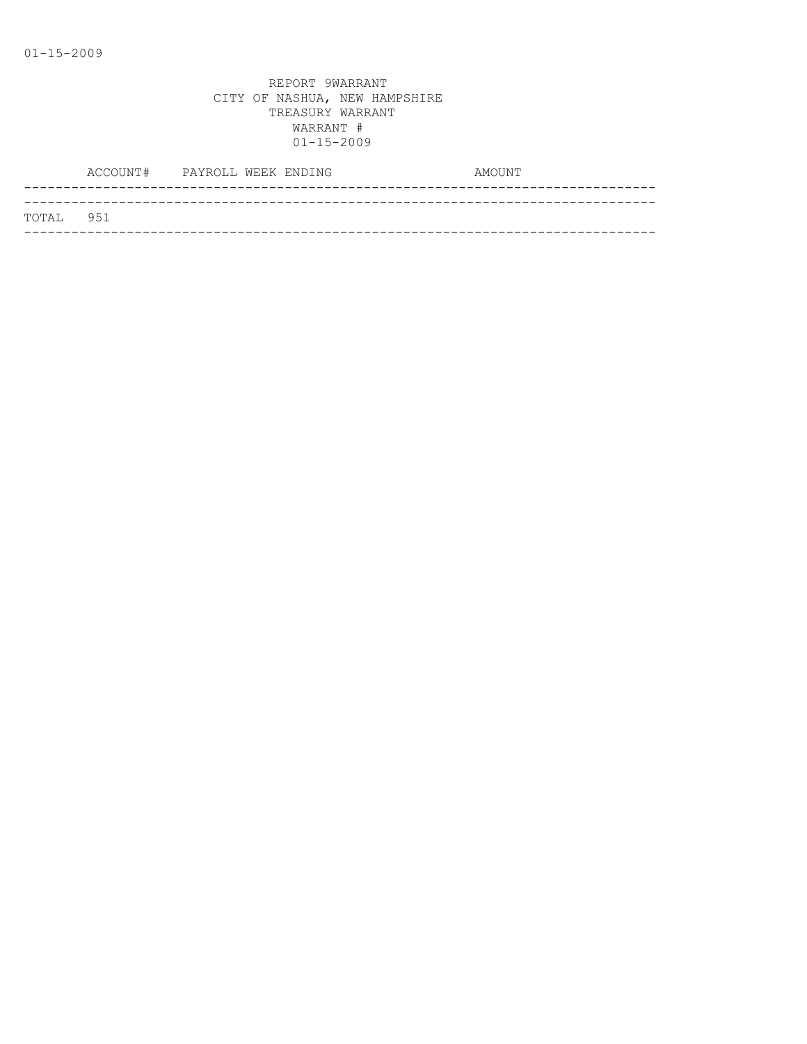REPORT 9WARRANT
CITY OF NASHUA, NEW HAMPSHIRE
TREASURY WARRANT
WARRANT #
01-15-2009

| ACCOUNT# | PAYROLL WEEK ENDING | AMOUNT |
|---|---|---|
| TOTAL 951 | | |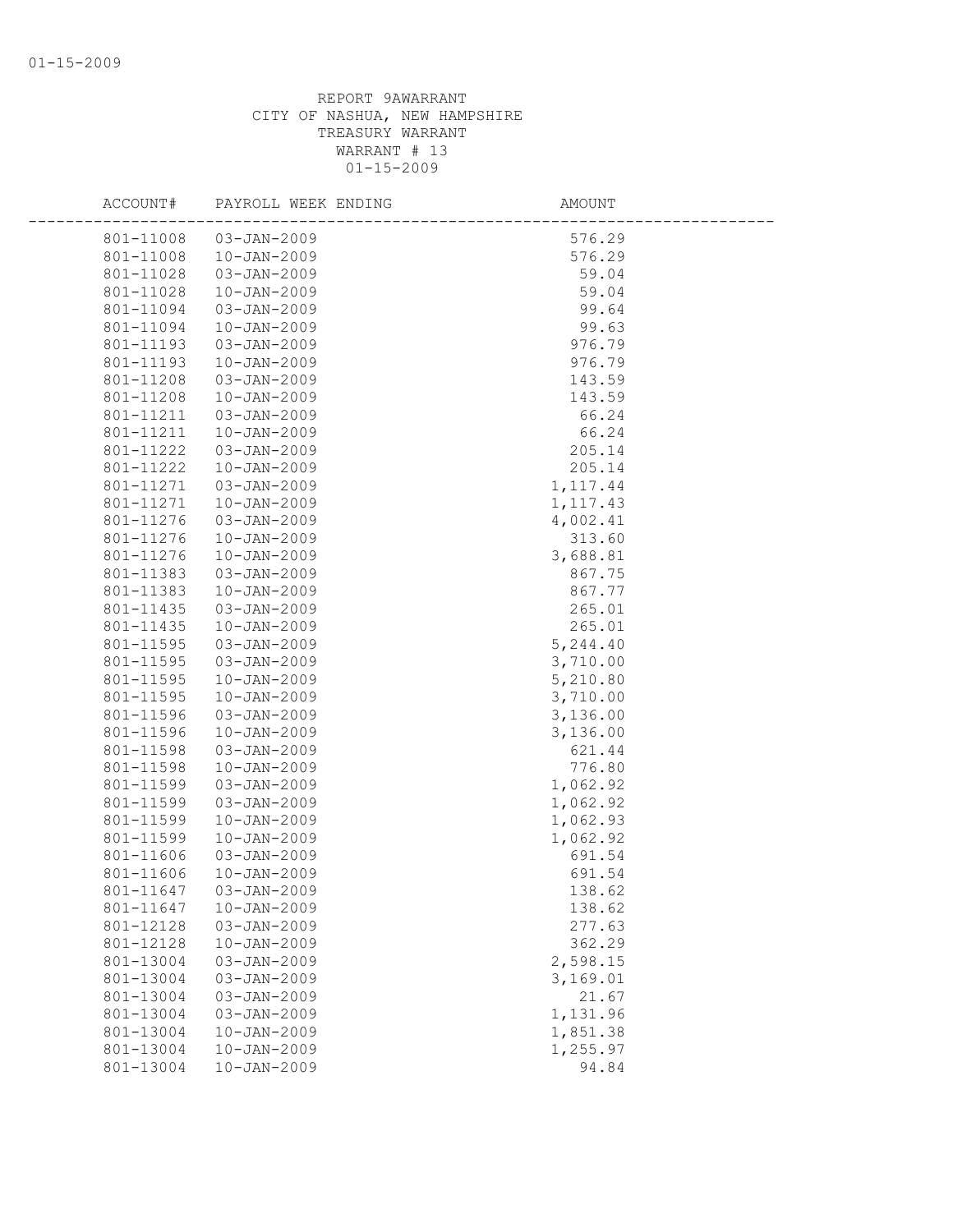REPORT 9AWARRANT
CITY OF NASHUA, NEW HAMPSHIRE
TREASURY WARRANT
WARRANT # 13
01-15-2009

| ACCOUNT# | PAYROLL WEEK ENDING | AMOUNT |
|---|---|---|
| 801-11008 | 03-JAN-2009 | 576.29 |
| 801-11008 | 10-JAN-2009 | 576.29 |
| 801-11028 | 03-JAN-2009 | 59.04 |
| 801-11028 | 10-JAN-2009 | 59.04 |
| 801-11094 | 03-JAN-2009 | 99.64 |
| 801-11094 | 10-JAN-2009 | 99.63 |
| 801-11193 | 03-JAN-2009 | 976.79 |
| 801-11193 | 10-JAN-2009 | 976.79 |
| 801-11208 | 03-JAN-2009 | 143.59 |
| 801-11208 | 10-JAN-2009 | 143.59 |
| 801-11211 | 03-JAN-2009 | 66.24 |
| 801-11211 | 10-JAN-2009 | 66.24 |
| 801-11222 | 03-JAN-2009 | 205.14 |
| 801-11222 | 10-JAN-2009 | 205.14 |
| 801-11271 | 03-JAN-2009 | 1,117.44 |
| 801-11271 | 10-JAN-2009 | 1,117.43 |
| 801-11276 | 03-JAN-2009 | 4,002.41 |
| 801-11276 | 10-JAN-2009 | 313.60 |
| 801-11276 | 10-JAN-2009 | 3,688.81 |
| 801-11383 | 03-JAN-2009 | 867.75 |
| 801-11383 | 10-JAN-2009 | 867.77 |
| 801-11435 | 03-JAN-2009 | 265.01 |
| 801-11435 | 10-JAN-2009 | 265.01 |
| 801-11595 | 03-JAN-2009 | 5,244.40 |
| 801-11595 | 03-JAN-2009 | 3,710.00 |
| 801-11595 | 10-JAN-2009 | 5,210.80 |
| 801-11595 | 10-JAN-2009 | 3,710.00 |
| 801-11596 | 03-JAN-2009 | 3,136.00 |
| 801-11596 | 10-JAN-2009 | 3,136.00 |
| 801-11598 | 03-JAN-2009 | 621.44 |
| 801-11598 | 10-JAN-2009 | 776.80 |
| 801-11599 | 03-JAN-2009 | 1,062.92 |
| 801-11599 | 03-JAN-2009 | 1,062.92 |
| 801-11599 | 10-JAN-2009 | 1,062.93 |
| 801-11599 | 10-JAN-2009 | 1,062.92 |
| 801-11606 | 03-JAN-2009 | 691.54 |
| 801-11606 | 10-JAN-2009 | 691.54 |
| 801-11647 | 03-JAN-2009 | 138.62 |
| 801-11647 | 10-JAN-2009 | 138.62 |
| 801-12128 | 03-JAN-2009 | 277.63 |
| 801-12128 | 10-JAN-2009 | 362.29 |
| 801-13004 | 03-JAN-2009 | 2,598.15 |
| 801-13004 | 03-JAN-2009 | 3,169.01 |
| 801-13004 | 03-JAN-2009 | 21.67 |
| 801-13004 | 03-JAN-2009 | 1,131.96 |
| 801-13004 | 10-JAN-2009 | 1,851.38 |
| 801-13004 | 10-JAN-2009 | 1,255.97 |
| 801-13004 | 10-JAN-2009 | 94.84 |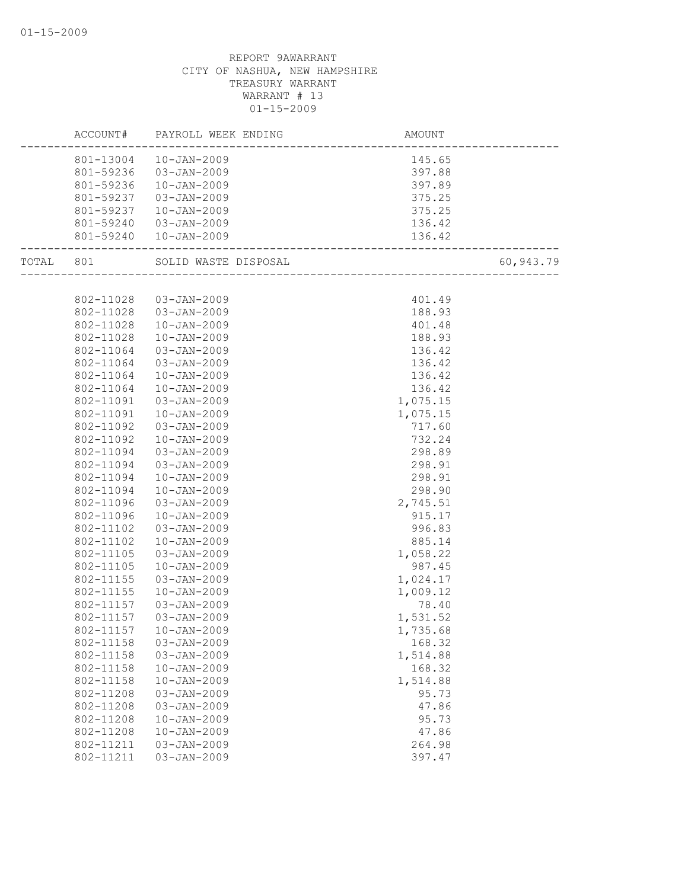REPORT 9AWARRANT
CITY OF NASHUA, NEW HAMPSHIRE
TREASURY WARRANT
WARRANT # 13
01-15-2009

| | ACCOUNT# | PAYROLL WEEK ENDING | AMOUNT | |
|---|---|---|---|---|
| | 801-13004 | 10-JAN-2009 | 145.65 | |
| | 801-59236 | 03-JAN-2009 | 397.88 | |
| | 801-59236 | 10-JAN-2009 | 397.89 | |
| | 801-59237 | 03-JAN-2009 | 375.25 | |
| | 801-59237 | 10-JAN-2009 | 375.25 | |
| | 801-59240 | 03-JAN-2009 | 136.42 | |
| | 801-59240 | 10-JAN-2009 | 136.42 | |
| TOTAL | 801 | SOLID WASTE DISPOSAL | | 60,943.79 |
| | 802-11028 | 03-JAN-2009 | 401.49 | |
| | 802-11028 | 03-JAN-2009 | 188.93 | |
| | 802-11028 | 10-JAN-2009 | 401.48 | |
| | 802-11028 | 10-JAN-2009 | 188.93 | |
| | 802-11064 | 03-JAN-2009 | 136.42 | |
| | 802-11064 | 03-JAN-2009 | 136.42 | |
| | 802-11064 | 10-JAN-2009 | 136.42 | |
| | 802-11064 | 10-JAN-2009 | 136.42 | |
| | 802-11091 | 03-JAN-2009 | 1,075.15 | |
| | 802-11091 | 10-JAN-2009 | 1,075.15 | |
| | 802-11092 | 03-JAN-2009 | 717.60 | |
| | 802-11092 | 10-JAN-2009 | 732.24 | |
| | 802-11094 | 03-JAN-2009 | 298.89 | |
| | 802-11094 | 03-JAN-2009 | 298.91 | |
| | 802-11094 | 10-JAN-2009 | 298.91 | |
| | 802-11094 | 10-JAN-2009 | 298.90 | |
| | 802-11096 | 03-JAN-2009 | 2,745.51 | |
| | 802-11096 | 10-JAN-2009 | 915.17 | |
| | 802-11102 | 03-JAN-2009 | 996.83 | |
| | 802-11102 | 10-JAN-2009 | 885.14 | |
| | 802-11105 | 03-JAN-2009 | 1,058.22 | |
| | 802-11105 | 10-JAN-2009 | 987.45 | |
| | 802-11155 | 03-JAN-2009 | 1,024.17 | |
| | 802-11155 | 10-JAN-2009 | 1,009.12 | |
| | 802-11157 | 03-JAN-2009 | 78.40 | |
| | 802-11157 | 03-JAN-2009 | 1,531.52 | |
| | 802-11157 | 10-JAN-2009 | 1,735.68 | |
| | 802-11158 | 03-JAN-2009 | 168.32 | |
| | 802-11158 | 03-JAN-2009 | 1,514.88 | |
| | 802-11158 | 10-JAN-2009 | 168.32 | |
| | 802-11158 | 10-JAN-2009 | 1,514.88 | |
| | 802-11208 | 03-JAN-2009 | 95.73 | |
| | 802-11208 | 03-JAN-2009 | 47.86 | |
| | 802-11208 | 10-JAN-2009 | 95.73 | |
| | 802-11208 | 10-JAN-2009 | 47.86 | |
| | 802-11211 | 03-JAN-2009 | 264.98 | |
| | 802-11211 | 03-JAN-2009 | 397.47 | |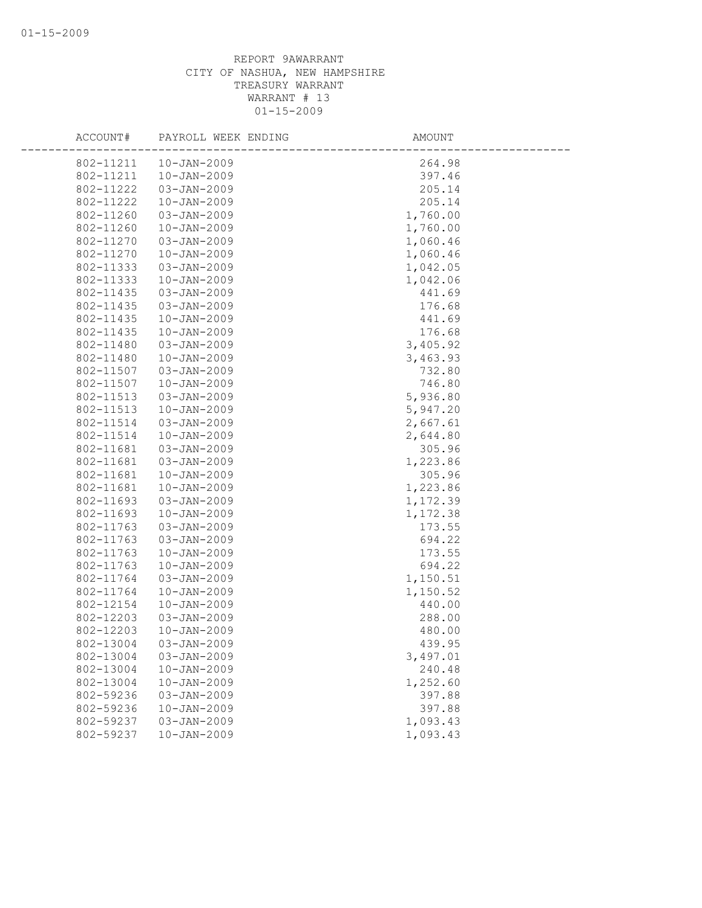REPORT 9AWARRANT
CITY OF NASHUA, NEW HAMPSHIRE
TREASURY WARRANT
WARRANT # 13
01-15-2009

| ACCOUNT# | PAYROLL WEEK ENDING | AMOUNT |
|---|---|---|
| 802-11211 | 10-JAN-2009 | 264.98 |
| 802-11211 | 10-JAN-2009 | 397.46 |
| 802-11222 | 03-JAN-2009 | 205.14 |
| 802-11222 | 10-JAN-2009 | 205.14 |
| 802-11260 | 03-JAN-2009 | 1,760.00 |
| 802-11260 | 10-JAN-2009 | 1,760.00 |
| 802-11270 | 03-JAN-2009 | 1,060.46 |
| 802-11270 | 10-JAN-2009 | 1,060.46 |
| 802-11333 | 03-JAN-2009 | 1,042.05 |
| 802-11333 | 10-JAN-2009 | 1,042.06 |
| 802-11435 | 03-JAN-2009 | 441.69 |
| 802-11435 | 03-JAN-2009 | 176.68 |
| 802-11435 | 10-JAN-2009 | 441.69 |
| 802-11435 | 10-JAN-2009 | 176.68 |
| 802-11480 | 03-JAN-2009 | 3,405.92 |
| 802-11480 | 10-JAN-2009 | 3,463.93 |
| 802-11507 | 03-JAN-2009 | 732.80 |
| 802-11507 | 10-JAN-2009 | 746.80 |
| 802-11513 | 03-JAN-2009 | 5,936.80 |
| 802-11513 | 10-JAN-2009 | 5,947.20 |
| 802-11514 | 03-JAN-2009 | 2,667.61 |
| 802-11514 | 10-JAN-2009 | 2,644.80 |
| 802-11681 | 03-JAN-2009 | 305.96 |
| 802-11681 | 03-JAN-2009 | 1,223.86 |
| 802-11681 | 10-JAN-2009 | 305.96 |
| 802-11681 | 10-JAN-2009 | 1,223.86 |
| 802-11693 | 03-JAN-2009 | 1,172.39 |
| 802-11693 | 10-JAN-2009 | 1,172.38 |
| 802-11763 | 03-JAN-2009 | 173.55 |
| 802-11763 | 03-JAN-2009 | 694.22 |
| 802-11763 | 10-JAN-2009 | 173.55 |
| 802-11763 | 10-JAN-2009 | 694.22 |
| 802-11764 | 03-JAN-2009 | 1,150.51 |
| 802-11764 | 10-JAN-2009 | 1,150.52 |
| 802-12154 | 10-JAN-2009 | 440.00 |
| 802-12203 | 03-JAN-2009 | 288.00 |
| 802-12203 | 10-JAN-2009 | 480.00 |
| 802-13004 | 03-JAN-2009 | 439.95 |
| 802-13004 | 03-JAN-2009 | 3,497.01 |
| 802-13004 | 10-JAN-2009 | 240.48 |
| 802-13004 | 10-JAN-2009 | 1,252.60 |
| 802-59236 | 03-JAN-2009 | 397.88 |
| 802-59236 | 10-JAN-2009 | 397.88 |
| 802-59237 | 03-JAN-2009 | 1,093.43 |
| 802-59237 | 10-JAN-2009 | 1,093.43 |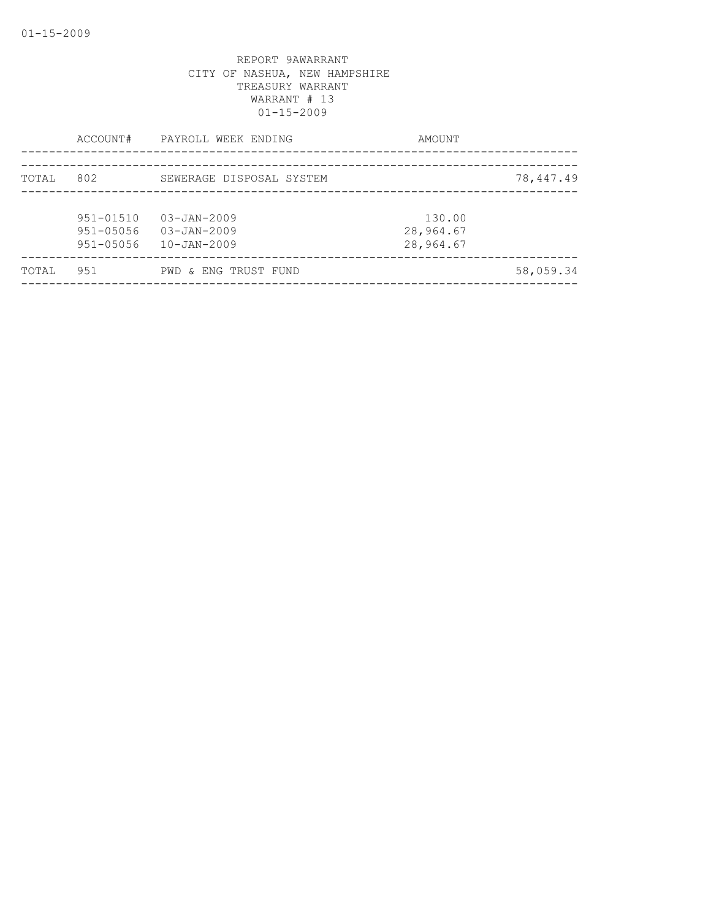REPORT 9AWARRANT
CITY OF NASHUA, NEW HAMPSHIRE
TREASURY WARRANT
WARRANT # 13
01-15-2009

| | ACCOUNT# | PAYROLL WEEK ENDING | AMOUNT | |
|---|---|---|---|---|
| TOTAL | 802 | SEWERAGE DISPOSAL SYSTEM | | 78,447.49 |
| | 951-01510 | 03-JAN-2009 | 130.00 | |
| | 951-05056 | 03-JAN-2009 | 28,964.67 | |
| | 951-05056 | 10-JAN-2009 | 28,964.67 | |
| TOTAL | 951 | PWD & ENG TRUST FUND | | 58,059.34 |